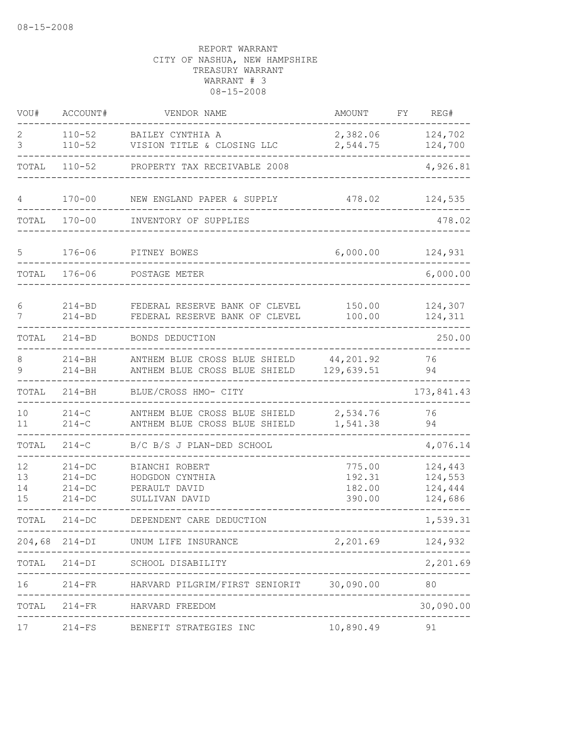08-15-2008

REPORT WARRANT
CITY OF NASHUA, NEW HAMPSHIRE
TREASURY WARRANT
WARRANT # 3
08-15-2008

| VOU# | ACCOUNT# | VENDOR NAME | AMOUNT | FY | REG# |
|---|---|---|---|---|---|
| 2 | 110-52 | BAILEY CYNTHIA A | 2,382.06 | | 124,702 |
| 3 | 110-52 | VISION TITLE & CLOSING LLC | 2,544.75 | | 124,700 |
| TOTAL | 110-52 | PROPERTY TAX RECEIVABLE 2008 | | | 4,926.81 |
| 4 | 170-00 | NEW ENGLAND PAPER & SUPPLY | 478.02 | | 124,535 |
| TOTAL | 170-00 | INVENTORY OF SUPPLIES | | | 478.02 |
| 5 | 176-06 | PITNEY BOWES | 6,000.00 | | 124,931 |
| TOTAL | 176-06 | POSTAGE METER | | | 6,000.00 |
| 6 | 214-BD | FEDERAL RESERVE BANK OF CLEVEL | 150.00 | | 124,307 |
| 7 | 214-BD | FEDERAL RESERVE BANK OF CLEVEL | 100.00 | | 124,311 |
| TOTAL | 214-BD | BONDS DEDUCTION | | | 250.00 |
| 8 | 214-BH | ANTHEM BLUE CROSS BLUE SHIELD | 44,201.92 | | 76 |
| 9 | 214-BH | ANTHEM BLUE CROSS BLUE SHIELD | 129,639.51 | | 94 |
| TOTAL | 214-BH | BLUE/CROSS HMO- CITY | | | 173,841.43 |
| 10 | 214-C | ANTHEM BLUE CROSS BLUE SHIELD | 2,534.76 | | 76 |
| 11 | 214-C | ANTHEM BLUE CROSS BLUE SHIELD | 1,541.38 | | 94 |
| TOTAL | 214-C | B/C B/S J PLAN-DED SCHOOL | | | 4,076.14 |
| 12 | 214-DC | BIANCHI ROBERT | 775.00 | | 124,443 |
| 13 | 214-DC | HODGDON CYNTHIA | 192.31 | | 124,553 |
| 14 | 214-DC | PERAULT DAVID | 182.00 | | 124,444 |
| 15 | 214-DC | SULLIVAN DAVID | 390.00 | | 124,686 |
| TOTAL | 214-DC | DEPENDENT CARE DEDUCTION | | | 1,539.31 |
| 204,68 | 214-DI | UNUM LIFE INSURANCE | 2,201.69 | | 124,932 |
| TOTAL | 214-DI | SCHOOL DISABILITY | | | 2,201.69 |
| 16 | 214-FR | HARVARD PILGRIM/FIRST SENIORIT | 30,090.00 | | 80 |
| TOTAL | 214-FR | HARVARD FREEDOM | | | 30,090.00 |
| 17 | 214-FS | BENEFIT STRATEGIES INC | 10,890.49 | | 91 |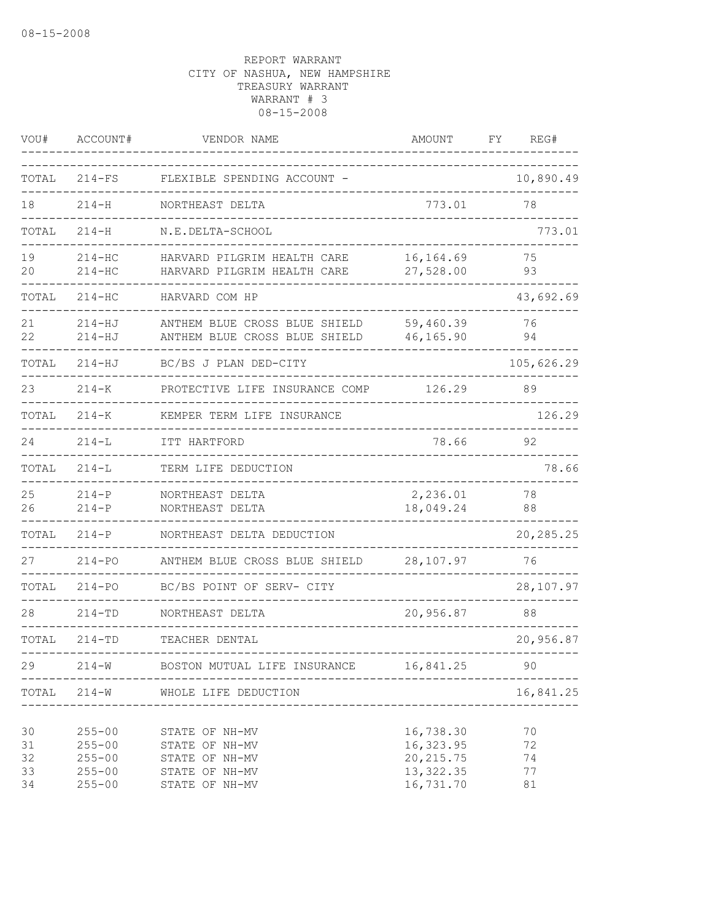REPORT WARRANT
CITY OF NASHUA, NEW HAMPSHIRE
TREASURY WARRANT
WARRANT # 3
08-15-2008

| VOU# | ACCOUNT# | VENDOR NAME | AMOUNT | FY | REG# |
|---|---|---|---|---|---|
| TOTAL | 214-FS | FLEXIBLE SPENDING ACCOUNT - | | | 10,890.49 |
| 18 | 214-H | NORTHEAST DELTA | 773.01 | | 78 |
| TOTAL | 214-H | N.E.DELTA-SCHOOL | | | 773.01 |
| 19 | 214-HC | HARVARD PILGRIM HEALTH CARE | 16,164.69 | | 75 |
| 20 | 214-HC | HARVARD PILGRIM HEALTH CARE | 27,528.00 | | 93 |
| TOTAL | 214-HC | HARVARD COM HP | | | 43,692.69 |
| 21 | 214-HJ | ANTHEM BLUE CROSS BLUE SHIELD | 59,460.39 | | 76 |
| 22 | 214-HJ | ANTHEM BLUE CROSS BLUE SHIELD | 46,165.90 | | 94 |
| TOTAL | 214-HJ | BC/BS J PLAN DED-CITY | | | 105,626.29 |
| 23 | 214-K | PROTECTIVE LIFE INSURANCE COMP | 126.29 | | 89 |
| TOTAL | 214-K | KEMPER TERM LIFE INSURANCE | | | 126.29 |
| 24 | 214-L | ITT HARTFORD | 78.66 | | 92 |
| TOTAL | 214-L | TERM LIFE DEDUCTION | | | 78.66 |
| 25 | 214-P | NORTHEAST DELTA | 2,236.01 | | 78 |
| 26 | 214-P | NORTHEAST DELTA | 18,049.24 | | 88 |
| TOTAL | 214-P | NORTHEAST DELTA DEDUCTION | | | 20,285.25 |
| 27 | 214-PO | ANTHEM BLUE CROSS BLUE SHIELD | 28,107.97 | | 76 |
| TOTAL | 214-PO | BC/BS POINT OF SERV- CITY | | | 28,107.97 |
| 28 | 214-TD | NORTHEAST DELTA | 20,956.87 | | 88 |
| TOTAL | 214-TD | TEACHER DENTAL | | | 20,956.87 |
| 29 | 214-W | BOSTON MUTUAL LIFE INSURANCE | 16,841.25 | | 90 |
| TOTAL | 214-W | WHOLE LIFE DEDUCTION | | | 16,841.25 |
| 30 | 255-00 | STATE OF NH-MV | 16,738.30 | | 70 |
| 31 | 255-00 | STATE OF NH-MV | 16,323.95 | | 72 |
| 32 | 255-00 | STATE OF NH-MV | 20,215.75 | | 74 |
| 33 | 255-00 | STATE OF NH-MV | 13,322.35 | | 77 |
| 34 | 255-00 | STATE OF NH-MV | 16,731.70 | | 81 |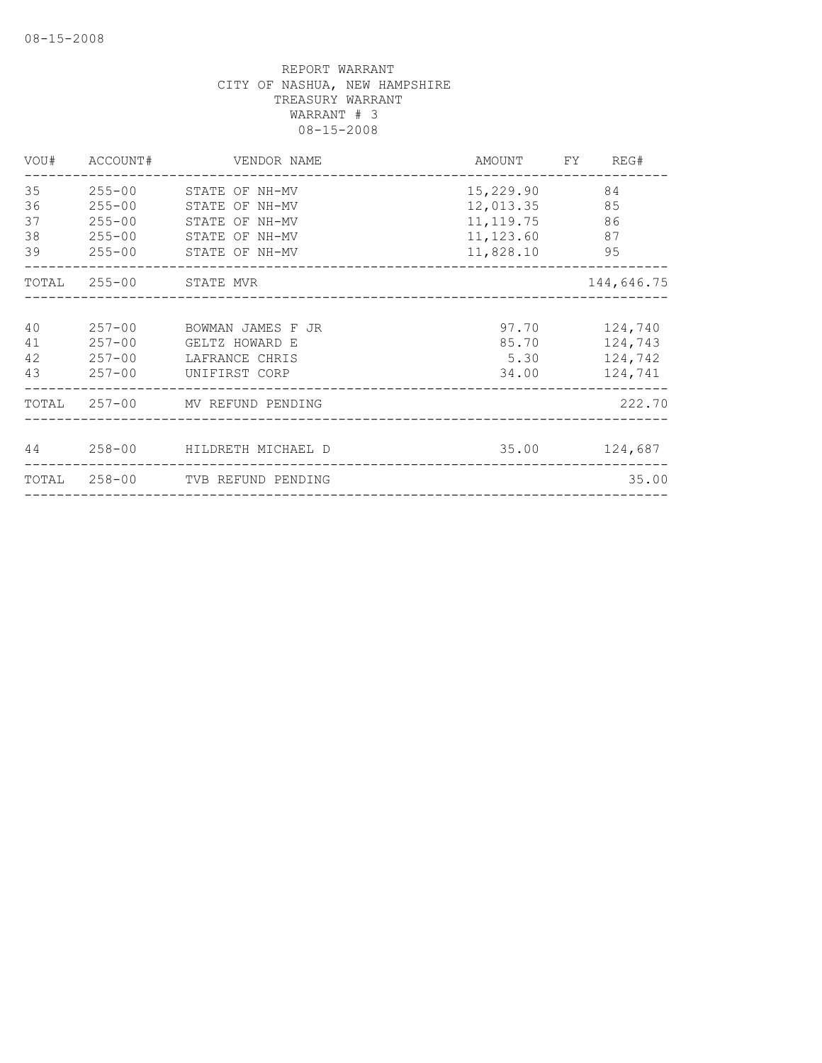REPORT WARRANT
CITY OF NASHUA, NEW HAMPSHIRE
TREASURY WARRANT
WARRANT # 3
08-15-2008

| VOU# | ACCOUNT# | VENDOR NAME | AMOUNT | FY | REG# |
|---|---|---|---|---|---|
| 35 | 255-00 | STATE OF NH-MV | 15,229.90 | | 84 |
| 36 | 255-00 | STATE OF NH-MV | 12,013.35 | | 85 |
| 37 | 255-00 | STATE OF NH-MV | 11,119.75 | | 86 |
| 38 | 255-00 | STATE OF NH-MV | 11,123.60 | | 87 |
| 39 | 255-00 | STATE OF NH-MV | 11,828.10 | | 95 |
| TOTAL | 255-00 | STATE MVR | | | 144,646.75 |
| 40 | 257-00 | BOWMAN JAMES F JR | 97.70 | | 124,740 |
| 41 | 257-00 | GELTZ HOWARD E | 85.70 | | 124,743 |
| 42 | 257-00 | LAFRANCE CHRIS | 5.30 | | 124,742 |
| 43 | 257-00 | UNIFIRST CORP | 34.00 | | 124,741 |
| TOTAL | 257-00 | MV REFUND PENDING | | | 222.70 |
| 44 | 258-00 | HILDRETH MICHAEL D | 35.00 | | 124,687 |
| TOTAL | 258-00 | TVB REFUND PENDING | | | 35.00 |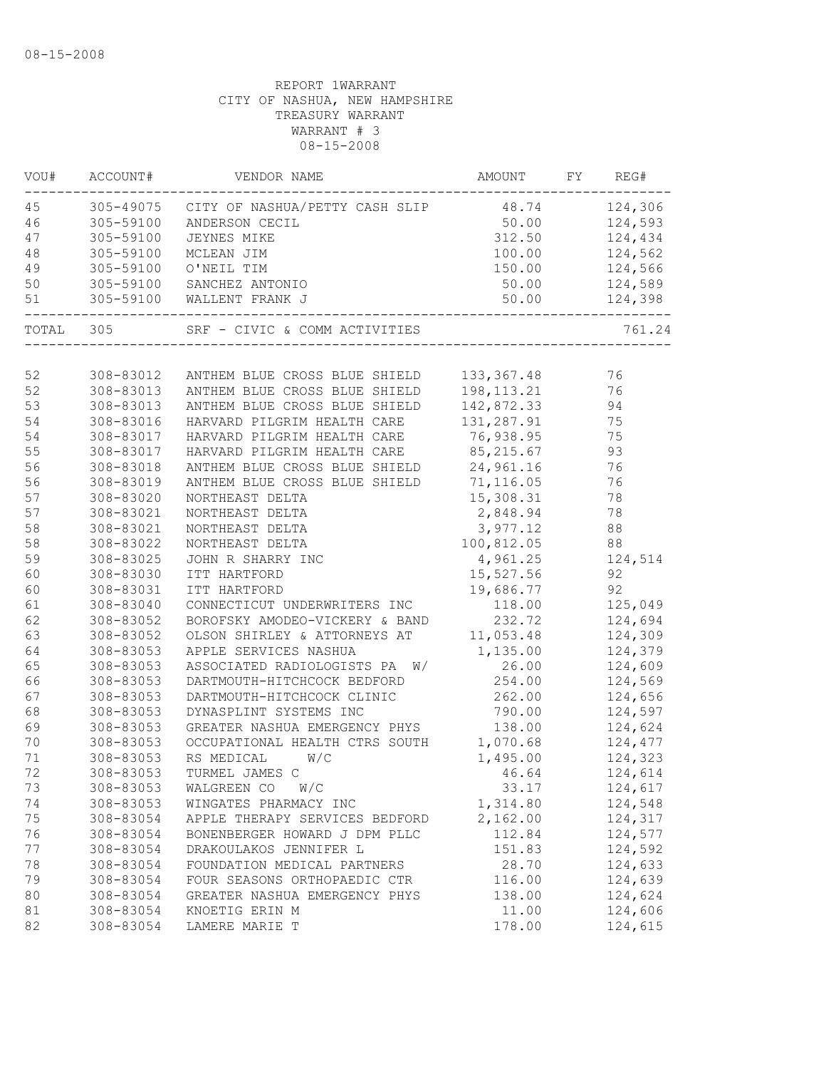08-15-2008

REPORT 1WARRANT
CITY OF NASHUA, NEW HAMPSHIRE
TREASURY WARRANT
WARRANT # 3
08-15-2008

| VOU# | ACCOUNT# | VENDOR NAME | AMOUNT | FY | REG# |
|---|---|---|---|---|---|
| 45 | 305-49075 | CITY OF NASHUA/PETTY CASH SLIP | 48.74 | | 124,306 |
| 46 | 305-59100 | ANDERSON CECIL | 50.00 | | 124,593 |
| 47 | 305-59100 | JEYNES MIKE | 312.50 | | 124,434 |
| 48 | 305-59100 | MCLEAN JIM | 100.00 | | 124,562 |
| 49 | 305-59100 | O'NEIL TIM | 150.00 | | 124,566 |
| 50 | 305-59100 | SANCHEZ ANTONIO | 50.00 | | 124,589 |
| 51 | 305-59100 | WALLENT FRANK J | 50.00 | | 124,398 |
| TOTAL | 305 | SRF - CIVIC & COMM ACTIVITIES | | | 761.24 |
| 52 | 308-83012 | ANTHEM BLUE CROSS BLUE SHIELD | 133,367.48 | | 76 |
| 52 | 308-83013 | ANTHEM BLUE CROSS BLUE SHIELD | 198,113.21 | | 76 |
| 53 | 308-83013 | ANTHEM BLUE CROSS BLUE SHIELD | 142,872.33 | | 94 |
| 54 | 308-83016 | HARVARD PILGRIM HEALTH CARE | 131,287.91 | | 75 |
| 54 | 308-83017 | HARVARD PILGRIM HEALTH CARE | 76,938.95 | | 75 |
| 55 | 308-83017 | HARVARD PILGRIM HEALTH CARE | 85,215.67 | | 93 |
| 56 | 308-83018 | ANTHEM BLUE CROSS BLUE SHIELD | 24,961.16 | | 76 |
| 56 | 308-83019 | ANTHEM BLUE CROSS BLUE SHIELD | 71,116.05 | | 76 |
| 57 | 308-83020 | NORTHEAST DELTA | 15,308.31 | | 78 |
| 57 | 308-83021 | NORTHEAST DELTA | 2,848.94 | | 78 |
| 58 | 308-83021 | NORTHEAST DELTA | 3,977.12 | | 88 |
| 58 | 308-83022 | NORTHEAST DELTA | 100,812.05 | | 88 |
| 59 | 308-83025 | JOHN R SHARRY INC | 4,961.25 | | 124,514 |
| 60 | 308-83030 | ITT HARTFORD | 15,527.56 | | 92 |
| 60 | 308-83031 | ITT HARTFORD | 19,686.77 | | 92 |
| 61 | 308-83040 | CONNECTICUT UNDERWRITERS INC | 118.00 | | 125,049 |
| 62 | 308-83052 | BOROFSKY AMODEO-VICKERY & BAND | 232.72 | | 124,694 |
| 63 | 308-83052 | OLSON SHIRLEY & ATTORNEYS AT | 11,053.48 | | 124,309 |
| 64 | 308-83053 | APPLE SERVICES NASHUA | 1,135.00 | | 124,379 |
| 65 | 308-83053 | ASSOCIATED RADIOLOGISTS PA W/ | 26.00 | | 124,609 |
| 66 | 308-83053 | DARTMOUTH-HITCHCOCK BEDFORD | 254.00 | | 124,569 |
| 67 | 308-83053 | DARTMOUTH-HITCHCOCK CLINIC | 262.00 | | 124,656 |
| 68 | 308-83053 | DYNASPLINT SYSTEMS INC | 790.00 | | 124,597 |
| 69 | 308-83053 | GREATER NASHUA EMERGENCY PHYS | 138.00 | | 124,624 |
| 70 | 308-83053 | OCCUPATIONAL HEALTH CTRS SOUTH | 1,070.68 | | 124,477 |
| 71 | 308-83053 | RS MEDICAL W/C | 1,495.00 | | 124,323 |
| 72 | 308-83053 | TURMEL JAMES C | 46.64 | | 124,614 |
| 73 | 308-83053 | WALGREEN CO W/C | 33.17 | | 124,617 |
| 74 | 308-83053 | WINGATES PHARMACY INC | 1,314.80 | | 124,548 |
| 75 | 308-83054 | APPLE THERAPY SERVICES BEDFORD | 2,162.00 | | 124,317 |
| 76 | 308-83054 | BONENBERGER HOWARD J DPM PLLC | 112.84 | | 124,577 |
| 77 | 308-83054 | DRAKOULAKOS JENNIFER L | 151.83 | | 124,592 |
| 78 | 308-83054 | FOUNDATION MEDICAL PARTNERS | 28.70 | | 124,633 |
| 79 | 308-83054 | FOUR SEASONS ORTHOPAEDIC CTR | 116.00 | | 124,639 |
| 80 | 308-83054 | GREATER NASHUA EMERGENCY PHYS | 138.00 | | 124,624 |
| 81 | 308-83054 | KNOETIG ERIN M | 11.00 | | 124,606 |
| 82 | 308-83054 | LAMERE MARIE T | 178.00 | | 124,615 |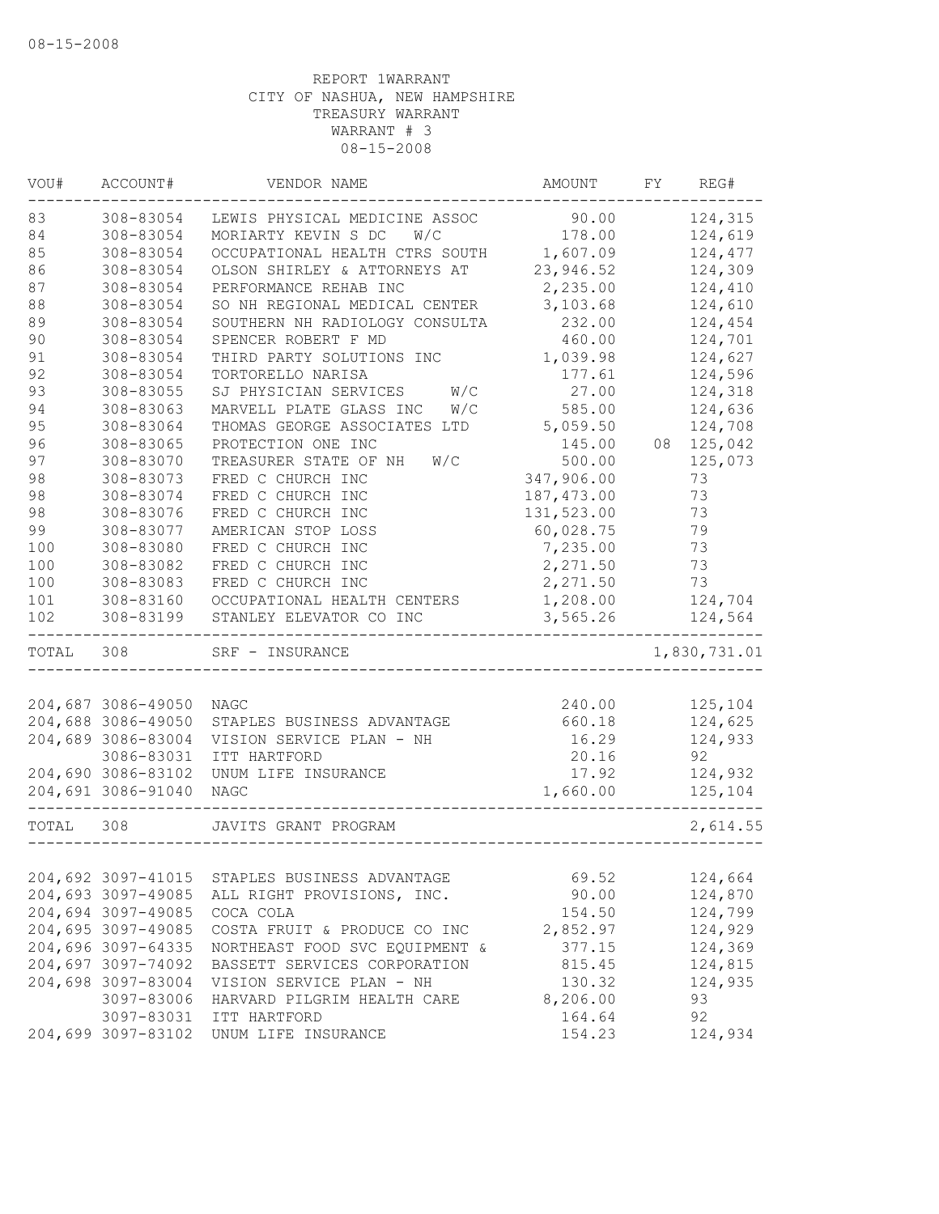08-15-2008

REPORT 1WARRANT
CITY OF NASHUA, NEW HAMPSHIRE
TREASURY WARRANT
WARRANT # 3
08-15-2008

| VOU# | ACCOUNT# | VENDOR NAME | AMOUNT | FY | REG# |
|---|---|---|---|---|---|
| 83 | 308-83054 | LEWIS PHYSICAL MEDICINE ASSOC | 90.00 | | 124,315 |
| 84 | 308-83054 | MORIARTY KEVIN S DC W/C | 178.00 | | 124,619 |
| 85 | 308-83054 | OCCUPATIONAL HEALTH CTRS SOUTH | 1,607.09 | | 124,477 |
| 86 | 308-83054 | OLSON SHIRLEY & ATTORNEYS AT | 23,946.52 | | 124,309 |
| 87 | 308-83054 | PERFORMANCE REHAB INC | 2,235.00 | | 124,410 |
| 88 | 308-83054 | SO NH REGIONAL MEDICAL CENTER | 3,103.68 | | 124,610 |
| 89 | 308-83054 | SOUTHERN NH RADIOLOGY CONSULTA | 232.00 | | 124,454 |
| 90 | 308-83054 | SPENCER ROBERT F MD | 460.00 | | 124,701 |
| 91 | 308-83054 | THIRD PARTY SOLUTIONS INC | 1,039.98 | | 124,627 |
| 92 | 308-83054 | TORTORELLO NARISA | 177.61 | | 124,596 |
| 93 | 308-83055 | SJ PHYSICIAN SERVICES W/C | 27.00 | | 124,318 |
| 94 | 308-83063 | MARVELL PLATE GLASS INC W/C | 585.00 | | 124,636 |
| 95 | 308-83064 | THOMAS GEORGE ASSOCIATES LTD | 5,059.50 | | 124,708 |
| 96 | 308-83065 | PROTECTION ONE INC | 145.00 | 08 | 125,042 |
| 97 | 308-83070 | TREASURER STATE OF NH W/C | 500.00 | | 125,073 |
| 98 | 308-83073 | FRED C CHURCH INC | 347,906.00 | | 73 |
| 98 | 308-83074 | FRED C CHURCH INC | 187,473.00 | | 73 |
| 98 | 308-83076 | FRED C CHURCH INC | 131,523.00 | | 73 |
| 99 | 308-83077 | AMERICAN STOP LOSS | 60,028.75 | | 79 |
| 100 | 308-83080 | FRED C CHURCH INC | 7,235.00 | | 73 |
| 100 | 308-83082 | FRED C CHURCH INC | 2,271.50 | | 73 |
| 100 | 308-83083 | FRED C CHURCH INC | 2,271.50 | | 73 |
| 101 | 308-83160 | OCCUPATIONAL HEALTH CENTERS | 1,208.00 | | 124,704 |
| 102 | 308-83199 | STANLEY ELEVATOR CO INC | 3,565.26 | | 124,564 |
| TOTAL | 308 | SRF - INSURANCE | | | 1,830,731.01 |

| VOU# | ACCOUNT# | VENDOR NAME | AMOUNT | FY | REG# |
|---|---|---|---|---|---|
| 204,687 | 3086-49050 | NAGC | 240.00 | | 125,104 |
| 204,688 | 3086-49050 | STAPLES BUSINESS ADVANTAGE | 660.18 | | 124,625 |
| 204,689 | 3086-83004 | VISION SERVICE PLAN - NH | 16.29 | | 124,933 |
| | 3086-83031 | ITT HARTFORD | 20.16 | | 92 |
| 204,690 | 3086-83102 | UNUM LIFE INSURANCE | 17.92 | | 124,932 |
| 204,691 | 3086-91040 | NAGC | 1,660.00 | | 125,104 |
| TOTAL | 308 | JAVITS GRANT PROGRAM | | | 2,614.55 |

| VOU# | ACCOUNT# | VENDOR NAME | AMOUNT | FY | REG# |
|---|---|---|---|---|---|
| 204,692 | 3097-41015 | STAPLES BUSINESS ADVANTAGE | 69.52 | | 124,664 |
| 204,693 | 3097-49085 | ALL RIGHT PROVISIONS, INC. | 90.00 | | 124,870 |
| 204,694 | 3097-49085 | COCA COLA | 154.50 | | 124,799 |
| 204,695 | 3097-49085 | COSTA FRUIT & PRODUCE CO INC | 2,852.97 | | 124,929 |
| 204,696 | 3097-64335 | NORTHEAST FOOD SVC EQUIPMENT & | 377.15 | | 124,369 |
| 204,697 | 3097-74092 | BASSETT SERVICES CORPORATION | 815.45 | | 124,815 |
| 204,698 | 3097-83004 | VISION SERVICE PLAN - NH | 130.32 | | 124,935 |
| | 3097-83006 | HARVARD PILGRIM HEALTH CARE | 8,206.00 | | 93 |
| | 3097-83031 | ITT HARTFORD | 164.64 | | 92 |
| 204,699 | 3097-83102 | UNUM LIFE INSURANCE | 154.23 | | 124,934 |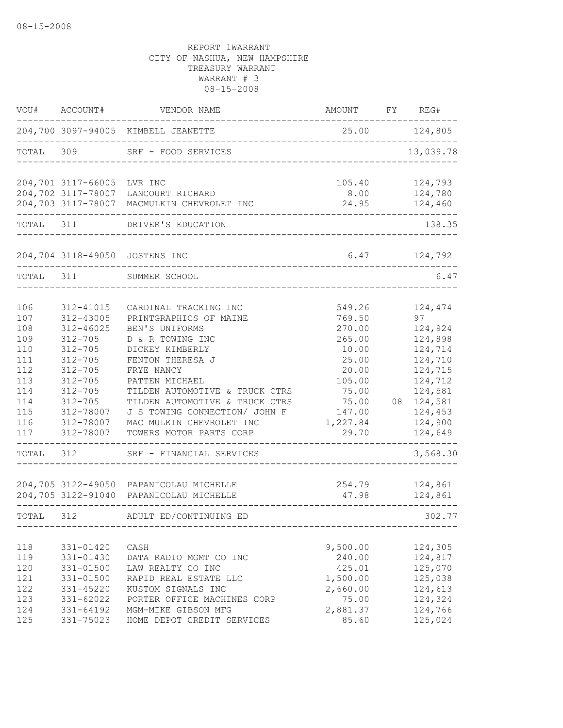08-15-2008

REPORT 1WARRANT
CITY OF NASHUA, NEW HAMPSHIRE
TREASURY WARRANT
WARRANT # 3
08-15-2008

| VOU# | ACCOUNT# | VENDOR NAME | AMOUNT | FY | REG# |
|---|---|---|---|---|---|
| 204,700 | 3097-94005 | KIMBELL JEANETTE | 25.00 | | 124,805 |
| TOTAL | 309 | SRF - FOOD SERVICES | | | 13,039.78 |
| 204,701 | 3117-66005 | LVR INC | 105.40 | | 124,793 |
| 204,702 | 3117-78007 | LANCOURT RICHARD | 8.00 | | 124,780 |
| 204,703 | 3117-78007 | MACMULKIN CHEVROLET INC | 24.95 | | 124,460 |
| TOTAL | 311 | DRIVER'S EDUCATION | | | 138.35 |
| 204,704 | 3118-49050 | JOSTENS INC | 6.47 | | 124,792 |
| TOTAL | 311 | SUMMER SCHOOL | | | 6.47 |
| 106 | 312-41015 | CARDINAL TRACKING INC | 549.26 | | 124,474 |
| 107 | 312-43005 | PRINTGRAPHICS OF MAINE | 769.50 | | 97 |
| 108 | 312-46025 | BEN'S UNIFORMS | 270.00 | | 124,924 |
| 109 | 312-705 | D & R TOWING INC | 265.00 | | 124,898 |
| 110 | 312-705 | DICKEY KIMBERLY | 10.00 | | 124,714 |
| 111 | 312-705 | FENTON THERESA J | 25.00 | | 124,710 |
| 112 | 312-705 | FRYE NANCY | 20.00 | | 124,715 |
| 113 | 312-705 | PATTEN MICHAEL | 105.00 | | 124,712 |
| 114 | 312-705 | TILDEN AUTOMOTIVE & TRUCK CTRS | 75.00 | | 124,581 |
| 114 | 312-705 | TILDEN AUTOMOTIVE & TRUCK CTRS | 75.00 | 08 | 124,581 |
| 115 | 312-78007 | J S TOWING CONNECTION/ JOHN F | 147.00 | | 124,453 |
| 116 | 312-78007 | MAC MULKIN CHEVROLET INC | 1,227.84 | | 124,900 |
| 117 | 312-78007 | TOWERS MOTOR PARTS CORP | 29.70 | | 124,649 |
| TOTAL | 312 | SRF - FINANCIAL SERVICES | | | 3,568.30 |
| 204,705 | 3122-49050 | PAPANICOLAU MICHELLE | 254.79 | | 124,861 |
| 204,705 | 3122-91040 | PAPANICOLAU MICHELLE | 47.98 | | 124,861 |
| TOTAL | 312 | ADULT ED/CONTINUING ED | | | 302.77 |
| 118 | 331-01420 | CASH | 9,500.00 | | 124,305 |
| 119 | 331-01430 | DATA RADIO MGMT CO INC | 240.00 | | 124,817 |
| 120 | 331-01500 | LAW REALTY CO INC | 425.01 | | 125,070 |
| 121 | 331-01500 | RAPID REAL ESTATE LLC | 1,500.00 | | 125,038 |
| 122 | 331-45220 | KUSTOM SIGNALS INC | 2,660.00 | | 124,613 |
| 123 | 331-62022 | PORTER OFFICE MACHINES CORP | 75.00 | | 124,324 |
| 124 | 331-64192 | MGM-MIKE GIBSON MFG | 2,881.37 | | 124,766 |
| 125 | 331-75023 | HOME DEPOT CREDIT SERVICES | 85.60 | | 125,024 |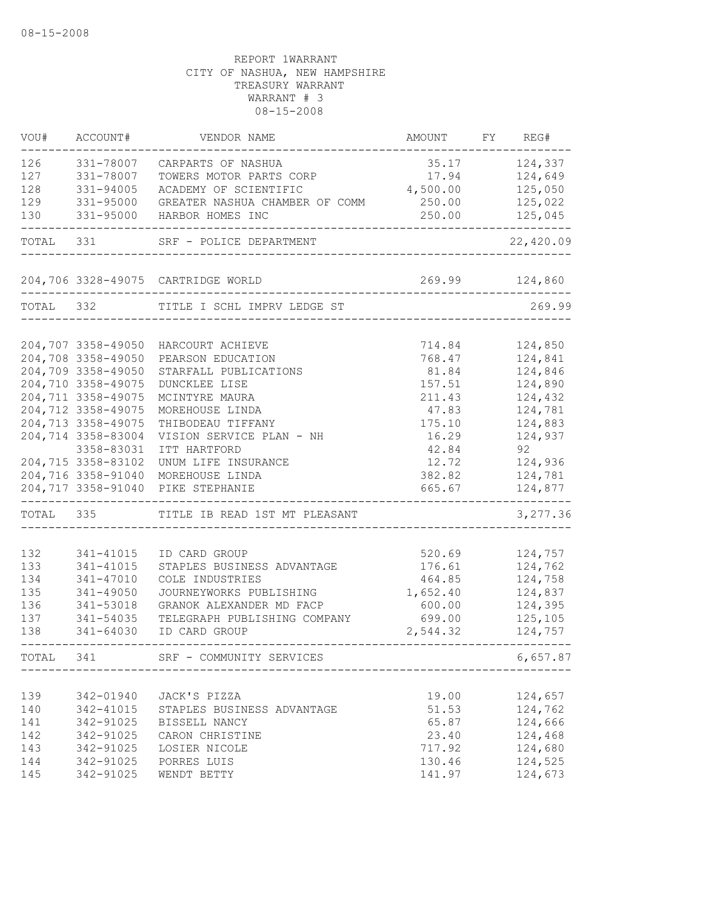REPORT 1WARRANT
CITY OF NASHUA, NEW HAMPSHIRE
TREASURY WARRANT
WARRANT # 3
08-15-2008

| VOU# | ACCOUNT# | VENDOR NAME | AMOUNT | FY | REG# |
|---|---|---|---|---|---|
| 126 | 331-78007 | CARPARTS OF NASHUA | 35.17 | | 124,337 |
| 127 | 331-78007 | TOWERS MOTOR PARTS CORP | 17.94 | | 124,649 |
| 128 | 331-94005 | ACADEMY OF SCIENTIFIC | 4,500.00 | | 125,050 |
| 129 | 331-95000 | GREATER NASHUA CHAMBER OF COMM | 250.00 | | 125,022 |
| 130 | 331-95000 | HARBOR HOMES INC | 250.00 | | 125,045 |
| TOTAL | 331 | SRF - POLICE DEPARTMENT | | | 22,420.09 |
| 204,706 | 3328-49075 | CARTRIDGE WORLD | 269.99 | | 124,860 |
| TOTAL | 332 | TITLE I SCHL IMPRV LEDGE ST | | | 269.99 |
| 204,707 | 3358-49050 | HARCOURT ACHIEVE | 714.84 | | 124,850 |
| 204,708 | 3358-49050 | PEARSON EDUCATION | 768.47 | | 124,841 |
| 204,709 | 3358-49050 | STARFALL PUBLICATIONS | 81.84 | | 124,846 |
| 204,710 | 3358-49075 | DUNCKLEE LISE | 157.51 | | 124,890 |
| 204,711 | 3358-49075 | MCINTYRE MAURA | 211.43 | | 124,432 |
| 204,712 | 3358-49075 | MOREHOUSE LINDA | 47.83 | | 124,781 |
| 204,713 | 3358-49075 | THIBODEAU TIFFANY | 175.10 | | 124,883 |
| 204,714 | 3358-83004 | VISION SERVICE PLAN - NH | 16.29 | | 124,937 |
| | 3358-83031 | ITT HARTFORD | 42.84 | | 92 |
| 204,715 | 3358-83102 | UNUM LIFE INSURANCE | 12.72 | | 124,936 |
| 204,716 | 3358-91040 | MOREHOUSE LINDA | 382.82 | | 124,781 |
| 204,717 | 3358-91040 | PIKE STEPHANIE | 665.67 | | 124,877 |
| TOTAL | 335 | TITLE IB READ 1ST MT PLEASANT | | | 3,277.36 |
| 132 | 341-41015 | ID CARD GROUP | 520.69 | | 124,757 |
| 133 | 341-41015 | STAPLES BUSINESS ADVANTAGE | 176.61 | | 124,762 |
| 134 | 341-47010 | COLE INDUSTRIES | 464.85 | | 124,758 |
| 135 | 341-49050 | JOURNEYWORKS PUBLISHING | 1,652.40 | | 124,837 |
| 136 | 341-53018 | GRANOK ALEXANDER MD FACP | 600.00 | | 124,395 |
| 137 | 341-54035 | TELEGRAPH PUBLISHING COMPANY | 699.00 | | 125,105 |
| 138 | 341-64030 | ID CARD GROUP | 2,544.32 | | 124,757 |
| TOTAL | 341 | SRF - COMMUNITY SERVICES | | | 6,657.87 |
| 139 | 342-01940 | JACK'S PIZZA | 19.00 | | 124,657 |
| 140 | 342-41015 | STAPLES BUSINESS ADVANTAGE | 51.53 | | 124,762 |
| 141 | 342-91025 | BISSELL NANCY | 65.87 | | 124,666 |
| 142 | 342-91025 | CARON CHRISTINE | 23.40 | | 124,468 |
| 143 | 342-91025 | LOSIER NICOLE | 717.92 | | 124,680 |
| 144 | 342-91025 | PORRES LUIS | 130.46 | | 124,525 |
| 145 | 342-91025 | WENDT BETTY | 141.97 | | 124,673 |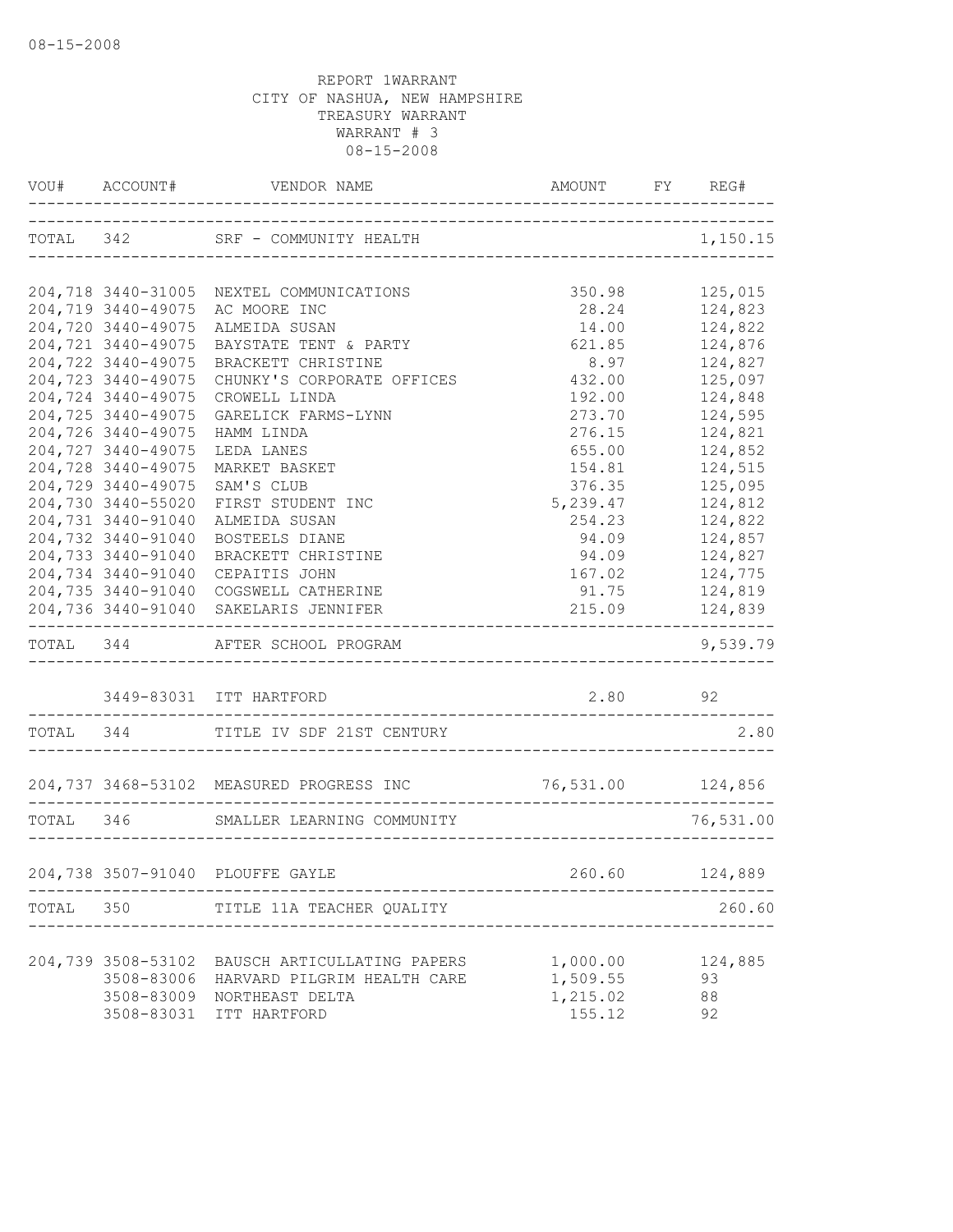08-15-2008

REPORT 1WARRANT
CITY OF NASHUA, NEW HAMPSHIRE
TREASURY WARRANT
WARRANT # 3
08-15-2008

| VOU# | ACCOUNT# | VENDOR NAME | AMOUNT | FY | REG# |
|---|---|---|---|---|---|
| TOTAL | 342 | SRF - COMMUNITY HEALTH | | | 1,150.15 |
| 204,718 | 3440-31005 | NEXTEL COMMUNICATIONS | 350.98 | | 125,015 |
| 204,719 | 3440-49075 | AC MOORE INC | 28.24 | | 124,823 |
| 204,720 | 3440-49075 | ALMEIDA SUSAN | 14.00 | | 124,822 |
| 204,721 | 3440-49075 | BAYSTATE TENT & PARTY | 621.85 | | 124,876 |
| 204,722 | 3440-49075 | BRACKETT CHRISTINE | 8.97 | | 124,827 |
| 204,723 | 3440-49075 | CHUNKY'S CORPORATE OFFICES | 432.00 | | 125,097 |
| 204,724 | 3440-49075 | CROWELL LINDA | 192.00 | | 124,848 |
| 204,725 | 3440-49075 | GARELICK FARMS-LYNN | 273.70 | | 124,595 |
| 204,726 | 3440-49075 | HAMM LINDA | 276.15 | | 124,821 |
| 204,727 | 3440-49075 | LEDA LANES | 655.00 | | 124,852 |
| 204,728 | 3440-49075 | MARKET BASKET | 154.81 | | 124,515 |
| 204,729 | 3440-49075 | SAM'S CLUB | 376.35 | | 125,095 |
| 204,730 | 3440-55020 | FIRST STUDENT INC | 5,239.47 | | 124,812 |
| 204,731 | 3440-91040 | ALMEIDA SUSAN | 254.23 | | 124,822 |
| 204,732 | 3440-91040 | BOSTEELS DIANE | 94.09 | | 124,857 |
| 204,733 | 3440-91040 | BRACKETT CHRISTINE | 94.09 | | 124,827 |
| 204,734 | 3440-91040 | CEPAITIS JOHN | 167.02 | | 124,775 |
| 204,735 | 3440-91040 | COGSWELL CATHERINE | 91.75 | | 124,819 |
| 204,736 | 3440-91040 | SAKELARIS JENNIFER | 215.09 | | 124,839 |
| TOTAL | 344 | AFTER SCHOOL PROGRAM | | | 9,539.79 |
| | 3449-83031 | ITT HARTFORD | 2.80 | | 92 |
| TOTAL | 344 | TITLE IV SDF 21ST CENTURY | | | 2.80 |
| 204,737 | 3468-53102 | MEASURED PROGRESS INC | 76,531.00 | | 124,856 |
| TOTAL | 346 | SMALLER LEARNING COMMUNITY | | | 76,531.00 |
| 204,738 | 3507-91040 | PLOUFFE GAYLE | 260.60 | | 124,889 |
| TOTAL | 350 | TITLE 11A TEACHER QUALITY | | | 260.60 |
| 204,739 | 3508-53102 | BAUSCH ARTICULLATING PAPERS | 1,000.00 | | 124,885 |
| | 3508-83006 | HARVARD PILGRIM HEALTH CARE | 1,509.55 | | 93 |
| | 3508-83009 | NORTHEAST DELTA | 1,215.02 | | 88 |
| | 3508-83031 | ITT HARTFORD | 155.12 | | 92 |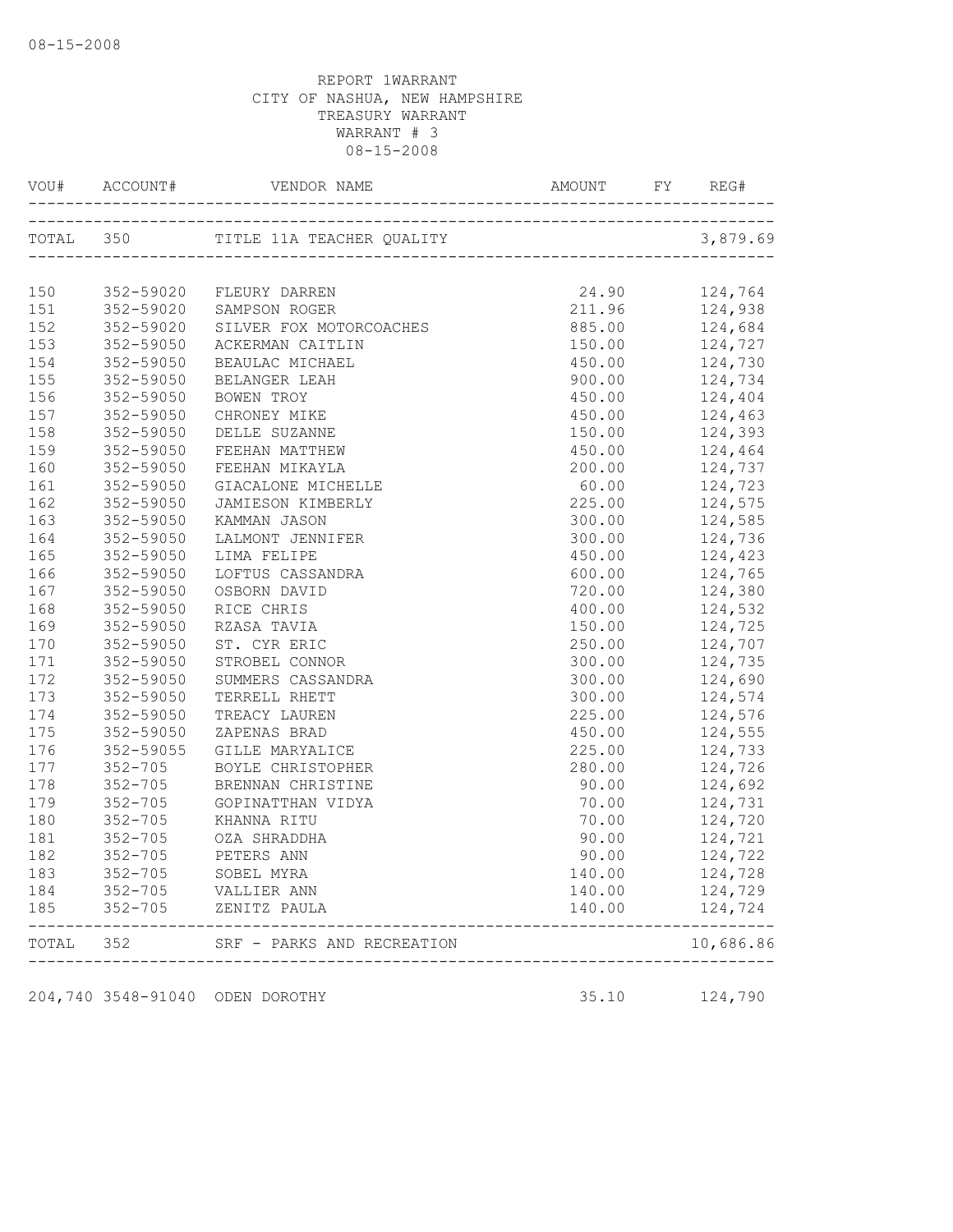08-15-2008

REPORT 1WARRANT
CITY OF NASHUA, NEW HAMPSHIRE
TREASURY WARRANT
WARRANT # 3
08-15-2008

| VOU# | ACCOUNT# | VENDOR NAME | AMOUNT | FY | REG# |
|---|---|---|---|---|---|
| TOTAL | 350 | TITLE 11A TEACHER QUALITY | | | 3,879.69 |
| 150 | 352-59020 | FLEURY DARREN | 24.90 | | 124,764 |
| 151 | 352-59020 | SAMPSON ROGER | 211.96 | | 124,938 |
| 152 | 352-59020 | SILVER FOX MOTORCOACHES | 885.00 | | 124,684 |
| 153 | 352-59050 | ACKERMAN CAITLIN | 150.00 | | 124,727 |
| 154 | 352-59050 | BEAULAC MICHAEL | 450.00 | | 124,730 |
| 155 | 352-59050 | BELANGER LEAH | 900.00 | | 124,734 |
| 156 | 352-59050 | BOWEN TROY | 450.00 | | 124,404 |
| 157 | 352-59050 | CHRONEY MIKE | 450.00 | | 124,463 |
| 158 | 352-59050 | DELLE SUZANNE | 150.00 | | 124,393 |
| 159 | 352-59050 | FEEHAN MATTHEW | 450.00 | | 124,464 |
| 160 | 352-59050 | FEEHAN MIKAYLA | 200.00 | | 124,737 |
| 161 | 352-59050 | GIACALONE MICHELLE | 60.00 | | 124,723 |
| 162 | 352-59050 | JAMIESON KIMBERLY | 225.00 | | 124,575 |
| 163 | 352-59050 | KAMMAN JASON | 300.00 | | 124,585 |
| 164 | 352-59050 | LALMONT JENNIFER | 300.00 | | 124,736 |
| 165 | 352-59050 | LIMA FELIPE | 450.00 | | 124,423 |
| 166 | 352-59050 | LOFTUS CASSANDRA | 600.00 | | 124,765 |
| 167 | 352-59050 | OSBORN DAVID | 720.00 | | 124,380 |
| 168 | 352-59050 | RICE CHRIS | 400.00 | | 124,532 |
| 169 | 352-59050 | RZASA TAVIA | 150.00 | | 124,725 |
| 170 | 352-59050 | ST. CYR ERIC | 250.00 | | 124,707 |
| 171 | 352-59050 | STROBEL CONNOR | 300.00 | | 124,735 |
| 172 | 352-59050 | SUMMERS CASSANDRA | 300.00 | | 124,690 |
| 173 | 352-59050 | TERRELL RHETT | 300.00 | | 124,574 |
| 174 | 352-59050 | TREACY LAUREN | 225.00 | | 124,576 |
| 175 | 352-59050 | ZAPENAS BRAD | 450.00 | | 124,555 |
| 176 | 352-59055 | GILLE MARYALICE | 225.00 | | 124,733 |
| 177 | 352-705 | BOYLE CHRISTOPHER | 280.00 | | 124,726 |
| 178 | 352-705 | BRENNAN CHRISTINE | 90.00 | | 124,692 |
| 179 | 352-705 | GOPINATTHAN VIDYA | 70.00 | | 124,731 |
| 180 | 352-705 | KHANNA RITU | 70.00 | | 124,720 |
| 181 | 352-705 | OZA SHRADDHA | 90.00 | | 124,721 |
| 182 | 352-705 | PETERS ANN | 90.00 | | 124,722 |
| 183 | 352-705 | SOBEL MYRA | 140.00 | | 124,728 |
| 184 | 352-705 | VALLIER ANN | 140.00 | | 124,729 |
| 185 | 352-705 | ZENITZ PAULA | 140.00 | | 124,724 |
| TOTAL | 352 | SRF - PARKS AND RECREATION | | | 10,686.86 |
| 204,740 | 3548-91040 | ODEN DOROTHY | 35.10 | | 124,790 |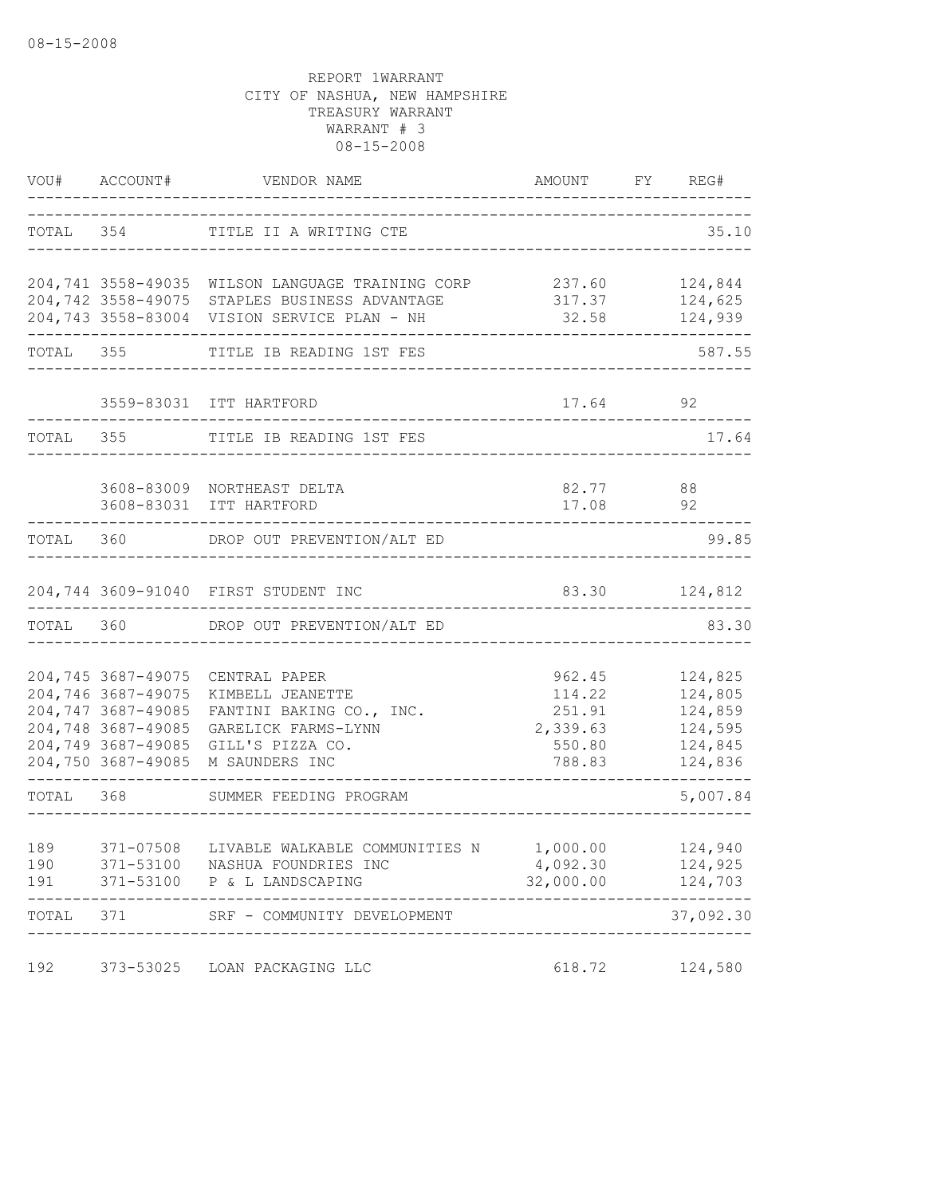08-15-2008

REPORT 1WARRANT
CITY OF NASHUA, NEW HAMPSHIRE
TREASURY WARRANT
WARRANT # 3
08-15-2008

| VOU# | ACCOUNT# | VENDOR NAME | AMOUNT | FY | REG# |
|---|---|---|---|---|---|
| TOTAL | 354 | TITLE II A WRITING CTE | | | 35.10 |
| 204,741 | 3558-49035 | WILSON LANGUAGE TRAINING CORP | 237.60 | | 124,844 |
| 204,742 | 3558-49075 | STAPLES BUSINESS ADVANTAGE | 317.37 | | 124,625 |
| 204,743 | 3558-83004 | VISION SERVICE PLAN - NH | 32.58 | | 124,939 |
| TOTAL | 355 | TITLE IB READING 1ST FES | | | 587.55 |
| | 3559-83031 | ITT HARTFORD | 17.64 | | 92 |
| TOTAL | 355 | TITLE IB READING 1ST FES | | | 17.64 |
| | 3608-83009 | NORTHEAST DELTA | 82.77 | | 88 |
| | 3608-83031 | ITT HARTFORD | 17.08 | | 92 |
| TOTAL | 360 | DROP OUT PREVENTION/ALT ED | | | 99.85 |
| 204,744 | 3609-91040 | FIRST STUDENT INC | 83.30 | | 124,812 |
| TOTAL | 360 | DROP OUT PREVENTION/ALT ED | | | 83.30 |
| 204,745 | 3687-49075 | CENTRAL PAPER | 962.45 | | 124,825 |
| 204,746 | 3687-49075 | KIMBELL JEANETTE | 114.22 | | 124,805 |
| 204,747 | 3687-49085 | FANTINI BAKING CO., INC. | 251.91 | | 124,859 |
| 204,748 | 3687-49085 | GARELICK FARMS-LYNN | 2,339.63 | | 124,595 |
| 204,749 | 3687-49085 | GILL'S PIZZA CO. | 550.80 | | 124,845 |
| 204,750 | 3687-49085 | M SAUNDERS INC | 788.83 | | 124,836 |
| TOTAL | 368 | SUMMER FEEDING PROGRAM | | | 5,007.84 |
| 189 | 371-07508 | LIVABLE WALKABLE COMMUNITIES N | 1,000.00 | | 124,940 |
| 190 | 371-53100 | NASHUA FOUNDRIES INC | 4,092.30 | | 124,925 |
| 191 | 371-53100 | P & L LANDSCAPING | 32,000.00 | | 124,703 |
| TOTAL | 371 | SRF - COMMUNITY DEVELOPMENT | | | 37,092.30 |
| 192 | 373-53025 | LOAN PACKAGING LLC | 618.72 | | 124,580 |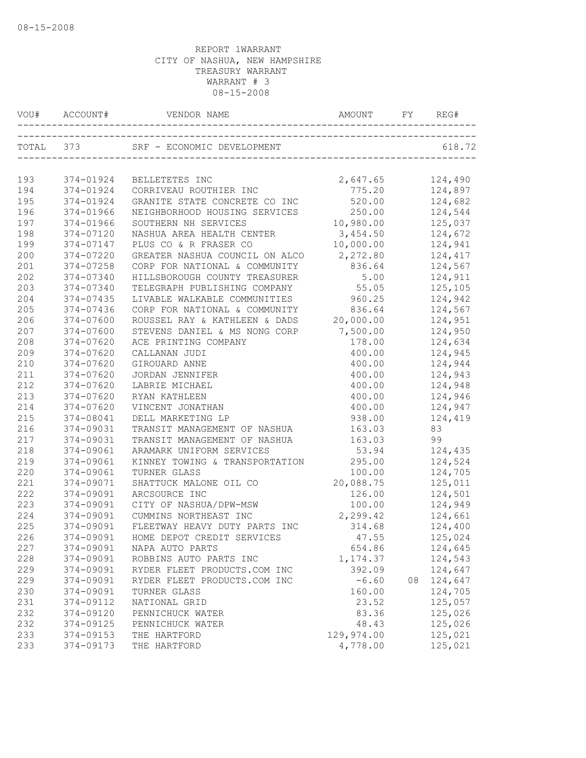REPORT 1WARRANT
CITY OF NASHUA, NEW HAMPSHIRE
TREASURY WARRANT
WARRANT # 3
08-15-2008

| VOU# | ACCOUNT# | VENDOR NAME | AMOUNT | FY | REG# |
|---|---|---|---|---|---|
| TOTAL | 373 | SRF - ECONOMIC DEVELOPMENT | | | 618.72 |
| 193 | 374-01924 | BELLETETES INC | 2,647.65 | | 124,490 |
| 194 | 374-01924 | CORRIVEAU ROUTHIER INC | 775.20 | | 124,897 |
| 195 | 374-01924 | GRANITE STATE CONCRETE CO INC | 520.00 | | 124,682 |
| 196 | 374-01966 | NEIGHBORHOOD HOUSING SERVICES | 250.00 | | 124,544 |
| 197 | 374-01966 | SOUTHERN NH SERVICES | 10,980.00 | | 125,037 |
| 198 | 374-07120 | NASHUA AREA HEALTH CENTER | 3,454.50 | | 124,672 |
| 199 | 374-07147 | PLUS CO & R FRASER CO | 10,000.00 | | 124,941 |
| 200 | 374-07220 | GREATER NASHUA COUNCIL ON ALCO | 2,272.80 | | 124,417 |
| 201 | 374-07258 | CORP FOR NATIONAL & COMMUNITY | 836.64 | | 124,567 |
| 202 | 374-07340 | HILLSBOROUGH COUNTY TREASURER | 5.00 | | 124,911 |
| 203 | 374-07340 | TELEGRAPH PUBLISHING COMPANY | 55.05 | | 125,105 |
| 204 | 374-07435 | LIVABLE WALKABLE COMMUNITIES | 960.25 | | 124,942 |
| 205 | 374-07436 | CORP FOR NATIONAL & COMMUNITY | 836.64 | | 124,567 |
| 206 | 374-07600 | ROUSSEL RAY & KATHLEEN & DADS | 20,000.00 | | 124,951 |
| 207 | 374-07600 | STEVENS DANIEL & MS NONG CORP | 7,500.00 | | 124,950 |
| 208 | 374-07620 | ACE PRINTING COMPANY | 178.00 | | 124,634 |
| 209 | 374-07620 | CALLANAN JUDI | 400.00 | | 124,945 |
| 210 | 374-07620 | GIROUARD ANNE | 400.00 | | 124,944 |
| 211 | 374-07620 | JORDAN JENNIFER | 400.00 | | 124,943 |
| 212 | 374-07620 | LABRIE MICHAEL | 400.00 | | 124,948 |
| 213 | 374-07620 | RYAN KATHLEEN | 400.00 | | 124,946 |
| 214 | 374-07620 | VINCENT JONATHAN | 400.00 | | 124,947 |
| 215 | 374-08041 | DELL MARKETING LP | 938.00 | | 124,419 |
| 216 | 374-09031 | TRANSIT MANAGEMENT OF NASHUA | 163.03 | | 83 |
| 217 | 374-09031 | TRANSIT MANAGEMENT OF NASHUA | 163.03 | | 99 |
| 218 | 374-09061 | ARAMARK UNIFORM SERVICES | 53.94 | | 124,435 |
| 219 | 374-09061 | KINNEY TOWING & TRANSPORTATION | 295.00 | | 124,524 |
| 220 | 374-09061 | TURNER GLASS | 100.00 | | 124,705 |
| 221 | 374-09071 | SHATTUCK MALONE OIL CO | 20,088.75 | | 125,011 |
| 222 | 374-09091 | ARCSOURCE INC | 126.00 | | 124,501 |
| 223 | 374-09091 | CITY OF NASHUA/DPW-MSW | 100.00 | | 124,949 |
| 224 | 374-09091 | CUMMINS NORTHEAST INC | 2,299.42 | | 124,661 |
| 225 | 374-09091 | FLEETWAY HEAVY DUTY PARTS INC | 314.68 | | 124,400 |
| 226 | 374-09091 | HOME DEPOT CREDIT SERVICES | 47.55 | | 125,024 |
| 227 | 374-09091 | NAPA AUTO PARTS | 654.86 | | 124,645 |
| 228 | 374-09091 | ROBBINS AUTO PARTS INC | 1,174.37 | | 124,543 |
| 229 | 374-09091 | RYDER FLEET PRODUCTS.COM INC | 392.09 | | 124,647 |
| 229 | 374-09091 | RYDER FLEET PRODUCTS.COM INC | -6.60 | 08 | 124,647 |
| 230 | 374-09091 | TURNER GLASS | 160.00 | | 124,705 |
| 231 | 374-09112 | NATIONAL GRID | 23.52 | | 125,057 |
| 232 | 374-09120 | PENNICHUCK WATER | 83.36 | | 125,026 |
| 232 | 374-09125 | PENNICHUCK WATER | 48.43 | | 125,026 |
| 233 | 374-09153 | THE HARTFORD | 129,974.00 | | 125,021 |
| 233 | 374-09173 | THE HARTFORD | 4,778.00 | | 125,021 |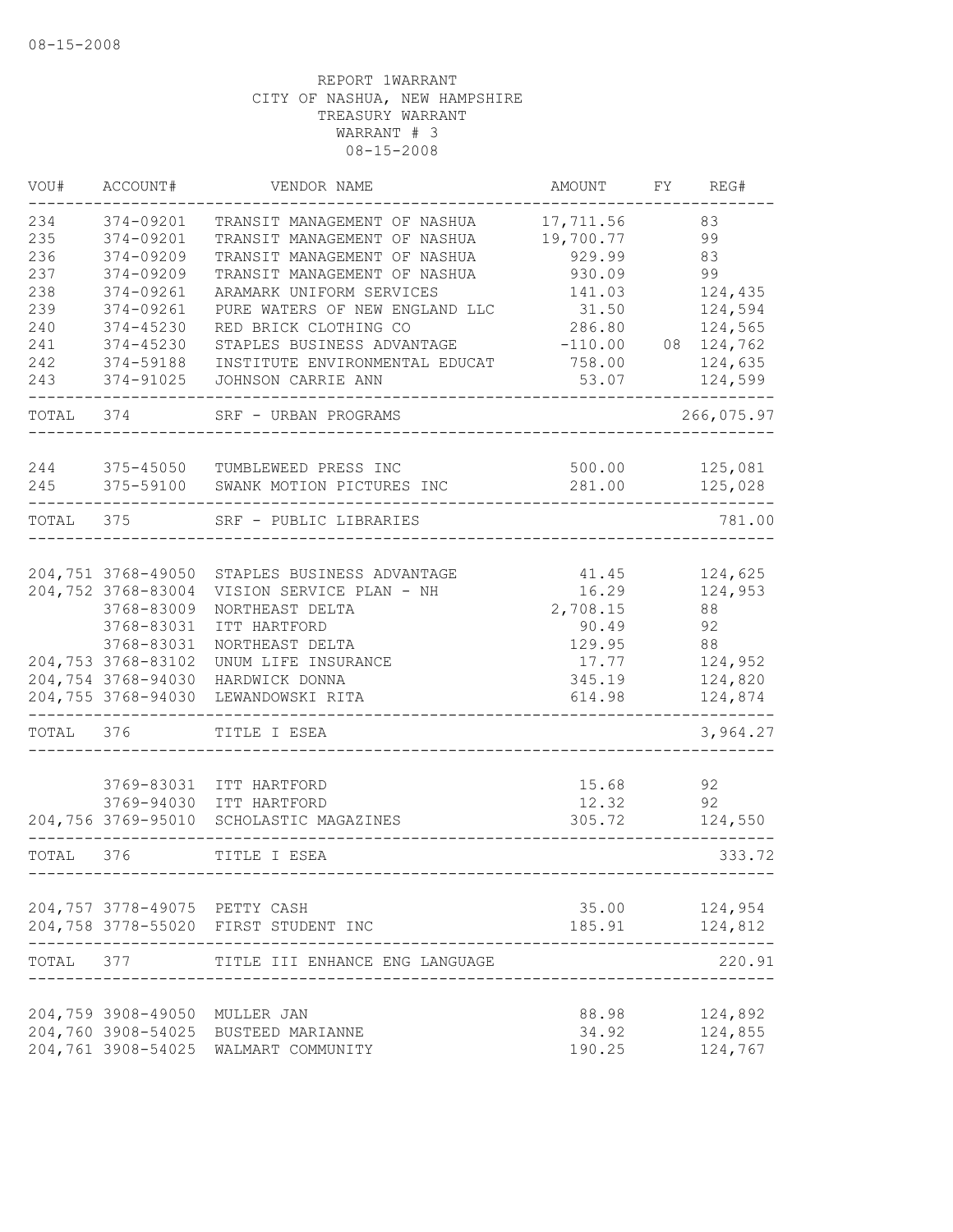08-15-2008

REPORT 1WARRANT
CITY OF NASHUA, NEW HAMPSHIRE
TREASURY WARRANT
WARRANT # 3
08-15-2008

| VOU# | ACCOUNT# | VENDOR NAME | AMOUNT | FY | REG# |
|---|---|---|---|---|---|
| 234 | 374-09201 | TRANSIT MANAGEMENT OF NASHUA | 17,711.56 | | 83 |
| 235 | 374-09201 | TRANSIT MANAGEMENT OF NASHUA | 19,700.77 | | 99 |
| 236 | 374-09209 | TRANSIT MANAGEMENT OF NASHUA | 929.99 | | 83 |
| 237 | 374-09209 | TRANSIT MANAGEMENT OF NASHUA | 930.09 | | 99 |
| 238 | 374-09261 | ARAMARK UNIFORM SERVICES | 141.03 | | 124,435 |
| 239 | 374-09261 | PURE WATERS OF NEW ENGLAND LLC | 31.50 | | 124,594 |
| 240 | 374-45230 | RED BRICK CLOTHING CO | 286.80 | | 124,565 |
| 241 | 374-45230 | STAPLES BUSINESS ADVANTAGE | -110.00 | 08 | 124,762 |
| 242 | 374-59188 | INSTITUTE ENVIRONMENTAL EDUCAT | 758.00 | | 124,635 |
| 243 | 374-91025 | JOHNSON CARRIE ANN | 53.07 | | 124,599 |
| TOTAL | 374 | SRF - URBAN PROGRAMS | | | 266,075.97 |
| 244 | 375-45050 | TUMBLEWEED PRESS INC | 500.00 | | 125,081 |
| 245 | 375-59100 | SWANK MOTION PICTURES INC | 281.00 | | 125,028 |
| TOTAL | 375 | SRF - PUBLIC LIBRARIES | | | 781.00 |
| 204,751 | 3768-49050 | STAPLES BUSINESS ADVANTAGE | 41.45 | | 124,625 |
| 204,752 | 3768-83004 | VISION SERVICE PLAN - NH | 16.29 | | 124,953 |
| | 3768-83009 | NORTHEAST DELTA | 2,708.15 | | 88 |
| | 3768-83031 | ITT HARTFORD | 90.49 | | 92 |
| | 3768-83031 | NORTHEAST DELTA | 129.95 | | 88 |
| 204,753 | 3768-83102 | UNUM LIFE INSURANCE | 17.77 | | 124,952 |
| 204,754 | 3768-94030 | HARDWICK DONNA | 345.19 | | 124,820 |
| 204,755 | 3768-94030 | LEWANDOWSKI RITA | 614.98 | | 124,874 |
| TOTAL | 376 | TITLE I ESEA | | | 3,964.27 |
| | 3769-83031 | ITT HARTFORD | 15.68 | | 92 |
| | 3769-94030 | ITT HARTFORD | 12.32 | | 92 |
| 204,756 | 3769-95010 | SCHOLASTIC MAGAZINES | 305.72 | | 124,550 |
| TOTAL | 376 | TITLE I ESEA | | | 333.72 |
| 204,757 | 3778-49075 | PETTY CASH | 35.00 | | 124,954 |
| 204,758 | 3778-55020 | FIRST STUDENT INC | 185.91 | | 124,812 |
| TOTAL | 377 | TITLE III ENHANCE ENG LANGUAGE | | | 220.91 |
| 204,759 | 3908-49050 | MULLER JAN | 88.98 | | 124,892 |
| 204,760 | 3908-54025 | BUSTEED MARIANNE | 34.92 | | 124,855 |
| 204,761 | 3908-54025 | WALMART COMMUNITY | 190.25 | | 124,767 |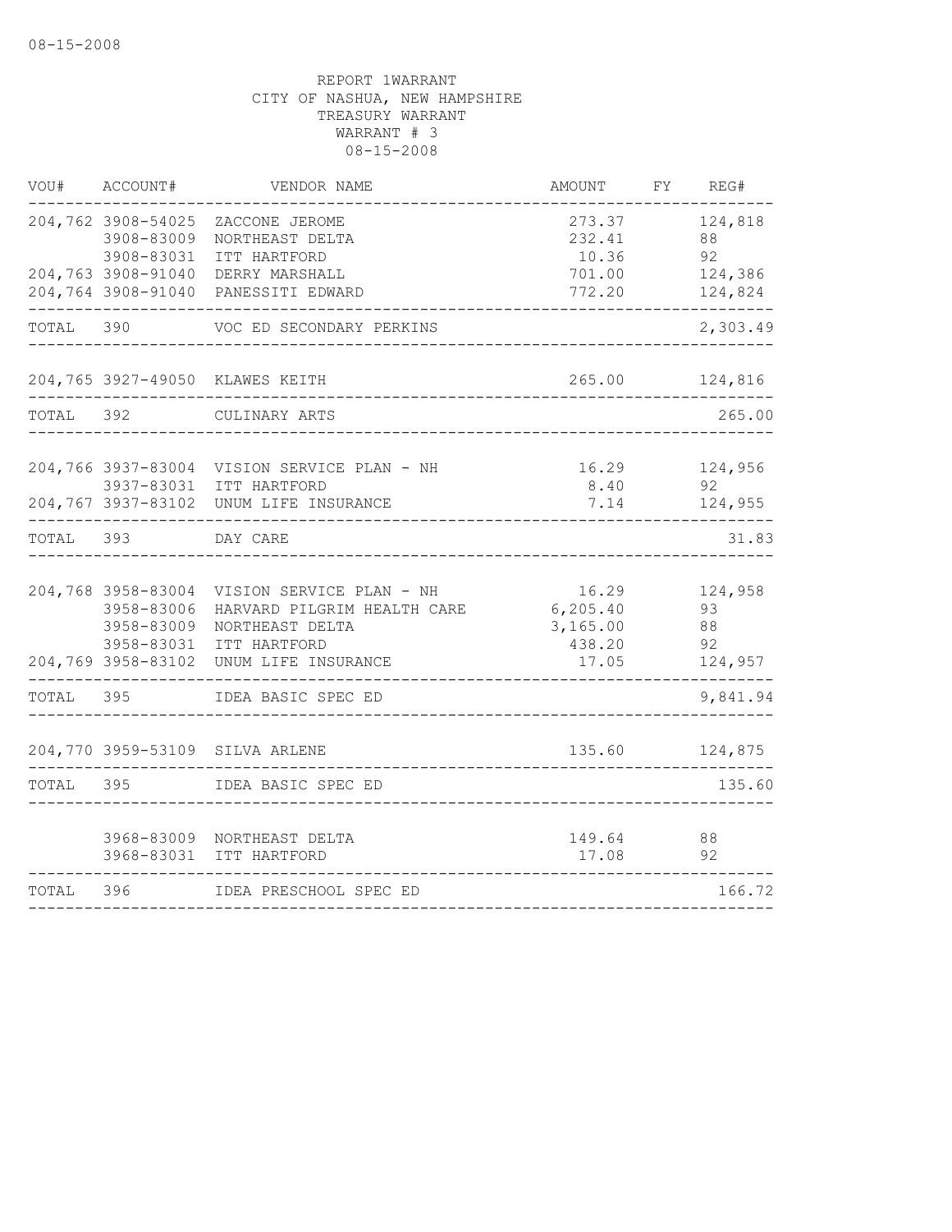08-15-2008

REPORT 1WARRANT
CITY OF NASHUA, NEW HAMPSHIRE
TREASURY WARRANT
WARRANT # 3
08-15-2008

| VOU# | ACCOUNT# | VENDOR NAME | AMOUNT | FY | REG# |
|---|---|---|---|---|---|
| 204,762 | 3908-54025 | ZACCONE JEROME | 273.37 | | 124,818 |
| | 3908-83009 | NORTHEAST DELTA | 232.41 | | 88 |
| | 3908-83031 | ITT HARTFORD | 10.36 | | 92 |
| 204,763 | 3908-91040 | DERRY MARSHALL | 701.00 | | 124,386 |
| 204,764 | 3908-91040 | PANESSITI EDWARD | 772.20 | | 124,824 |
| TOTAL | 390 | VOC ED SECONDARY PERKINS | | | 2,303.49 |
| 204,765 | 3927-49050 | KLAWES KEITH | 265.00 | | 124,816 |
| TOTAL | 392 | CULINARY ARTS | | | 265.00 |
| 204,766 | 3937-83004 | VISION SERVICE PLAN - NH | 16.29 | | 124,956 |
| | 3937-83031 | ITT HARTFORD | 8.40 | | 92 |
| 204,767 | 3937-83102 | UNUM LIFE INSURANCE | 7.14 | | 124,955 |
| TOTAL | 393 | DAY CARE | | | 31.83 |
| 204,768 | 3958-83004 | VISION SERVICE PLAN - NH | 16.29 | | 124,958 |
| | 3958-83006 | HARVARD PILGRIM HEALTH CARE | 6,205.40 | | 93 |
| | 3958-83009 | NORTHEAST DELTA | 3,165.00 | | 88 |
| | 3958-83031 | ITT HARTFORD | 438.20 | | 92 |
| 204,769 | 3958-83102 | UNUM LIFE INSURANCE | 17.05 | | 124,957 |
| TOTAL | 395 | IDEA BASIC SPEC ED | | | 9,841.94 |
| 204,770 | 3959-53109 | SILVA ARLENE | 135.60 | | 124,875 |
| TOTAL | 395 | IDEA BASIC SPEC ED | | | 135.60 |
| | 3968-83009 | NORTHEAST DELTA | 149.64 | | 88 |
| | 3968-83031 | ITT HARTFORD | 17.08 | | 92 |
| TOTAL | 396 | IDEA PRESCHOOL SPEC ED | | | 166.72 |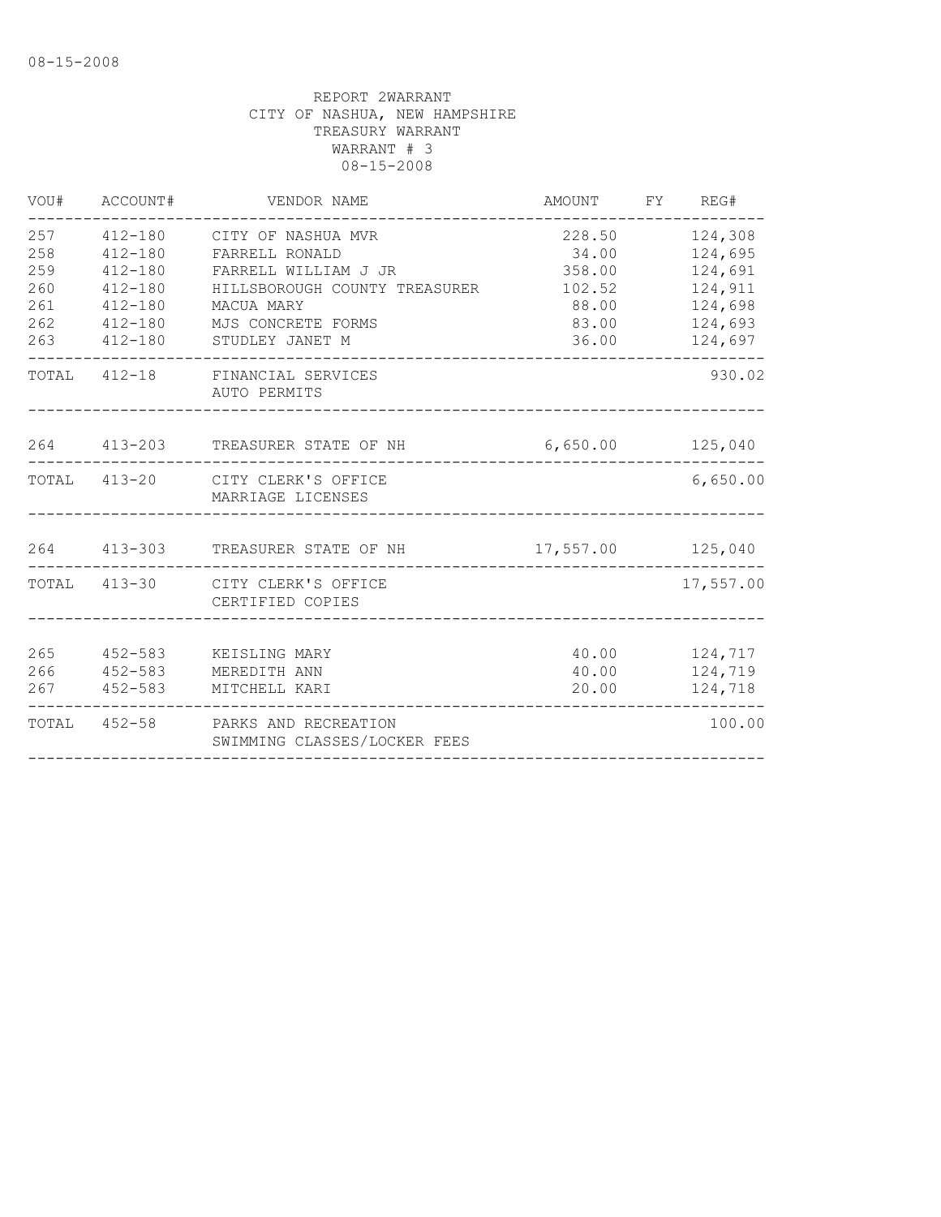08-15-2008

REPORT 2WARRANT
CITY OF NASHUA, NEW HAMPSHIRE
TREASURY WARRANT
WARRANT # 3
08-15-2008

| VOU# | ACCOUNT# | VENDOR NAME | AMOUNT | FY | REG# |
|---|---|---|---|---|---|
| 257 | 412-180 | CITY OF NASHUA MVR | 228.50 | | 124,308 |
| 258 | 412-180 | FARRELL RONALD | 34.00 | | 124,695 |
| 259 | 412-180 | FARRELL WILLIAM J JR | 358.00 | | 124,691 |
| 260 | 412-180 | HILLSBOROUGH COUNTY TREASURER | 102.52 | | 124,911 |
| 261 | 412-180 | MACUA MARY | 88.00 | | 124,698 |
| 262 | 412-180 | MJS CONCRETE FORMS | 83.00 | | 124,693 |
| 263 | 412-180 | STUDLEY JANET M | 36.00 | | 124,697 |
| TOTAL | 412-18 | FINANCIAL SERVICES AUTO PERMITS | | | 930.02 |
| 264 | 413-203 | TREASURER STATE OF NH | 6,650.00 | | 125,040 |
| TOTAL | 413-20 | CITY CLERK'S OFFICE MARRIAGE LICENSES | | | 6,650.00 |
| 264 | 413-303 | TREASURER STATE OF NH | 17,557.00 | | 125,040 |
| TOTAL | 413-30 | CITY CLERK'S OFFICE CERTIFIED COPIES | | | 17,557.00 |
| 265 | 452-583 | KEISLING MARY | 40.00 | | 124,717 |
| 266 | 452-583 | MEREDITH ANN | 40.00 | | 124,719 |
| 267 | 452-583 | MITCHELL KARI | 20.00 | | 124,718 |
| TOTAL | 452-58 | PARKS AND RECREATION SWIMMING CLASSES/LOCKER FEES | | | 100.00 |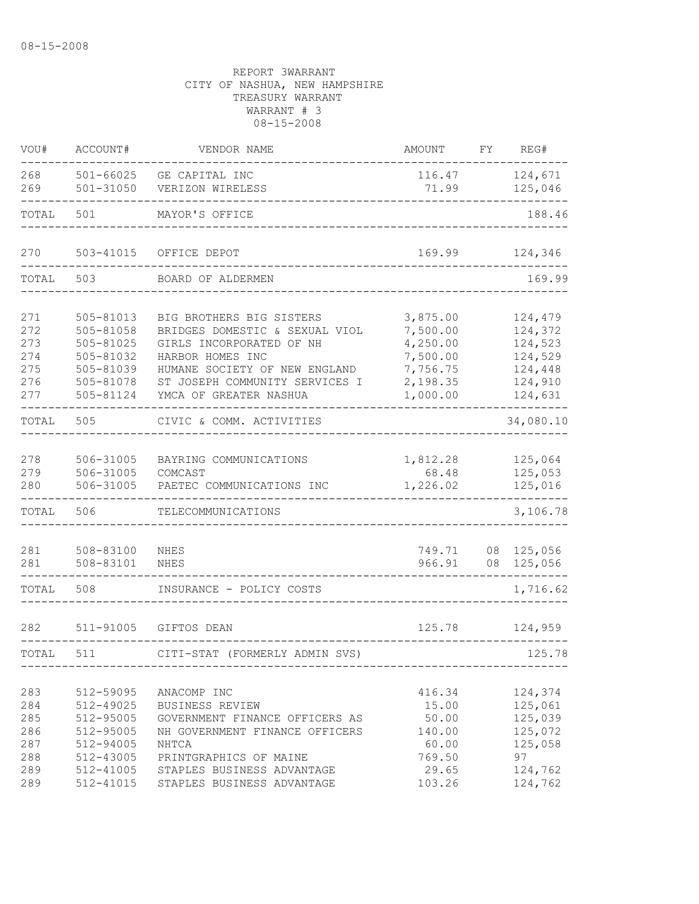08-15-2008

REPORT 3WARRANT
CITY OF NASHUA, NEW HAMPSHIRE
TREASURY WARRANT
WARRANT # 3
08-15-2008

| VOU# | ACCOUNT# | VENDOR NAME | AMOUNT | FY | REG# |
|---|---|---|---|---|---|
| 268 | 501-66025 | GE CAPITAL INC | 116.47 | | 124,671 |
| 269 | 501-31050 | VERIZON WIRELESS | 71.99 | | 125,046 |
| TOTAL | 501 | MAYOR'S OFFICE | | | 188.46 |
| 270 | 503-41015 | OFFICE DEPOT | 169.99 | | 124,346 |
| TOTAL | 503 | BOARD OF ALDERMEN | | | 169.99 |
| 271 | 505-81013 | BIG BROTHERS BIG SISTERS | 3,875.00 | | 124,479 |
| 272 | 505-81058 | BRIDGES DOMESTIC & SEXUAL VIOL | 7,500.00 | | 124,372 |
| 273 | 505-81025 | GIRLS INCORPORATED OF NH | 4,250.00 | | 124,523 |
| 274 | 505-81032 | HARBOR HOMES INC | 7,500.00 | | 124,529 |
| 275 | 505-81039 | HUMANE SOCIETY OF NEW ENGLAND | 7,756.75 | | 124,448 |
| 276 | 505-81078 | ST JOSEPH COMMUNITY SERVICES I | 2,198.35 | | 124,910 |
| 277 | 505-81124 | YMCA OF GREATER NASHUA | 1,000.00 | | 124,631 |
| TOTAL | 505 | CIVIC & COMM. ACTIVITIES | | | 34,080.10 |
| 278 | 506-31005 | BAYRING COMMUNICATIONS | 1,812.28 | | 125,064 |
| 279 | 506-31005 | COMCAST | 68.48 | | 125,053 |
| 280 | 506-31005 | PAETEC COMMUNICATIONS INC | 1,226.02 | | 125,016 |
| TOTAL | 506 | TELECOMMUNICATIONS | | | 3,106.78 |
| 281 | 508-83100 | NHES | 749.71 | 08 | 125,056 |
| 281 | 508-83101 | NHES | 966.91 | 08 | 125,056 |
| TOTAL | 508 | INSURANCE - POLICY COSTS | | | 1,716.62 |
| 282 | 511-91005 | GIFTOS DEAN | 125.78 | | 124,959 |
| TOTAL | 511 | CITI-STAT (FORMERLY ADMIN SVS) | | | 125.78 |
| 283 | 512-59095 | ANACOMP INC | 416.34 | | 124,374 |
| 284 | 512-49025 | BUSINESS REVIEW | 15.00 | | 125,061 |
| 285 | 512-95005 | GOVERNMENT FINANCE OFFICERS AS | 50.00 | | 125,039 |
| 286 | 512-95005 | NH GOVERNMENT FINANCE OFFICERS | 140.00 | | 125,072 |
| 287 | 512-94005 | NHTCA | 60.00 | | 125,058 |
| 288 | 512-43005 | PRINTGRAPHICS OF MAINE | 769.50 | | 97 |
| 289 | 512-41005 | STAPLES BUSINESS ADVANTAGE | 29.65 | | 124,762 |
| 289 | 512-41015 | STAPLES BUSINESS ADVANTAGE | 103.26 | | 124,762 |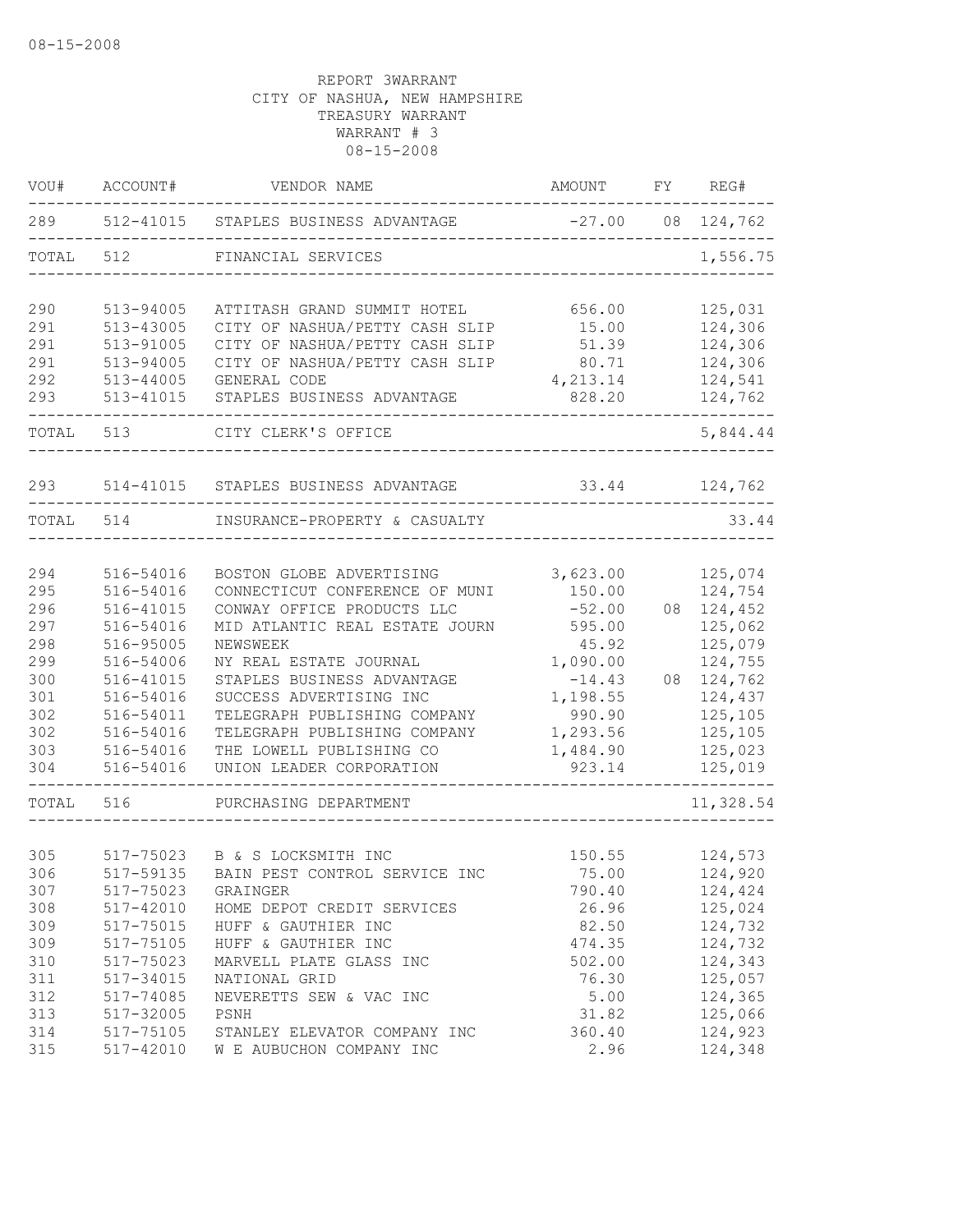REPORT 3WARRANT
CITY OF NASHUA, NEW HAMPSHIRE
TREASURY WARRANT
WARRANT # 3
08-15-2008

| VOU# | ACCOUNT# | VENDOR NAME | AMOUNT | FY | REG# |
|---|---|---|---|---|---|
| 289 | 512-41015 | STAPLES BUSINESS ADVANTAGE | -27.00 | 08 | 124,762 |
| TOTAL | 512 | FINANCIAL SERVICES | | | 1,556.75 |
| 290 | 513-94005 | ATTITASH GRAND SUMMIT HOTEL | 656.00 | | 125,031 |
| 291 | 513-43005 | CITY OF NASHUA/PETTY CASH SLIP | 15.00 | | 124,306 |
| 291 | 513-91005 | CITY OF NASHUA/PETTY CASH SLIP | 51.39 | | 124,306 |
| 291 | 513-94005 | CITY OF NASHUA/PETTY CASH SLIP | 80.71 | | 124,306 |
| 292 | 513-44005 | GENERAL CODE | 4,213.14 | | 124,541 |
| 293 | 513-41015 | STAPLES BUSINESS ADVANTAGE | 828.20 | | 124,762 |
| TOTAL | 513 | CITY CLERK'S OFFICE | | | 5,844.44 |
| 293 | 514-41015 | STAPLES BUSINESS ADVANTAGE | 33.44 | | 124,762 |
| TOTAL | 514 | INSURANCE-PROPERTY & CASUALTY | | | 33.44 |
| 294 | 516-54016 | BOSTON GLOBE ADVERTISING | 3,623.00 | | 125,074 |
| 295 | 516-54016 | CONNECTICUT CONFERENCE OF MUNI | 150.00 | | 124,754 |
| 296 | 516-41015 | CONWAY OFFICE PRODUCTS LLC | -52.00 | 08 | 124,452 |
| 297 | 516-54016 | MID ATLANTIC REAL ESTATE JOURN | 595.00 | | 125,062 |
| 298 | 516-95005 | NEWSWEEK | 45.92 | | 125,079 |
| 299 | 516-54006 | NY REAL ESTATE JOURNAL | 1,090.00 | | 124,755 |
| 300 | 516-41015 | STAPLES BUSINESS ADVANTAGE | -14.43 | 08 | 124,762 |
| 301 | 516-54016 | SUCCESS ADVERTISING INC | 1,198.55 | | 124,437 |
| 302 | 516-54011 | TELEGRAPH PUBLISHING COMPANY | 990.90 | | 125,105 |
| 302 | 516-54016 | TELEGRAPH PUBLISHING COMPANY | 1,293.56 | | 125,105 |
| 303 | 516-54016 | THE LOWELL PUBLISHING CO | 1,484.90 | | 125,023 |
| 304 | 516-54016 | UNION LEADER CORPORATION | 923.14 | | 125,019 |
| TOTAL | 516 | PURCHASING DEPARTMENT | | | 11,328.54 |
| 305 | 517-75023 | B & S LOCKSMITH INC | 150.55 | | 124,573 |
| 306 | 517-59135 | BAIN PEST CONTROL SERVICE INC | 75.00 | | 124,920 |
| 307 | 517-75023 | GRAINGER | 790.40 | | 124,424 |
| 308 | 517-42010 | HOME DEPOT CREDIT SERVICES | 26.96 | | 125,024 |
| 309 | 517-75015 | HUFF & GAUTHIER INC | 82.50 | | 124,732 |
| 309 | 517-75105 | HUFF & GAUTHIER INC | 474.35 | | 124,732 |
| 310 | 517-75023 | MARVELL PLATE GLASS INC | 502.00 | | 124,343 |
| 311 | 517-34015 | NATIONAL GRID | 76.30 | | 125,057 |
| 312 | 517-74085 | NEVERETTS SEW & VAC INC | 5.00 | | 124,365 |
| 313 | 517-32005 | PSNH | 31.82 | | 125,066 |
| 314 | 517-75105 | STANLEY ELEVATOR COMPANY INC | 360.40 | | 124,923 |
| 315 | 517-42010 | W E AUBUCHON COMPANY INC | 2.96 | | 124,348 |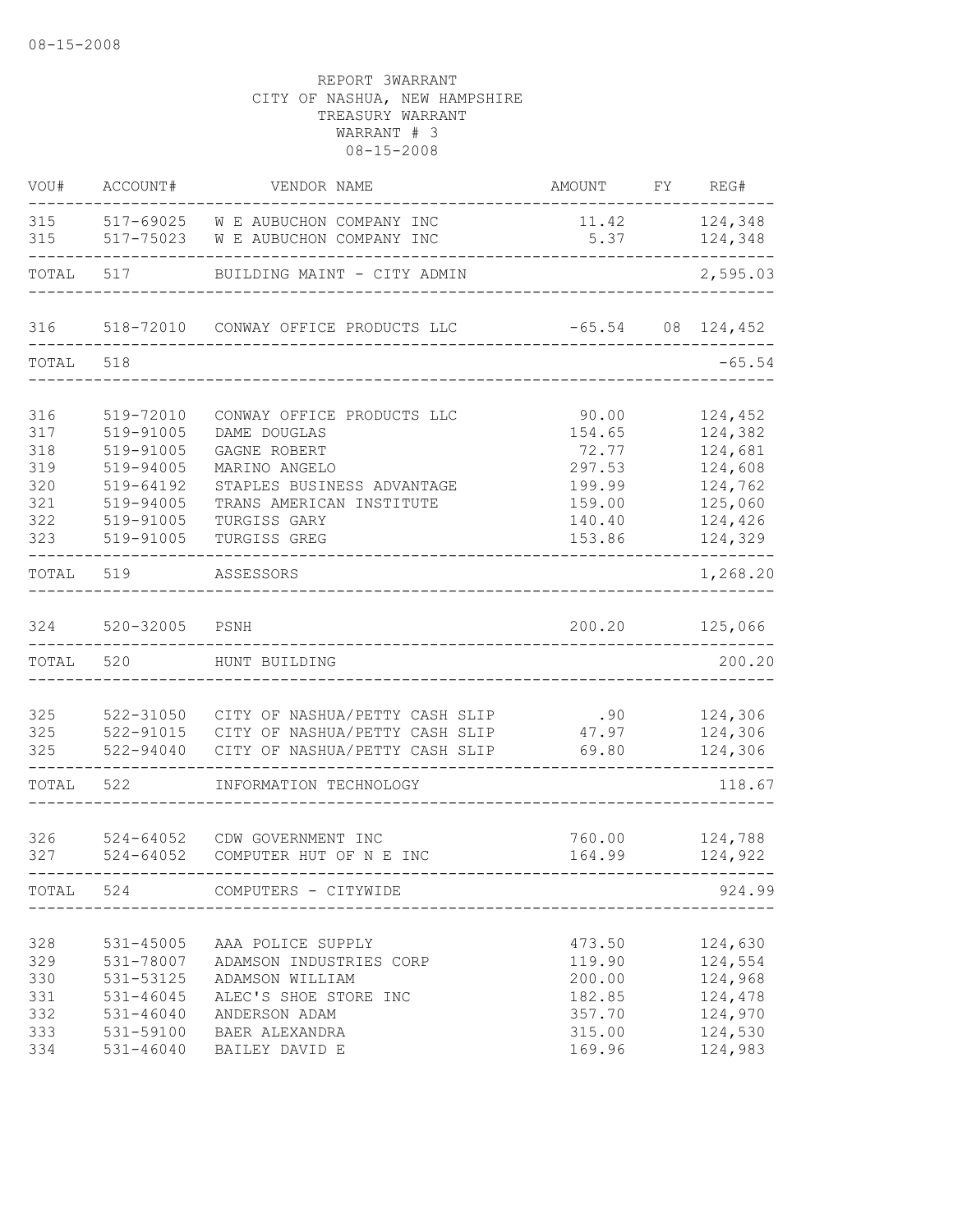08-15-2008

REPORT 3WARRANT
CITY OF NASHUA, NEW HAMPSHIRE
TREASURY WARRANT
WARRANT # 3
08-15-2008

| VOU# | ACCOUNT# | VENDOR NAME | AMOUNT | FY | REG# |
|---|---|---|---|---|---|
| 315 | 517-69025 | W E AUBUCHON COMPANY INC | 11.42 | | 124,348 |
| 315 | 517-75023 | W E AUBUCHON COMPANY INC | 5.37 | | 124,348 |
| TOTAL | 517 | BUILDING MAINT - CITY ADMIN | | | 2,595.03 |
| 316 | 518-72010 | CONWAY OFFICE PRODUCTS LLC | -65.54 | 08 | 124,452 |
| TOTAL | 518 | | | | -65.54 |
| 316 | 519-72010 | CONWAY OFFICE PRODUCTS LLC | 90.00 | | 124,452 |
| 317 | 519-91005 | DAME DOUGLAS | 154.65 | | 124,382 |
| 318 | 519-91005 | GAGNE ROBERT | 72.77 | | 124,681 |
| 319 | 519-94005 | MARINO ANGELO | 297.53 | | 124,608 |
| 320 | 519-64192 | STAPLES BUSINESS ADVANTAGE | 199.99 | | 124,762 |
| 321 | 519-94005 | TRANS AMERICAN INSTITUTE | 159.00 | | 125,060 |
| 322 | 519-91005 | TURGISS GARY | 140.40 | | 124,426 |
| 323 | 519-91005 | TURGISS GREG | 153.86 | | 124,329 |
| TOTAL | 519 | ASSESSORS | | | 1,268.20 |
| 324 | 520-32005 | PSNH | 200.20 | | 125,066 |
| TOTAL | 520 | HUNT BUILDING | | | 200.20 |
| 325 | 522-31050 | CITY OF NASHUA/PETTY CASH SLIP | .90 | | 124,306 |
| 325 | 522-91015 | CITY OF NASHUA/PETTY CASH SLIP | 47.97 | | 124,306 |
| 325 | 522-94040 | CITY OF NASHUA/PETTY CASH SLIP | 69.80 | | 124,306 |
| TOTAL | 522 | INFORMATION TECHNOLOGY | | | 118.67 |
| 326 | 524-64052 | CDW GOVERNMENT INC | 760.00 | | 124,788 |
| 327 | 524-64052 | COMPUTER HUT OF N E INC | 164.99 | | 124,922 |
| TOTAL | 524 | COMPUTERS - CITYWIDE | | | 924.99 |
| 328 | 531-45005 | AAA POLICE SUPPLY | 473.50 | | 124,630 |
| 329 | 531-78007 | ADAMSON INDUSTRIES CORP | 119.90 | | 124,554 |
| 330 | 531-53125 | ADAMSON WILLIAM | 200.00 | | 124,968 |
| 331 | 531-46045 | ALEC'S SHOE STORE INC | 182.85 | | 124,478 |
| 332 | 531-46040 | ANDERSON ADAM | 357.70 | | 124,970 |
| 333 | 531-59100 | BAER ALEXANDRA | 315.00 | | 124,530 |
| 334 | 531-46040 | BAILEY DAVID E | 169.96 | | 124,983 |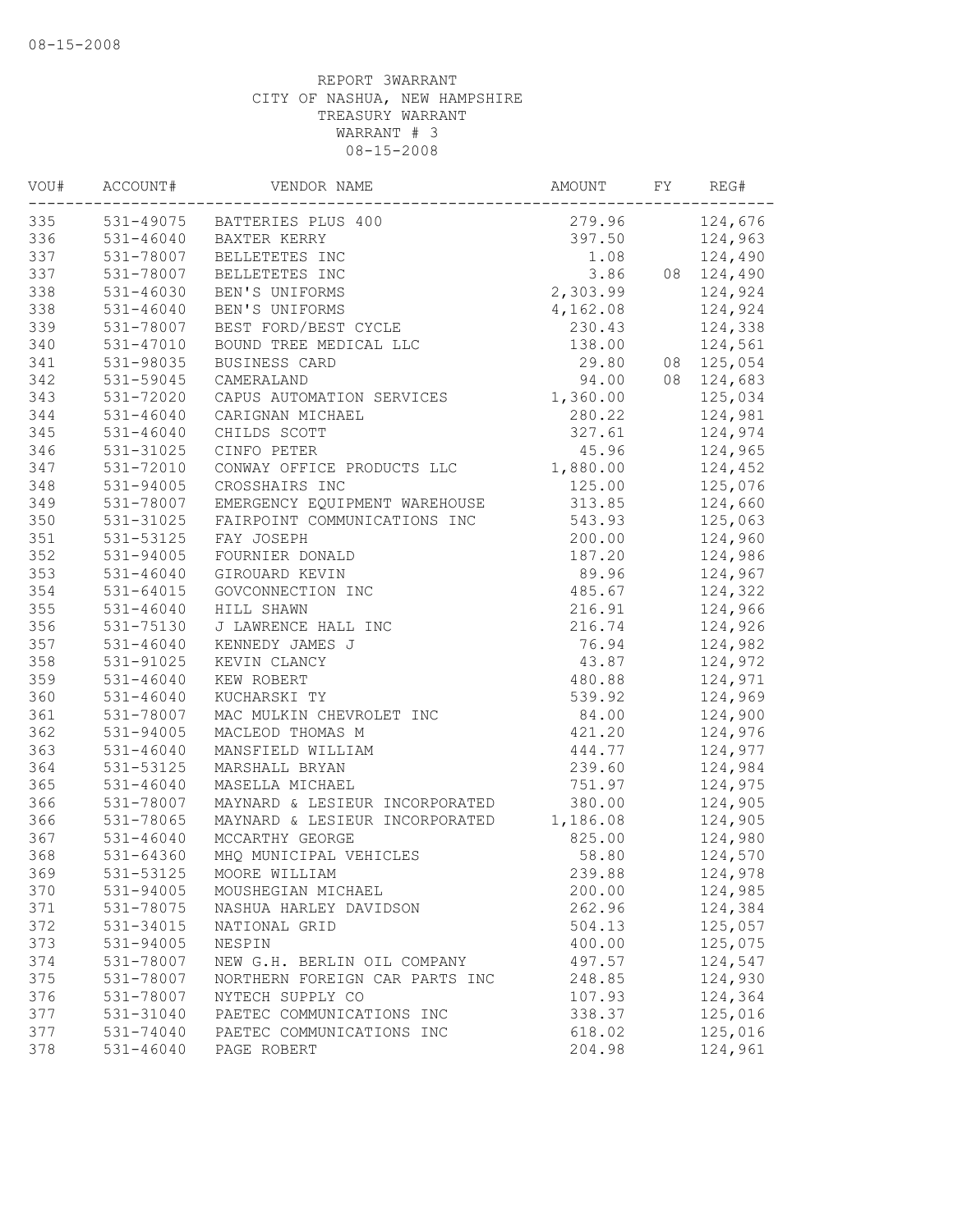08-15-2008

REPORT 3WARRANT
CITY OF NASHUA, NEW HAMPSHIRE
TREASURY WARRANT
WARRANT # 3
08-15-2008

| VOU# | ACCOUNT# | VENDOR NAME | AMOUNT | FY | REG# |
|---|---|---|---|---|---|
| 335 | 531-49075 | BATTERIES PLUS 400 | 279.96 | | 124,676 |
| 336 | 531-46040 | BAXTER KERRY | 397.50 | | 124,963 |
| 337 | 531-78007 | BELLETETES INC | 1.08 | | 124,490 |
| 337 | 531-78007 | BELLETETES INC | 3.86 | 08 | 124,490 |
| 338 | 531-46030 | BEN'S UNIFORMS | 2,303.99 | | 124,924 |
| 338 | 531-46040 | BEN'S UNIFORMS | 4,162.08 | | 124,924 |
| 339 | 531-78007 | BEST FORD/BEST CYCLE | 230.43 | | 124,338 |
| 340 | 531-47010 | BOUND TREE MEDICAL LLC | 138.00 | | 124,561 |
| 341 | 531-98035 | BUSINESS CARD | 29.80 | 08 | 125,054 |
| 342 | 531-59045 | CAMERALAND | 94.00 | 08 | 124,683 |
| 343 | 531-72020 | CAPUS AUTOMATION SERVICES | 1,360.00 | | 125,034 |
| 344 | 531-46040 | CARIGNAN MICHAEL | 280.22 | | 124,981 |
| 345 | 531-46040 | CHILDS SCOTT | 327.61 | | 124,974 |
| 346 | 531-31025 | CINFO PETER | 45.96 | | 124,965 |
| 347 | 531-72010 | CONWAY OFFICE PRODUCTS LLC | 1,880.00 | | 124,452 |
| 348 | 531-94005 | CROSSHAIRS INC | 125.00 | | 125,076 |
| 349 | 531-78007 | EMERGENCY EQUIPMENT WAREHOUSE | 313.85 | | 124,660 |
| 350 | 531-31025 | FAIRPOINT COMMUNICATIONS INC | 543.93 | | 125,063 |
| 351 | 531-53125 | FAY JOSEPH | 200.00 | | 124,960 |
| 352 | 531-94005 | FOURNIER DONALD | 187.20 | | 124,986 |
| 353 | 531-46040 | GIROUARD KEVIN | 89.96 | | 124,967 |
| 354 | 531-64015 | GOVCONNECTION INC | 485.67 | | 124,322 |
| 355 | 531-46040 | HILL SHAWN | 216.91 | | 124,966 |
| 356 | 531-75130 | J LAWRENCE HALL INC | 216.74 | | 124,926 |
| 357 | 531-46040 | KENNEDY JAMES J | 76.94 | | 124,982 |
| 358 | 531-91025 | KEVIN CLANCY | 43.87 | | 124,972 |
| 359 | 531-46040 | KEW ROBERT | 480.88 | | 124,971 |
| 360 | 531-46040 | KUCHARSKI TY | 539.92 | | 124,969 |
| 361 | 531-78007 | MAC MULKIN CHEVROLET INC | 84.00 | | 124,900 |
| 362 | 531-94005 | MACLEOD THOMAS M | 421.20 | | 124,976 |
| 363 | 531-46040 | MANSFIELD WILLIAM | 444.77 | | 124,977 |
| 364 | 531-53125 | MARSHALL BRYAN | 239.60 | | 124,984 |
| 365 | 531-46040 | MASELLA MICHAEL | 751.97 | | 124,975 |
| 366 | 531-78007 | MAYNARD & LESIEUR INCORPORATED | 380.00 | | 124,905 |
| 366 | 531-78065 | MAYNARD & LESIEUR INCORPORATED | 1,186.08 | | 124,905 |
| 367 | 531-46040 | MCCARTHY GEORGE | 825.00 | | 124,980 |
| 368 | 531-64360 | MHQ MUNICIPAL VEHICLES | 58.80 | | 124,570 |
| 369 | 531-53125 | MOORE WILLIAM | 239.88 | | 124,978 |
| 370 | 531-94005 | MOUSHEGIAN MICHAEL | 200.00 | | 124,985 |
| 371 | 531-78075 | NASHUA HARLEY DAVIDSON | 262.96 | | 124,384 |
| 372 | 531-34015 | NATIONAL GRID | 504.13 | | 125,057 |
| 373 | 531-94005 | NESPIN | 400.00 | | 125,075 |
| 374 | 531-78007 | NEW G.H. BERLIN OIL COMPANY | 497.57 | | 124,547 |
| 375 | 531-78007 | NORTHERN FOREIGN CAR PARTS INC | 248.85 | | 124,930 |
| 376 | 531-78007 | NYTECH SUPPLY CO | 107.93 | | 124,364 |
| 377 | 531-31040 | PAETEC COMMUNICATIONS INC | 338.37 | | 125,016 |
| 377 | 531-74040 | PAETEC COMMUNICATIONS INC | 618.02 | | 125,016 |
| 378 | 531-46040 | PAGE ROBERT | 204.98 | | 124,961 |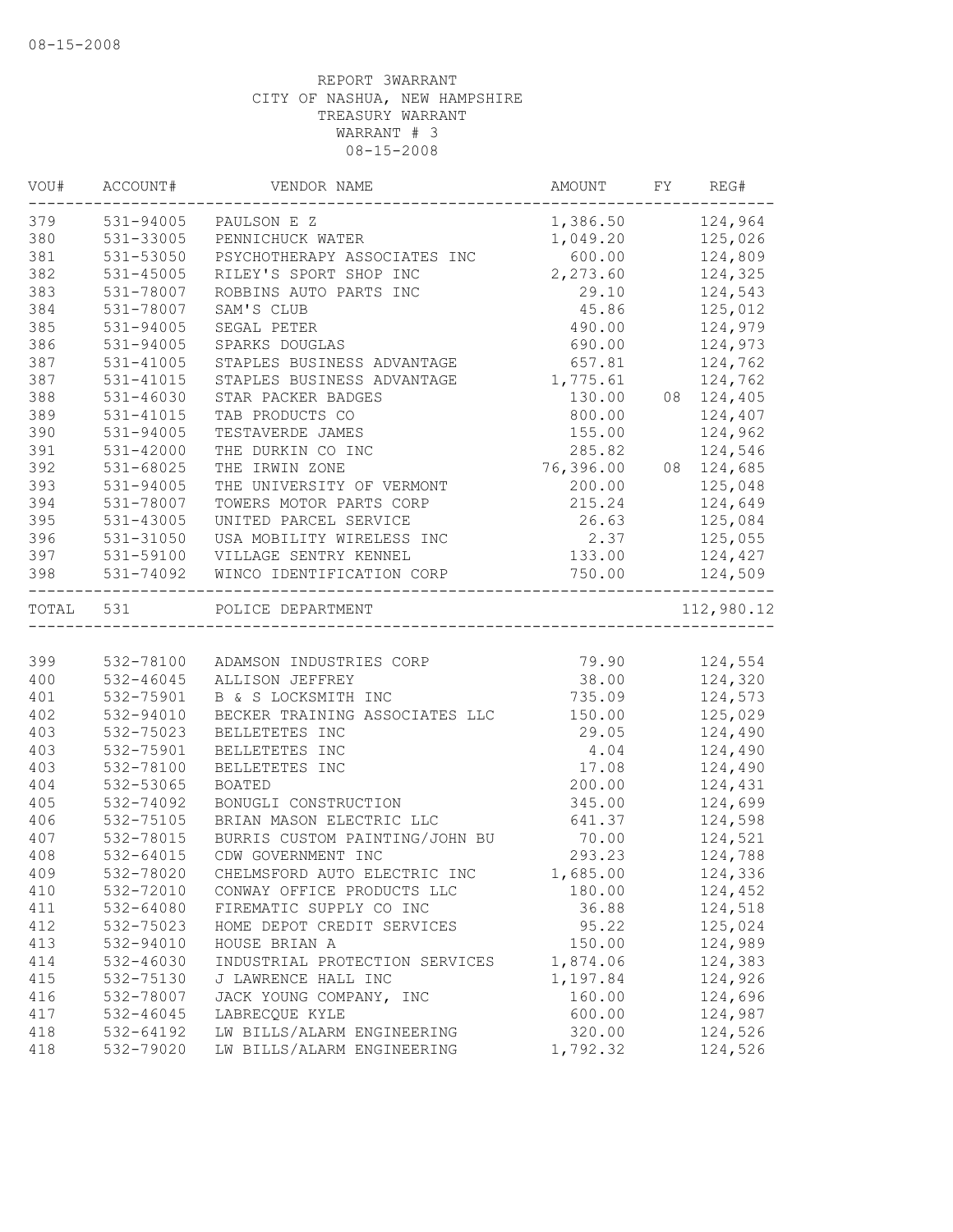08-15-2008

REPORT 3WARRANT
CITY OF NASHUA, NEW HAMPSHIRE
TREASURY WARRANT
WARRANT # 3
08-15-2008

| VOU# | ACCOUNT# | VENDOR NAME | AMOUNT | FY | REG# |
|---|---|---|---|---|---|
| 379 | 531-94005 | PAULSON E Z | 1,386.50 | | 124,964 |
| 380 | 531-33005 | PENNICHUCK WATER | 1,049.20 | | 125,026 |
| 381 | 531-53050 | PSYCHOTHERAPY ASSOCIATES INC | 600.00 | | 124,809 |
| 382 | 531-45005 | RILEY'S SPORT SHOP INC | 2,273.60 | | 124,325 |
| 383 | 531-78007 | ROBBINS AUTO PARTS INC | 29.10 | | 124,543 |
| 384 | 531-78007 | SAM'S CLUB | 45.86 | | 125,012 |
| 385 | 531-94005 | SEGAL PETER | 490.00 | | 124,979 |
| 386 | 531-94005 | SPARKS DOUGLAS | 690.00 | | 124,973 |
| 387 | 531-41005 | STAPLES BUSINESS ADVANTAGE | 657.81 | | 124,762 |
| 387 | 531-41015 | STAPLES BUSINESS ADVANTAGE | 1,775.61 | | 124,762 |
| 388 | 531-46030 | STAR PACKER BADGES | 130.00 | 08 | 124,405 |
| 389 | 531-41015 | TAB PRODUCTS CO | 800.00 | | 124,407 |
| 390 | 531-94005 | TESTAVERDE JAMES | 155.00 | | 124,962 |
| 391 | 531-42000 | THE DURKIN CO INC | 285.82 | | 124,546 |
| 392 | 531-68025 | THE IRWIN ZONE | 76,396.00 | 08 | 124,685 |
| 393 | 531-94005 | THE UNIVERSITY OF VERMONT | 200.00 | | 125,048 |
| 394 | 531-78007 | TOWERS MOTOR PARTS CORP | 215.24 | | 124,649 |
| 395 | 531-43005 | UNITED PARCEL SERVICE | 26.63 | | 125,084 |
| 396 | 531-31050 | USA MOBILITY WIRELESS INC | 2.37 | | 125,055 |
| 397 | 531-59100 | VILLAGE SENTRY KENNEL | 133.00 | | 124,427 |
| 398 | 531-74092 | WINCO IDENTIFICATION CORP | 750.00 | | 124,509 |
| TOTAL | 531 | POLICE DEPARTMENT | | | 112,980.12 |
| 399 | 532-78100 | ADAMSON INDUSTRIES CORP | 79.90 | | 124,554 |
| 400 | 532-46045 | ALLISON JEFFREY | 38.00 | | 124,320 |
| 401 | 532-75901 | B & S LOCKSMITH INC | 735.09 | | 124,573 |
| 402 | 532-94010 | BECKER TRAINING ASSOCIATES LLC | 150.00 | | 125,029 |
| 403 | 532-75023 | BELLETETES INC | 29.05 | | 124,490 |
| 403 | 532-75901 | BELLETETES INC | 4.04 | | 124,490 |
| 403 | 532-78100 | BELLETETES INC | 17.08 | | 124,490 |
| 404 | 532-53065 | BOATED | 200.00 | | 124,431 |
| 405 | 532-74092 | BONUGLI CONSTRUCTION | 345.00 | | 124,699 |
| 406 | 532-75105 | BRIAN MASON ELECTRIC LLC | 641.37 | | 124,598 |
| 407 | 532-78015 | BURRIS CUSTOM PAINTING/JOHN BU | 70.00 | | 124,521 |
| 408 | 532-64015 | CDW GOVERNMENT INC | 293.23 | | 124,788 |
| 409 | 532-78020 | CHELMSFORD AUTO ELECTRIC INC | 1,685.00 | | 124,336 |
| 410 | 532-72010 | CONWAY OFFICE PRODUCTS LLC | 180.00 | | 124,452 |
| 411 | 532-64080 | FIREMATIC SUPPLY CO INC | 36.88 | | 124,518 |
| 412 | 532-75023 | HOME DEPOT CREDIT SERVICES | 95.22 | | 125,024 |
| 413 | 532-94010 | HOUSE BRIAN A | 150.00 | | 124,989 |
| 414 | 532-46030 | INDUSTRIAL PROTECTION SERVICES | 1,874.06 | | 124,383 |
| 415 | 532-75130 | J LAWRENCE HALL INC | 1,197.84 | | 124,926 |
| 416 | 532-78007 | JACK YOUNG COMPANY, INC | 160.00 | | 124,696 |
| 417 | 532-46045 | LABRECQUE KYLE | 600.00 | | 124,987 |
| 418 | 532-64192 | LW BILLS/ALARM ENGINEERING | 320.00 | | 124,526 |
| 418 | 532-79020 | LW BILLS/ALARM ENGINEERING | 1,792.32 | | 124,526 |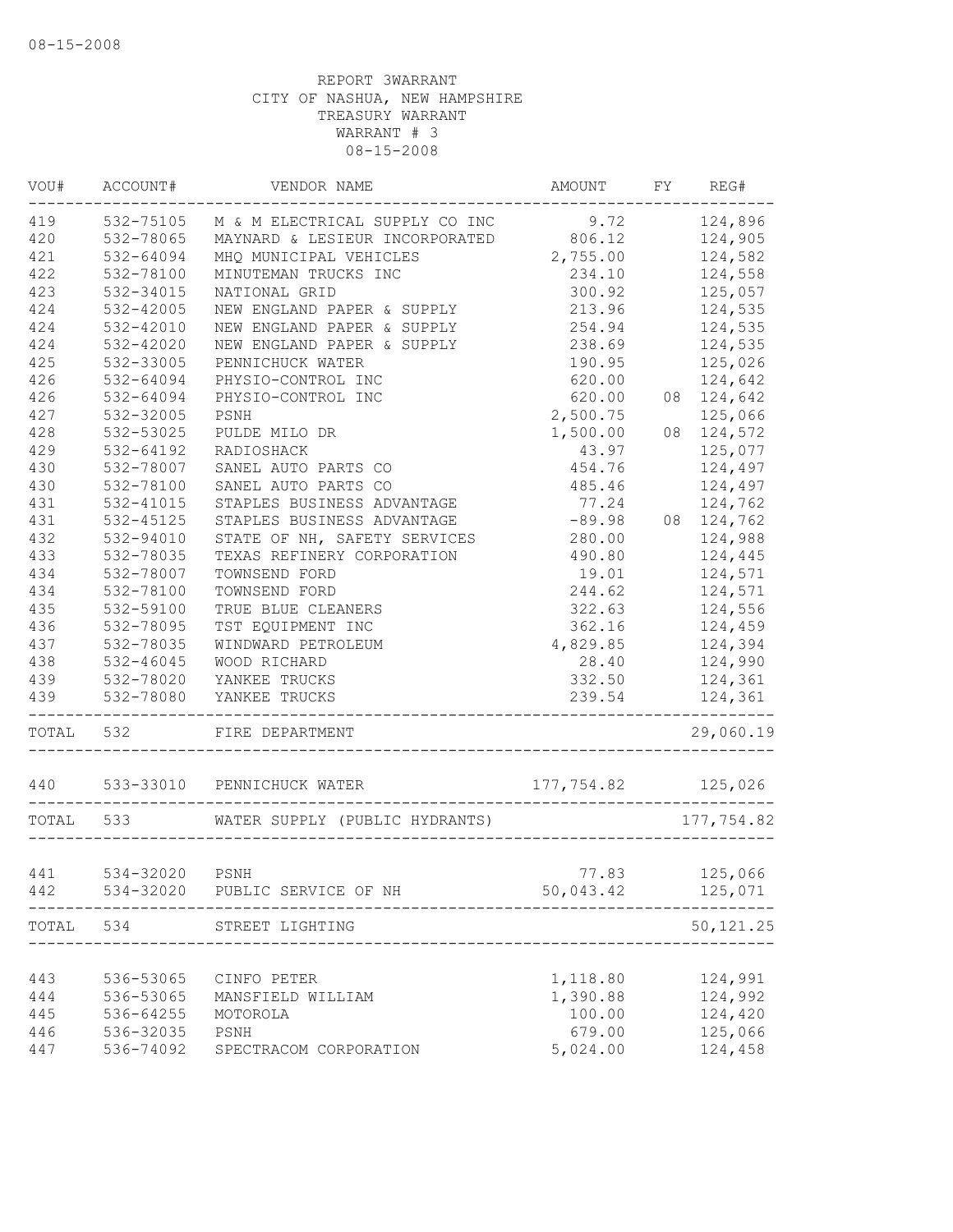08-15-2008

REPORT 3WARRANT
CITY OF NASHUA, NEW HAMPSHIRE
TREASURY WARRANT
WARRANT # 3
08-15-2008

| VOU# | ACCOUNT# | VENDOR NAME | AMOUNT | FY | REG# |
|---|---|---|---|---|---|
| 419 | 532-75105 | M & M ELECTRICAL SUPPLY CO INC | 9.72 | | 124,896 |
| 420 | 532-78065 | MAYNARD & LESIEUR INCORPORATED | 806.12 | | 124,905 |
| 421 | 532-64094 | MHQ MUNICIPAL VEHICLES | 2,755.00 | | 124,582 |
| 422 | 532-78100 | MINUTEMAN TRUCKS INC | 234.10 | | 124,558 |
| 423 | 532-34015 | NATIONAL GRID | 300.92 | | 125,057 |
| 424 | 532-42005 | NEW ENGLAND PAPER & SUPPLY | 213.96 | | 124,535 |
| 424 | 532-42010 | NEW ENGLAND PAPER & SUPPLY | 254.94 | | 124,535 |
| 424 | 532-42020 | NEW ENGLAND PAPER & SUPPLY | 238.69 | | 124,535 |
| 425 | 532-33005 | PENNICHUCK WATER | 190.95 | | 125,026 |
| 426 | 532-64094 | PHYSIO-CONTROL INC | 620.00 | | 124,642 |
| 426 | 532-64094 | PHYSIO-CONTROL INC | 620.00 | 08 | 124,642 |
| 427 | 532-32005 | PSNH | 2,500.75 | | 125,066 |
| 428 | 532-53025 | PULDE MILO DR | 1,500.00 | 08 | 124,572 |
| 429 | 532-64192 | RADIOSHACK | 43.97 | | 125,077 |
| 430 | 532-78007 | SANEL AUTO PARTS CO | 454.76 | | 124,497 |
| 430 | 532-78100 | SANEL AUTO PARTS CO | 485.46 | | 124,497 |
| 431 | 532-41015 | STAPLES BUSINESS ADVANTAGE | 77.24 | | 124,762 |
| 431 | 532-45125 | STAPLES BUSINESS ADVANTAGE | -89.98 | 08 | 124,762 |
| 432 | 532-94010 | STATE OF NH, SAFETY SERVICES | 280.00 | | 124,988 |
| 433 | 532-78035 | TEXAS REFINERY CORPORATION | 490.80 | | 124,445 |
| 434 | 532-78007 | TOWNSEND FORD | 19.01 | | 124,571 |
| 434 | 532-78100 | TOWNSEND FORD | 244.62 | | 124,571 |
| 435 | 532-59100 | TRUE BLUE CLEANERS | 322.63 | | 124,556 |
| 436 | 532-78095 | TST EQUIPMENT INC | 362.16 | | 124,459 |
| 437 | 532-78035 | WINDWARD PETROLEUM | 4,829.85 | | 124,394 |
| 438 | 532-46045 | WOOD RICHARD | 28.40 | | 124,990 |
| 439 | 532-78020 | YANKEE TRUCKS | 332.50 | | 124,361 |
| 439 | 532-78080 | YANKEE TRUCKS | 239.54 | | 124,361 |
| TOTAL | 532 | FIRE DEPARTMENT | | | 29,060.19 |
| 440 | 533-33010 | PENNICHUCK WATER | 177,754.82 | | 125,026 |
| TOTAL | 533 | WATER SUPPLY (PUBLIC HYDRANTS) | | | 177,754.82 |
| 441 | 534-32020 | PSNH | 77.83 | | 125,066 |
| 442 | 534-32020 | PUBLIC SERVICE OF NH | 50,043.42 | | 125,071 |
| TOTAL | 534 | STREET LIGHTING | | | 50,121.25 |
| 443 | 536-53065 | CINFO PETER | 1,118.80 | | 124,991 |
| 444 | 536-53065 | MANSFIELD WILLIAM | 1,390.88 | | 124,992 |
| 445 | 536-64255 | MOTOROLA | 100.00 | | 124,420 |
| 446 | 536-32035 | PSNH | 679.00 | | 125,066 |
| 447 | 536-74092 | SPECTRACOM CORPORATION | 5,024.00 | | 124,458 |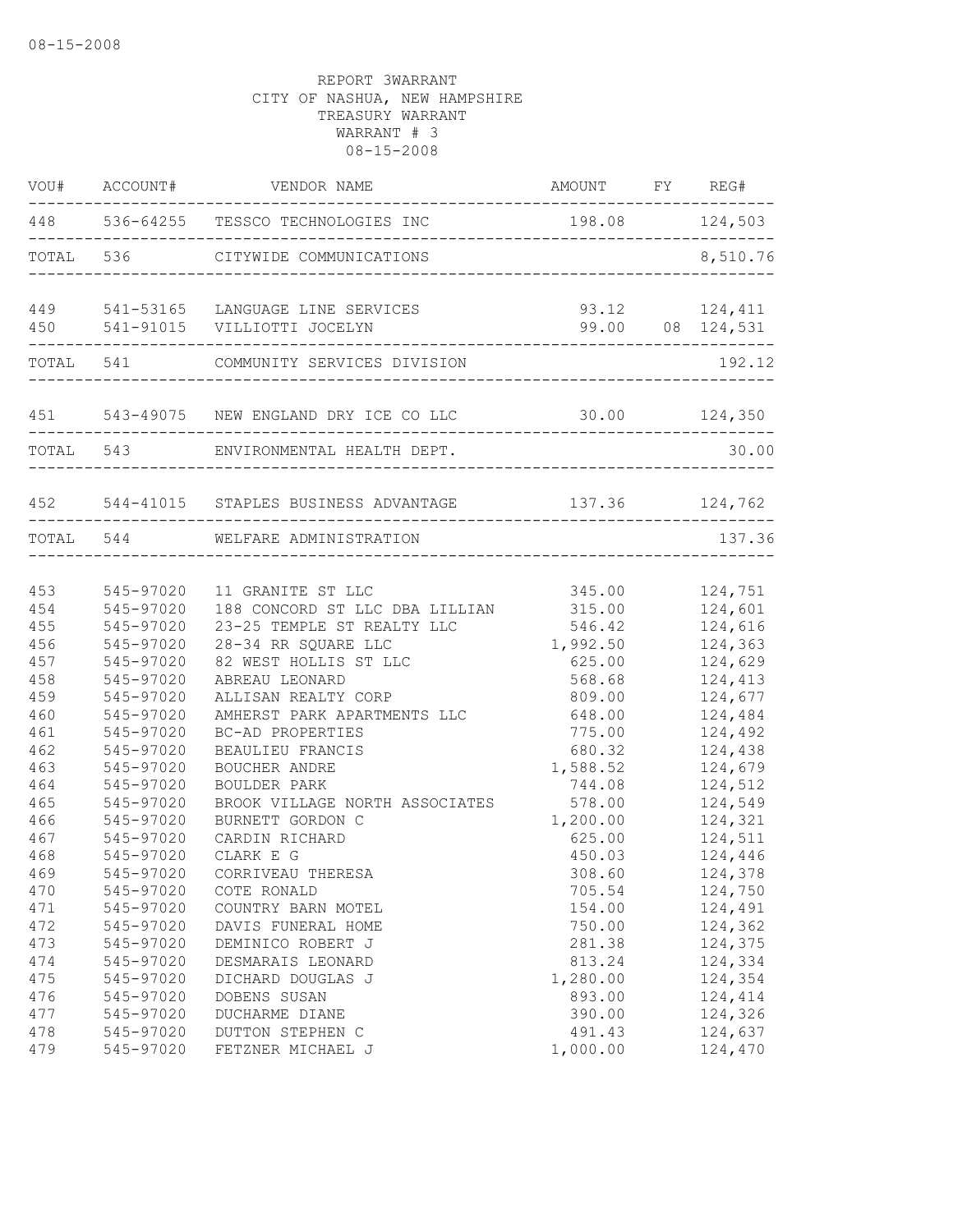08-15-2008

REPORT 3WARRANT
CITY OF NASHUA, NEW HAMPSHIRE
TREASURY WARRANT
WARRANT # 3
08-15-2008

| VOU# | ACCOUNT# | VENDOR NAME | AMOUNT | FY | REG# |
|---|---|---|---|---|---|
| 448 | 536-64255 | TESSCO TECHNOLOGIES INC | 198.08 | | 124,503 |
| TOTAL | 536 | CITYWIDE COMMUNICATIONS | | | 8,510.76 |
| 449 | 541-53165 | LANGUAGE LINE SERVICES | 93.12 | | 124,411 |
| 450 | 541-91015 | VILLIOTTI JOCELYN | 99.00 | 08 | 124,531 |
| TOTAL | 541 | COMMUNITY SERVICES DIVISION | | | 192.12 |
| 451 | 543-49075 | NEW ENGLAND DRY ICE CO LLC | 30.00 | | 124,350 |
| TOTAL | 543 | ENVIRONMENTAL HEALTH DEPT. | | | 30.00 |
| 452 | 544-41015 | STAPLES BUSINESS ADVANTAGE | 137.36 | | 124,762 |
| TOTAL | 544 | WELFARE ADMINISTRATION | | | 137.36 |
| 453 | 545-97020 | 11 GRANITE ST LLC | 345.00 | | 124,751 |
| 454 | 545-97020 | 188 CONCORD ST LLC DBA LILLIAN | 315.00 | | 124,601 |
| 455 | 545-97020 | 23-25 TEMPLE ST REALTY LLC | 546.42 | | 124,616 |
| 456 | 545-97020 | 28-34 RR SQUARE LLC | 1,992.50 | | 124,363 |
| 457 | 545-97020 | 82 WEST HOLLIS ST LLC | 625.00 | | 124,629 |
| 458 | 545-97020 | ABREAU LEONARD | 568.68 | | 124,413 |
| 459 | 545-97020 | ALLISAN REALTY CORP | 809.00 | | 124,677 |
| 460 | 545-97020 | AMHERST PARK APARTMENTS LLC | 648.00 | | 124,484 |
| 461 | 545-97020 | BC-AD PROPERTIES | 775.00 | | 124,492 |
| 462 | 545-97020 | BEAULIEU FRANCIS | 680.32 | | 124,438 |
| 463 | 545-97020 | BOUCHER ANDRE | 1,588.52 | | 124,679 |
| 464 | 545-97020 | BOULDER PARK | 744.08 | | 124,512 |
| 465 | 545-97020 | BROOK VILLAGE NORTH ASSOCIATES | 578.00 | | 124,549 |
| 466 | 545-97020 | BURNETT GORDON C | 1,200.00 | | 124,321 |
| 467 | 545-97020 | CARDIN RICHARD | 625.00 | | 124,511 |
| 468 | 545-97020 | CLARK E G | 450.03 | | 124,446 |
| 469 | 545-97020 | CORRIVEAU THERESA | 308.60 | | 124,378 |
| 470 | 545-97020 | COTE RONALD | 705.54 | | 124,750 |
| 471 | 545-97020 | COUNTRY BARN MOTEL | 154.00 | | 124,491 |
| 472 | 545-97020 | DAVIS FUNERAL HOME | 750.00 | | 124,362 |
| 473 | 545-97020 | DEMINICO ROBERT J | 281.38 | | 124,375 |
| 474 | 545-97020 | DESMARAIS LEONARD | 813.24 | | 124,334 |
| 475 | 545-97020 | DICHARD DOUGLAS J | 1,280.00 | | 124,354 |
| 476 | 545-97020 | DOBENS SUSAN | 893.00 | | 124,414 |
| 477 | 545-97020 | DUCHARME DIANE | 390.00 | | 124,326 |
| 478 | 545-97020 | DUTTON STEPHEN C | 491.43 | | 124,637 |
| 479 | 545-97020 | FETZNER MICHAEL J | 1,000.00 | | 124,470 |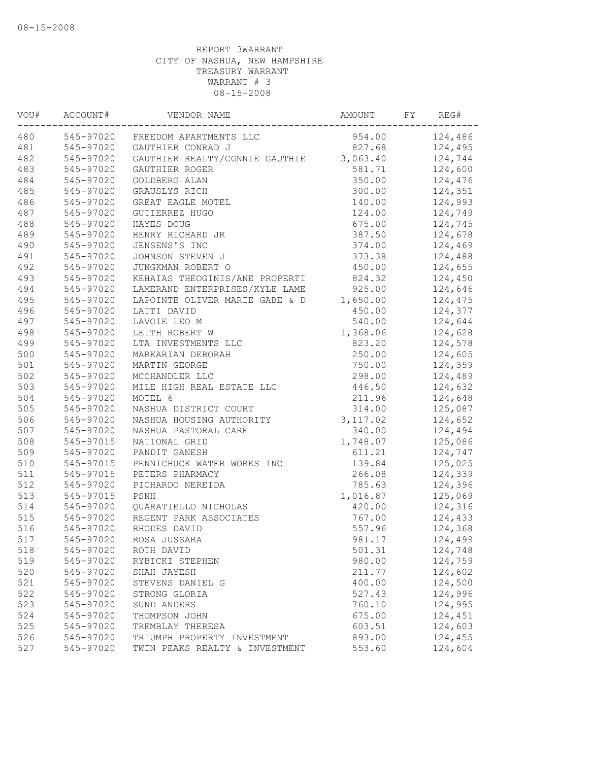REPORT 3WARRANT
CITY OF NASHUA, NEW HAMPSHIRE
TREASURY WARRANT
WARRANT # 3
08-15-2008

| VOU# | ACCOUNT# | VENDOR NAME | AMOUNT | FY | REG# |
|---|---|---|---|---|---|
| 480 | 545-97020 | FREEDOM APARTMENTS LLC | 954.00 | | 124,486 |
| 481 | 545-97020 | GAUTHIER CONRAD J | 827.68 | | 124,495 |
| 482 | 545-97020 | GAUTHIER REALTY/CONNIE GAUTHIE | 3,063.40 | | 124,744 |
| 483 | 545-97020 | GAUTHIER ROGER | 581.71 | | 124,600 |
| 484 | 545-97020 | GOLDBERG ALAN | 350.00 | | 124,476 |
| 485 | 545-97020 | GRAUSLYS RICH | 300.00 | | 124,351 |
| 486 | 545-97020 | GREAT EAGLE MOTEL | 140.00 | | 124,993 |
| 487 | 545-97020 | GUTIERREZ HUGO | 124.00 | | 124,749 |
| 488 | 545-97020 | HAYES DOUG | 675.00 | | 124,745 |
| 489 | 545-97020 | HENRY RICHARD JR | 387.50 | | 124,678 |
| 490 | 545-97020 | JENSENS'S INC | 374.00 | | 124,469 |
| 491 | 545-97020 | JOHNSON STEVEN J | 373.38 | | 124,488 |
| 492 | 545-97020 | JUNGKMAN ROBERT O | 450.00 | | 124,655 |
| 493 | 545-97020 | KEHAIAS THEOGINIS/ANE PROPERTI | 824.32 | | 124,450 |
| 494 | 545-97020 | LAMERAND ENTERPRISES/KYLE LAME | 925.00 | | 124,646 |
| 495 | 545-97020 | LAPOINTE OLIVER MARIE GABE & D | 1,650.00 | | 124,475 |
| 496 | 545-97020 | LATTI DAVID | 450.00 | | 124,377 |
| 497 | 545-97020 | LAVOIE LEO M | 540.00 | | 124,644 |
| 498 | 545-97020 | LEITH ROBERT W | 1,368.06 | | 124,628 |
| 499 | 545-97020 | LTA INVESTMENTS LLC | 823.20 | | 124,578 |
| 500 | 545-97020 | MARKARIAN DEBORAH | 250.00 | | 124,605 |
| 501 | 545-97020 | MARTIN GEORGE | 750.00 | | 124,359 |
| 502 | 545-97020 | MCCHANDLER LLC | 298.00 | | 124,489 |
| 503 | 545-97020 | MILE HIGH REAL ESTATE LLC | 446.50 | | 124,632 |
| 504 | 545-97020 | MOTEL 6 | 211.96 | | 124,648 |
| 505 | 545-97020 | NASHUA DISTRICT COURT | 314.00 | | 125,087 |
| 506 | 545-97020 | NASHUA HOUSING AUTHORITY | 3,117.02 | | 124,652 |
| 507 | 545-97020 | NASHUA PASTORAL CARE | 340.00 | | 124,494 |
| 508 | 545-97015 | NATIONAL GRID | 1,748.07 | | 125,086 |
| 509 | 545-97020 | PANDIT GANESH | 611.21 | | 124,747 |
| 510 | 545-97015 | PENNICHUCK WATER WORKS INC | 139.84 | | 125,025 |
| 511 | 545-97015 | PETERS PHARMACY | 266.08 | | 124,339 |
| 512 | 545-97020 | PICHARDO NEREIDA | 785.63 | | 124,396 |
| 513 | 545-97015 | PSNH | 1,016.87 | | 125,069 |
| 514 | 545-97020 | QUARATIELLO NICHOLAS | 420.00 | | 124,316 |
| 515 | 545-97020 | REGENT PARK ASSOCIATES | 767.00 | | 124,433 |
| 516 | 545-97020 | RHODES DAVID | 557.96 | | 124,368 |
| 517 | 545-97020 | ROSA JUSSARA | 981.17 | | 124,499 |
| 518 | 545-97020 | ROTH DAVID | 501.31 | | 124,748 |
| 519 | 545-97020 | RYBICKI STEPHEN | 980.00 | | 124,759 |
| 520 | 545-97020 | SHAH JAYESH | 211.77 | | 124,602 |
| 521 | 545-97020 | STEVENS DANIEL G | 400.00 | | 124,500 |
| 522 | 545-97020 | STRONG GLORIA | 527.43 | | 124,996 |
| 523 | 545-97020 | SUND ANDERS | 760.10 | | 124,995 |
| 524 | 545-97020 | THOMPSON JOHN | 675.00 | | 124,451 |
| 525 | 545-97020 | TREMBLAY THERESA | 603.51 | | 124,603 |
| 526 | 545-97020 | TRIUMPH PROPERTY INVESTMENT | 893.00 | | 124,455 |
| 527 | 545-97020 | TWIN PEAKS REALTY & INVESTMENT | 553.60 | | 124,604 |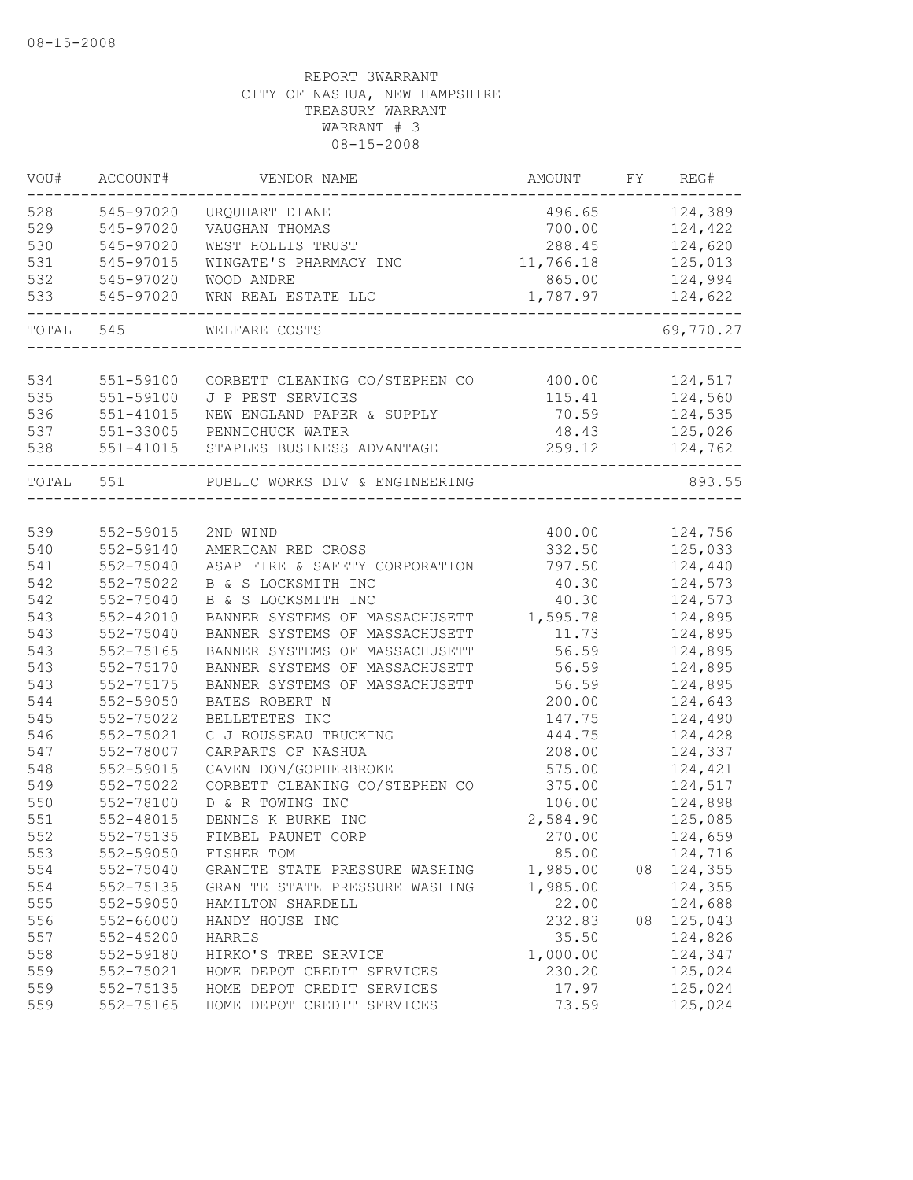08-15-2008

REPORT 3WARRANT
CITY OF NASHUA, NEW HAMPSHIRE
TREASURY WARRANT
WARRANT # 3
08-15-2008

| VOU# | ACCOUNT# | VENDOR NAME | AMOUNT | FY | REG# |
|---|---|---|---|---|---|
| 528 | 545-97020 | URQUHART DIANE | 496.65 | | 124,389 |
| 529 | 545-97020 | VAUGHAN THOMAS | 700.00 | | 124,422 |
| 530 | 545-97020 | WEST HOLLIS TRUST | 288.45 | | 124,620 |
| 531 | 545-97015 | WINGATE'S PHARMACY INC | 11,766.18 | | 125,013 |
| 532 | 545-97020 | WOOD ANDRE | 865.00 | | 124,994 |
| 533 | 545-97020 | WRN REAL ESTATE LLC | 1,787.97 | | 124,622 |
| TOTAL | 545 | WELFARE COSTS | | | 69,770.27 |
| 534 | 551-59100 | CORBETT CLEANING CO/STEPHEN CO | 400.00 | | 124,517 |
| 535 | 551-59100 | J P PEST SERVICES | 115.41 | | 124,560 |
| 536 | 551-41015 | NEW ENGLAND PAPER & SUPPLY | 70.59 | | 124,535 |
| 537 | 551-33005 | PENNICHUCK WATER | 48.43 | | 125,026 |
| 538 | 551-41015 | STAPLES BUSINESS ADVANTAGE | 259.12 | | 124,762 |
| TOTAL | 551 | PUBLIC WORKS DIV & ENGINEERING | | | 893.55 |
| 539 | 552-59015 | 2ND WIND | 400.00 | | 124,756 |
| 540 | 552-59140 | AMERICAN RED CROSS | 332.50 | | 125,033 |
| 541 | 552-75040 | ASAP FIRE & SAFETY CORPORATION | 797.50 | | 124,440 |
| 542 | 552-75022 | B & S LOCKSMITH INC | 40.30 | | 124,573 |
| 542 | 552-75040 | B & S LOCKSMITH INC | 40.30 | | 124,573 |
| 543 | 552-42010 | BANNER SYSTEMS OF MASSACHUSETT | 1,595.78 | | 124,895 |
| 543 | 552-75040 | BANNER SYSTEMS OF MASSACHUSETT | 11.73 | | 124,895 |
| 543 | 552-75165 | BANNER SYSTEMS OF MASSACHUSETT | 56.59 | | 124,895 |
| 543 | 552-75170 | BANNER SYSTEMS OF MASSACHUSETT | 56.59 | | 124,895 |
| 543 | 552-75175 | BANNER SYSTEMS OF MASSACHUSETT | 56.59 | | 124,895 |
| 544 | 552-59050 | BATES ROBERT N | 200.00 | | 124,643 |
| 545 | 552-75022 | BELLETETES INC | 147.75 | | 124,490 |
| 546 | 552-75021 | C J ROUSSEAU TRUCKING | 444.75 | | 124,428 |
| 547 | 552-78007 | CARPARTS OF NASHUA | 208.00 | | 124,337 |
| 548 | 552-59015 | CAVEN DON/GOPHERBROKE | 575.00 | | 124,421 |
| 549 | 552-75022 | CORBETT CLEANING CO/STEPHEN CO | 375.00 | | 124,517 |
| 550 | 552-78100 | D & R TOWING INC | 106.00 | | 124,898 |
| 551 | 552-48015 | DENNIS K BURKE INC | 2,584.90 | | 125,085 |
| 552 | 552-75135 | FIMBEL PAUNET CORP | 270.00 | | 124,659 |
| 553 | 552-59050 | FISHER TOM | 85.00 | | 124,716 |
| 554 | 552-75040 | GRANITE STATE PRESSURE WASHING | 1,985.00 | 08 | 124,355 |
| 554 | 552-75135 | GRANITE STATE PRESSURE WASHING | 1,985.00 | | 124,355 |
| 555 | 552-59050 | HAMILTON SHARDELL | 22.00 | | 124,688 |
| 556 | 552-66000 | HANDY HOUSE INC | 232.83 | 08 | 125,043 |
| 557 | 552-45200 | HARRIS | 35.50 | | 124,826 |
| 558 | 552-59180 | HIRKO'S TREE SERVICE | 1,000.00 | | 124,347 |
| 559 | 552-75021 | HOME DEPOT CREDIT SERVICES | 230.20 | | 125,024 |
| 559 | 552-75135 | HOME DEPOT CREDIT SERVICES | 17.97 | | 125,024 |
| 559 | 552-75165 | HOME DEPOT CREDIT SERVICES | 73.59 | | 125,024 |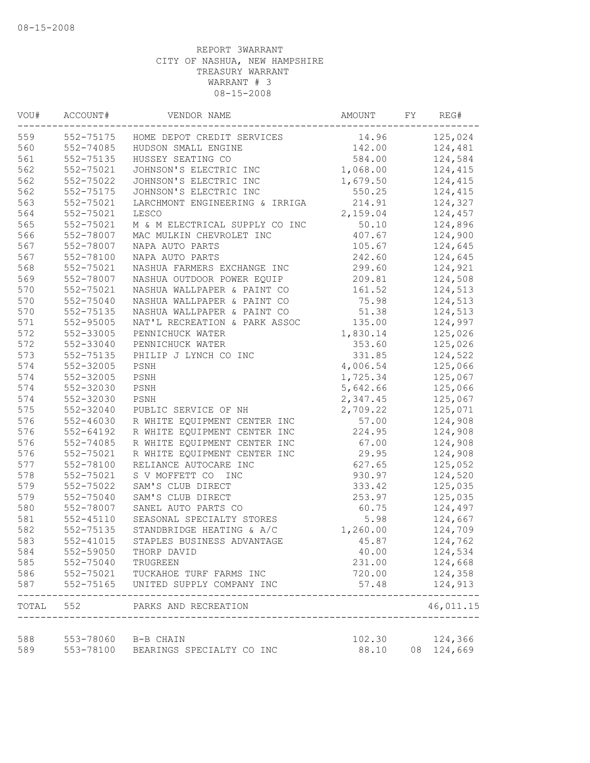08-15-2008

REPORT 3WARRANT
CITY OF NASHUA, NEW HAMPSHIRE
TREASURY WARRANT
WARRANT # 3
08-15-2008

| VOU# | ACCOUNT# | VENDOR NAME | AMOUNT | FY | REG# |
|---|---|---|---|---|---|
| 559 | 552-75175 | HOME DEPOT CREDIT SERVICES | 14.96 | | 125,024 |
| 560 | 552-74085 | HUDSON SMALL ENGINE | 142.00 | | 124,481 |
| 561 | 552-75135 | HUSSEY SEATING CO | 584.00 | | 124,584 |
| 562 | 552-75021 | JOHNSON'S ELECTRIC INC | 1,068.00 | | 124,415 |
| 562 | 552-75022 | JOHNSON'S ELECTRIC INC | 1,679.50 | | 124,415 |
| 562 | 552-75175 | JOHNSON'S ELECTRIC INC | 550.25 | | 124,415 |
| 563 | 552-75021 | LARCHMONT ENGINEERING & IRRIGA | 214.91 | | 124,327 |
| 564 | 552-75021 | LESCO | 2,159.04 | | 124,457 |
| 565 | 552-75021 | M & M ELECTRICAL SUPPLY CO INC | 50.10 | | 124,896 |
| 566 | 552-78007 | MAC MULKIN CHEVROLET INC | 407.67 | | 124,900 |
| 567 | 552-78007 | NAPA AUTO PARTS | 105.67 | | 124,645 |
| 567 | 552-78100 | NAPA AUTO PARTS | 242.60 | | 124,645 |
| 568 | 552-75021 | NASHUA FARMERS EXCHANGE INC | 299.60 | | 124,921 |
| 569 | 552-78007 | NASHUA OUTDOOR POWER EQUIP | 209.81 | | 124,508 |
| 570 | 552-75021 | NASHUA WALLPAPER & PAINT CO | 161.52 | | 124,513 |
| 570 | 552-75040 | NASHUA WALLPAPER & PAINT CO | 75.98 | | 124,513 |
| 570 | 552-75135 | NASHUA WALLPAPER & PAINT CO | 51.38 | | 124,513 |
| 571 | 552-95005 | NAT'L RECREATION & PARK ASSOC | 135.00 | | 124,997 |
| 572 | 552-33005 | PENNICHUCK WATER | 1,830.14 | | 125,026 |
| 572 | 552-33040 | PENNICHUCK WATER | 353.60 | | 125,026 |
| 573 | 552-75135 | PHILIP J LYNCH CO INC | 331.85 | | 124,522 |
| 574 | 552-32005 | PSNH | 4,006.54 | | 125,066 |
| 574 | 552-32005 | PSNH | 1,725.34 | | 125,067 |
| 574 | 552-32030 | PSNH | 5,642.66 | | 125,066 |
| 574 | 552-32030 | PSNH | 2,347.45 | | 125,067 |
| 575 | 552-32040 | PUBLIC SERVICE OF NH | 2,709.22 | | 125,071 |
| 576 | 552-46030 | R WHITE EQUIPMENT CENTER INC | 57.00 | | 124,908 |
| 576 | 552-64192 | R WHITE EQUIPMENT CENTER INC | 224.95 | | 124,908 |
| 576 | 552-74085 | R WHITE EQUIPMENT CENTER INC | 67.00 | | 124,908 |
| 576 | 552-75021 | R WHITE EQUIPMENT CENTER INC | 29.95 | | 124,908 |
| 577 | 552-78100 | RELIANCE AUTOCARE INC | 627.65 | | 125,052 |
| 578 | 552-75021 | S V MOFFETT CO INC | 930.97 | | 124,520 |
| 579 | 552-75022 | SAM'S CLUB DIRECT | 333.42 | | 125,035 |
| 579 | 552-75040 | SAM'S CLUB DIRECT | 253.97 | | 125,035 |
| 580 | 552-78007 | SANEL AUTO PARTS CO | 60.75 | | 124,497 |
| 581 | 552-45110 | SEASONAL SPECIALTY STORES | 5.98 | | 124,667 |
| 582 | 552-75135 | STANDBRIDGE HEATING & A/C | 1,260.00 | | 124,709 |
| 583 | 552-41015 | STAPLES BUSINESS ADVANTAGE | 45.87 | | 124,762 |
| 584 | 552-59050 | THORP DAVID | 40.00 | | 124,534 |
| 585 | 552-75040 | TRUGREEN | 231.00 | | 124,668 |
| 586 | 552-75021 | TUCKAHOE TURF FARMS INC | 720.00 | | 124,358 |
| 587 | 552-75165 | UNITED SUPPLY COMPANY INC | 57.48 | | 124,913 |
| TOTAL | 552 | PARKS AND RECREATION | | | 46,011.15 |
| 588 | 553-78060 | B-B CHAIN | 102.30 | | 124,366 |
| 589 | 553-78100 | BEARINGS SPECIALTY CO INC | 88.10 | 08 | 124,669 |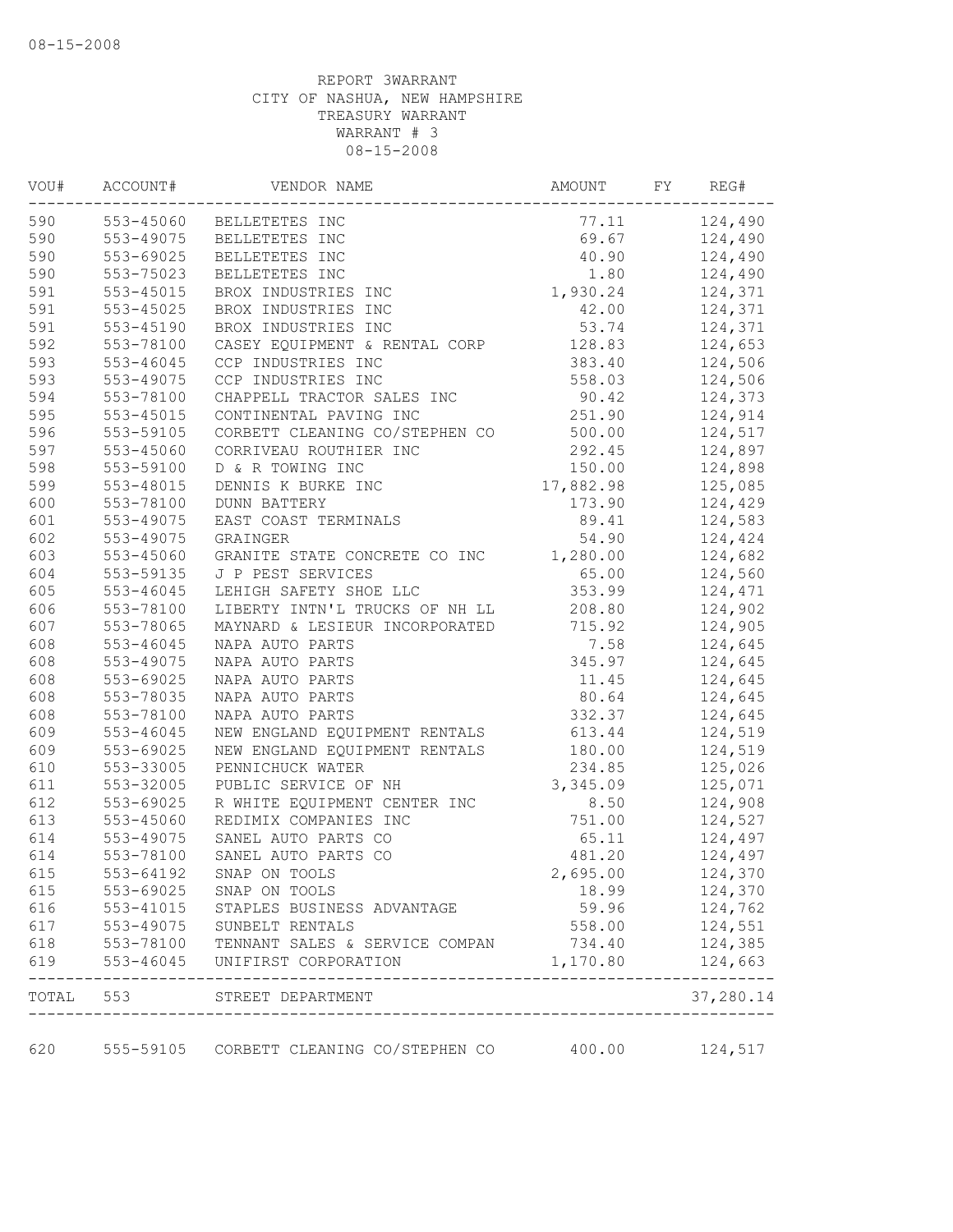08-15-2008

REPORT 3WARRANT
CITY OF NASHUA, NEW HAMPSHIRE
TREASURY WARRANT
WARRANT # 3
08-15-2008

| VOU# | ACCOUNT# | VENDOR NAME | AMOUNT | FY | REG# |
|---|---|---|---|---|---|
| 590 | 553-45060 | BELLETETES INC | 77.11 | | 124,490 |
| 590 | 553-49075 | BELLETETES INC | 69.67 | | 124,490 |
| 590 | 553-69025 | BELLETETES INC | 40.90 | | 124,490 |
| 590 | 553-75023 | BELLETETES INC | 1.80 | | 124,490 |
| 591 | 553-45015 | BROX INDUSTRIES INC | 1,930.24 | | 124,371 |
| 591 | 553-45025 | BROX INDUSTRIES INC | 42.00 | | 124,371 |
| 591 | 553-45190 | BROX INDUSTRIES INC | 53.74 | | 124,371 |
| 592 | 553-78100 | CASEY EQUIPMENT & RENTAL CORP | 128.83 | | 124,653 |
| 593 | 553-46045 | CCP INDUSTRIES INC | 383.40 | | 124,506 |
| 593 | 553-49075 | CCP INDUSTRIES INC | 558.03 | | 124,506 |
| 594 | 553-78100 | CHAPPELL TRACTOR SALES INC | 90.42 | | 124,373 |
| 595 | 553-45015 | CONTINENTAL PAVING INC | 251.90 | | 124,914 |
| 596 | 553-59105 | CORBETT CLEANING CO/STEPHEN CO | 500.00 | | 124,517 |
| 597 | 553-45060 | CORRIVEAU ROUTHIER INC | 292.45 | | 124,897 |
| 598 | 553-59100 | D & R TOWING INC | 150.00 | | 124,898 |
| 599 | 553-48015 | DENNIS K BURKE INC | 17,882.98 | | 125,085 |
| 600 | 553-78100 | DUNN BATTERY | 173.90 | | 124,429 |
| 601 | 553-49075 | EAST COAST TERMINALS | 89.41 | | 124,583 |
| 602 | 553-49075 | GRAINGER | 54.90 | | 124,424 |
| 603 | 553-45060 | GRANITE STATE CONCRETE CO INC | 1,280.00 | | 124,682 |
| 604 | 553-59135 | J P PEST SERVICES | 65.00 | | 124,560 |
| 605 | 553-46045 | LEHIGH SAFETY SHOE LLC | 353.99 | | 124,471 |
| 606 | 553-78100 | LIBERTY INTN'L TRUCKS OF NH LL | 208.80 | | 124,902 |
| 607 | 553-78065 | MAYNARD & LESIEUR INCORPORATED | 715.92 | | 124,905 |
| 608 | 553-46045 | NAPA AUTO PARTS | 7.58 | | 124,645 |
| 608 | 553-49075 | NAPA AUTO PARTS | 345.97 | | 124,645 |
| 608 | 553-69025 | NAPA AUTO PARTS | 11.45 | | 124,645 |
| 608 | 553-78035 | NAPA AUTO PARTS | 80.64 | | 124,645 |
| 608 | 553-78100 | NAPA AUTO PARTS | 332.37 | | 124,645 |
| 609 | 553-46045 | NEW ENGLAND EQUIPMENT RENTALS | 613.44 | | 124,519 |
| 609 | 553-69025 | NEW ENGLAND EQUIPMENT RENTALS | 180.00 | | 124,519 |
| 610 | 553-33005 | PENNICHUCK WATER | 234.85 | | 125,026 |
| 611 | 553-32005 | PUBLIC SERVICE OF NH | 3,345.09 | | 125,071 |
| 612 | 553-69025 | R WHITE EQUIPMENT CENTER INC | 8.50 | | 124,908 |
| 613 | 553-45060 | REDIMIX COMPANIES INC | 751.00 | | 124,527 |
| 614 | 553-49075 | SANEL AUTO PARTS CO | 65.11 | | 124,497 |
| 614 | 553-78100 | SANEL AUTO PARTS CO | 481.20 | | 124,497 |
| 615 | 553-64192 | SNAP ON TOOLS | 2,695.00 | | 124,370 |
| 615 | 553-69025 | SNAP ON TOOLS | 18.99 | | 124,370 |
| 616 | 553-41015 | STAPLES BUSINESS ADVANTAGE | 59.96 | | 124,762 |
| 617 | 553-49075 | SUNBELT RENTALS | 558.00 | | 124,551 |
| 618 | 553-78100 | TENNANT SALES & SERVICE COMPAN | 734.40 | | 124,385 |
| 619 | 553-46045 | UNIFIRST CORPORATION | 1,170.80 | | 124,663 |
| TOTAL | 553 | STREET DEPARTMENT | | | 37,280.14 |
| 620 | 555-59105 | CORBETT CLEANING CO/STEPHEN CO | 400.00 | | 124,517 |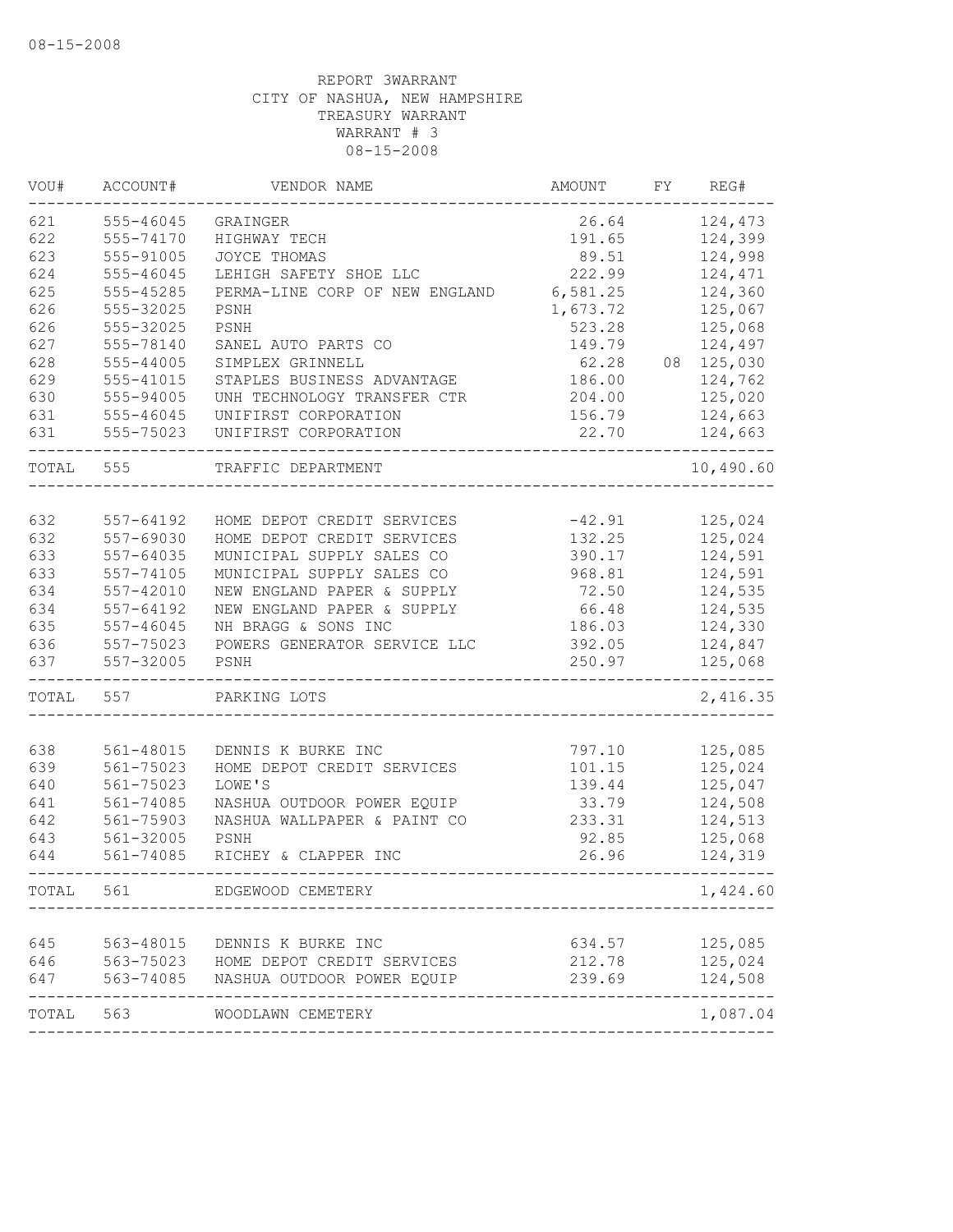08-15-2008

REPORT 3WARRANT
CITY OF NASHUA, NEW HAMPSHIRE
TREASURY WARRANT
WARRANT # 3
08-15-2008

| VOU# | ACCOUNT# | VENDOR NAME | AMOUNT | FY | REG# |
|---|---|---|---|---|---|
| 621 | 555-46045 | GRAINGER | 26.64 | | 124,473 |
| 622 | 555-74170 | HIGHWAY TECH | 191.65 | | 124,399 |
| 623 | 555-91005 | JOYCE THOMAS | 89.51 | | 124,998 |
| 624 | 555-46045 | LEHIGH SAFETY SHOE LLC | 222.99 | | 124,471 |
| 625 | 555-45285 | PERMA-LINE CORP OF NEW ENGLAND | 6,581.25 | | 124,360 |
| 626 | 555-32025 | PSNH | 1,673.72 | | 125,067 |
| 626 | 555-32025 | PSNH | 523.28 | | 125,068 |
| 627 | 555-78140 | SANEL AUTO PARTS CO | 149.79 | | 124,497 |
| 628 | 555-44005 | SIMPLEX GRINNELL | 62.28 | 08 | 125,030 |
| 629 | 555-41015 | STAPLES BUSINESS ADVANTAGE | 186.00 | | 124,762 |
| 630 | 555-94005 | UNH TECHNOLOGY TRANSFER CTR | 204.00 | | 125,020 |
| 631 | 555-46045 | UNIFIRST CORPORATION | 156.79 | | 124,663 |
| 631 | 555-75023 | UNIFIRST CORPORATION | 22.70 | | 124,663 |
| TOTAL | 555 | TRAFFIC DEPARTMENT | | | 10,490.60 |
| 632 | 557-64192 | HOME DEPOT CREDIT SERVICES | -42.91 | | 125,024 |
| 632 | 557-69030 | HOME DEPOT CREDIT SERVICES | 132.25 | | 125,024 |
| 633 | 557-64035 | MUNICIPAL SUPPLY SALES CO | 390.17 | | 124,591 |
| 633 | 557-74105 | MUNICIPAL SUPPLY SALES CO | 968.81 | | 124,591 |
| 634 | 557-42010 | NEW ENGLAND PAPER & SUPPLY | 72.50 | | 124,535 |
| 634 | 557-64192 | NEW ENGLAND PAPER & SUPPLY | 66.48 | | 124,535 |
| 635 | 557-46045 | NH BRAGG & SONS INC | 186.03 | | 124,330 |
| 636 | 557-75023 | POWERS GENERATOR SERVICE LLC | 392.05 | | 124,847 |
| 637 | 557-32005 | PSNH | 250.97 | | 125,068 |
| TOTAL | 557 | PARKING LOTS | | | 2,416.35 |
| 638 | 561-48015 | DENNIS K BURKE INC | 797.10 | | 125,085 |
| 639 | 561-75023 | HOME DEPOT CREDIT SERVICES | 101.15 | | 125,024 |
| 640 | 561-75023 | LOWE'S | 139.44 | | 125,047 |
| 641 | 561-74085 | NASHUA OUTDOOR POWER EQUIP | 33.79 | | 124,508 |
| 642 | 561-75903 | NASHUA WALLPAPER & PAINT CO | 233.31 | | 124,513 |
| 643 | 561-32005 | PSNH | 92.85 | | 125,068 |
| 644 | 561-74085 | RICHEY & CLAPPER INC | 26.96 | | 124,319 |
| TOTAL | 561 | EDGEWOOD CEMETERY | | | 1,424.60 |
| 645 | 563-48015 | DENNIS K BURKE INC | 634.57 | | 125,085 |
| 646 | 563-75023 | HOME DEPOT CREDIT SERVICES | 212.78 | | 125,024 |
| 647 | 563-74085 | NASHUA OUTDOOR POWER EQUIP | 239.69 | | 124,508 |
| TOTAL | 563 | WOODLAWN CEMETERY | | | 1,087.04 |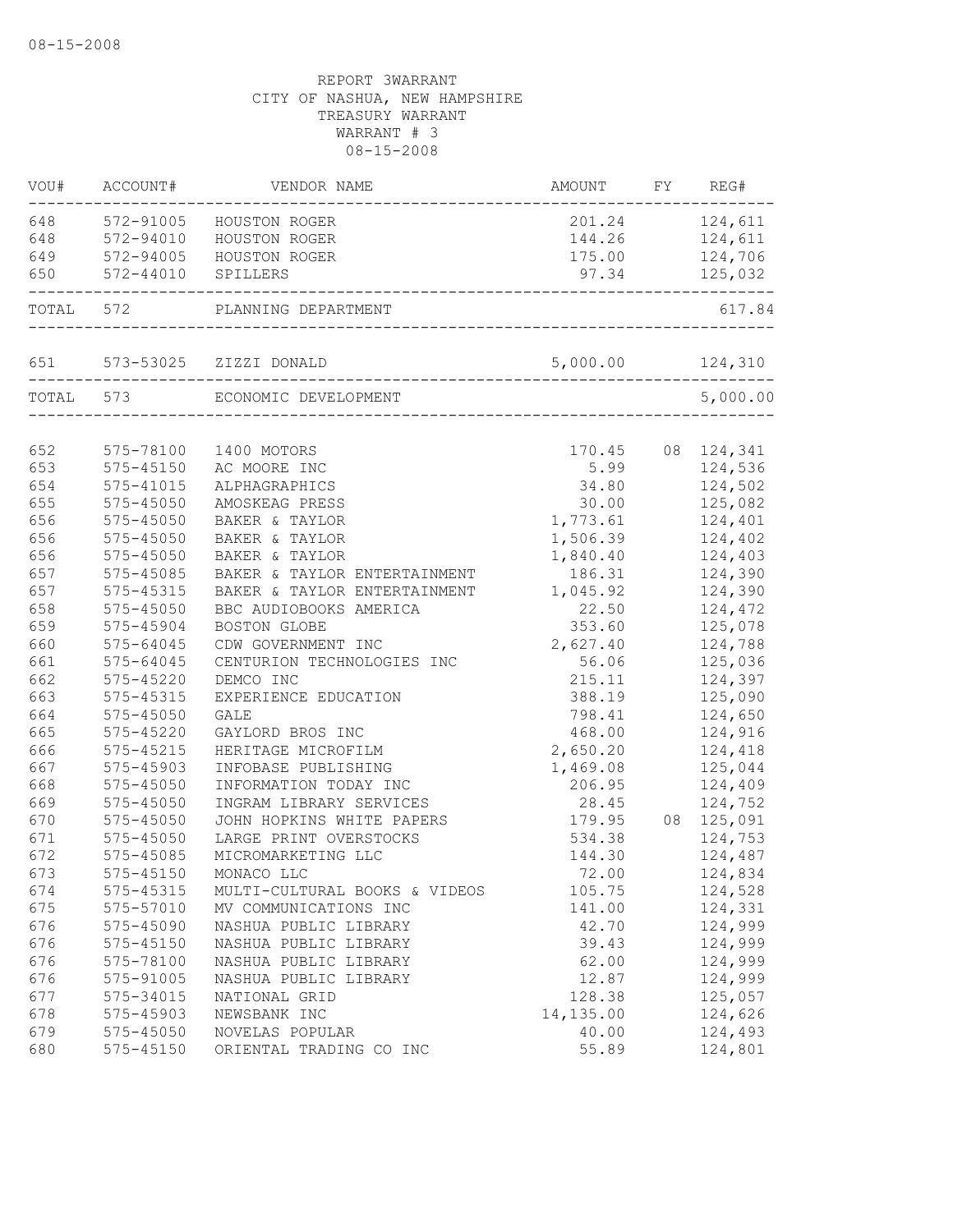08-15-2008

REPORT 3WARRANT
CITY OF NASHUA, NEW HAMPSHIRE
TREASURY WARRANT
WARRANT # 3
08-15-2008

| VOU# | ACCOUNT# | VENDOR NAME | AMOUNT | FY | REG# |
|---|---|---|---|---|---|
| 648 | 572-91005 | HOUSTON ROGER | 201.24 | | 124,611 |
| 648 | 572-94010 | HOUSTON ROGER | 144.26 | | 124,611 |
| 649 | 572-94005 | HOUSTON ROGER | 175.00 | | 124,706 |
| 650 | 572-44010 | SPILLERS | 97.34 | | 125,032 |
| TOTAL | 572 | PLANNING DEPARTMENT | | | 617.84 |
| 651 | 573-53025 | ZIZZI DONALD | 5,000.00 | | 124,310 |
| TOTAL | 573 | ECONOMIC DEVELOPMENT | | | 5,000.00 |
| 652 | 575-78100 | 1400 MOTORS | 170.45 | 08 | 124,341 |
| 653 | 575-45150 | AC MOORE INC | 5.99 | | 124,536 |
| 654 | 575-41015 | ALPHAGRAPHICS | 34.80 | | 124,502 |
| 655 | 575-45050 | AMOSKEAG PRESS | 30.00 | | 125,082 |
| 656 | 575-45050 | BAKER & TAYLOR | 1,773.61 | | 124,401 |
| 656 | 575-45050 | BAKER & TAYLOR | 1,506.39 | | 124,402 |
| 656 | 575-45050 | BAKER & TAYLOR | 1,840.40 | | 124,403 |
| 657 | 575-45085 | BAKER & TAYLOR ENTERTAINMENT | 186.31 | | 124,390 |
| 657 | 575-45315 | BAKER & TAYLOR ENTERTAINMENT | 1,045.92 | | 124,390 |
| 658 | 575-45050 | BBC AUDIOBOOKS AMERICA | 22.50 | | 124,472 |
| 659 | 575-45904 | BOSTON GLOBE | 353.60 | | 125,078 |
| 660 | 575-64045 | CDW GOVERNMENT INC | 2,627.40 | | 124,788 |
| 661 | 575-64045 | CENTURION TECHNOLOGIES INC | 56.06 | | 125,036 |
| 662 | 575-45220 | DEMCO INC | 215.11 | | 124,397 |
| 663 | 575-45315 | EXPERIENCE EDUCATION | 388.19 | | 125,090 |
| 664 | 575-45050 | GALE | 798.41 | | 124,650 |
| 665 | 575-45220 | GAYLORD BROS INC | 468.00 | | 124,916 |
| 666 | 575-45215 | HERITAGE MICROFILM | 2,650.20 | | 124,418 |
| 667 | 575-45903 | INFOBASE PUBLISHING | 1,469.08 | | 125,044 |
| 668 | 575-45050 | INFORMATION TODAY INC | 206.95 | | 124,409 |
| 669 | 575-45050 | INGRAM LIBRARY SERVICES | 28.45 | | 124,752 |
| 670 | 575-45050 | JOHN HOPKINS WHITE PAPERS | 179.95 | 08 | 125,091 |
| 671 | 575-45050 | LARGE PRINT OVERSTOCKS | 534.38 | | 124,753 |
| 672 | 575-45085 | MICROMARKETING LLC | 144.30 | | 124,487 |
| 673 | 575-45150 | MONACO LLC | 72.00 | | 124,834 |
| 674 | 575-45315 | MULTI-CULTURAL BOOKS & VIDEOS | 105.75 | | 124,528 |
| 675 | 575-57010 | MV COMMUNICATIONS INC | 141.00 | | 124,331 |
| 676 | 575-45090 | NASHUA PUBLIC LIBRARY | 42.70 | | 124,999 |
| 676 | 575-45150 | NASHUA PUBLIC LIBRARY | 39.43 | | 124,999 |
| 676 | 575-78100 | NASHUA PUBLIC LIBRARY | 62.00 | | 124,999 |
| 676 | 575-91005 | NASHUA PUBLIC LIBRARY | 12.87 | | 124,999 |
| 677 | 575-34015 | NATIONAL GRID | 128.38 | | 125,057 |
| 678 | 575-45903 | NEWSBANK INC | 14,135.00 | | 124,626 |
| 679 | 575-45050 | NOVELAS POPULAR | 40.00 | | 124,493 |
| 680 | 575-45150 | ORIENTAL TRADING CO INC | 55.89 | | 124,801 |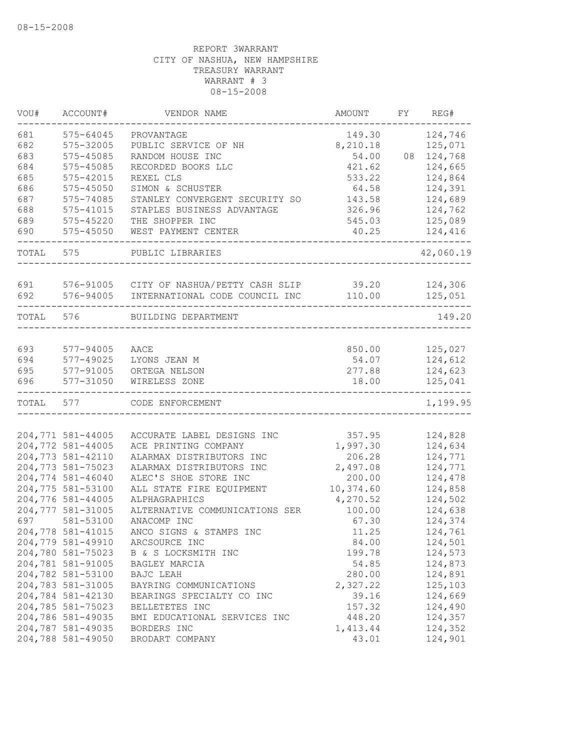08-15-2008

REPORT 3WARRANT
CITY OF NASHUA, NEW HAMPSHIRE
TREASURY WARRANT
WARRANT # 3
08-15-2008

| VOU# | ACCOUNT# | VENDOR NAME | AMOUNT | FY | REG# |
|---|---|---|---|---|---|
| 681 | 575-64045 | PROVANTAGE | 149.30 | | 124,746 |
| 682 | 575-32005 | PUBLIC SERVICE OF NH | 8,210.18 | | 125,071 |
| 683 | 575-45085 | RANDOM HOUSE INC | 54.00 | 08 | 124,768 |
| 684 | 575-45085 | RECORDED BOOKS LLC | 421.62 | | 124,665 |
| 685 | 575-42015 | REXEL CLS | 533.22 | | 124,864 |
| 686 | 575-45050 | SIMON & SCHUSTER | 64.58 | | 124,391 |
| 687 | 575-74085 | STANLEY CONVERGENT SECURITY SO | 143.58 | | 124,689 |
| 688 | 575-41015 | STAPLES BUSINESS ADVANTAGE | 326.96 | | 124,762 |
| 689 | 575-45220 | THE SHOPPER INC | 545.03 | | 125,089 |
| 690 | 575-45050 | WEST PAYMENT CENTER | 40.25 | | 124,416 |
| TOTAL | 575 | PUBLIC LIBRARIES | | | 42,060.19 |
| 691 | 576-91005 | CITY OF NASHUA/PETTY CASH SLIP | 39.20 | | 124,306 |
| 692 | 576-94005 | INTERNATIONAL CODE COUNCIL INC | 110.00 | | 125,051 |
| TOTAL | 576 | BUILDING DEPARTMENT | | | 149.20 |
| 693 | 577-94005 | AACE | 850.00 | | 125,027 |
| 694 | 577-49025 | LYONS JEAN M | 54.07 | | 124,612 |
| 695 | 577-91005 | ORTEGA NELSON | 277.88 | | 124,623 |
| 696 | 577-31050 | WIRELESS ZONE | 18.00 | | 125,041 |
| TOTAL | 577 | CODE ENFORCEMENT | | | 1,199.95 |
| 204,771 | 581-44005 | ACCURATE LABEL DESIGNS INC | 357.95 | | 124,828 |
| 204,772 | 581-44005 | ACE PRINTING COMPANY | 1,997.30 | | 124,634 |
| 204,773 | 581-42110 | ALARMAX DISTRIBUTORS INC | 206.28 | | 124,771 |
| 204,773 | 581-75023 | ALARMAX DISTRIBUTORS INC | 2,497.08 | | 124,771 |
| 204,774 | 581-46040 | ALEC'S SHOE STORE INC | 200.00 | | 124,478 |
| 204,775 | 581-53100 | ALL STATE FIRE EQUIPMENT | 10,374.60 | | 124,858 |
| 204,776 | 581-44005 | ALPHAGRAPHICS | 4,270.52 | | 124,502 |
| 204,777 | 581-31005 | ALTERNATIVE COMMUNICATIONS SER | 100.00 | | 124,638 |
| 697 | 581-53100 | ANACOMP INC | 67.30 | | 124,374 |
| 204,778 | 581-41015 | ANCO SIGNS & STAMPS INC | 11.25 | | 124,761 |
| 204,779 | 581-49910 | ARCSOURCE INC | 84.00 | | 124,501 |
| 204,780 | 581-75023 | B & S LOCKSMITH INC | 199.78 | | 124,573 |
| 204,781 | 581-91005 | BAGLEY MARCIA | 54.85 | | 124,873 |
| 204,782 | 581-53100 | BAJC LEAH | 280.00 | | 124,891 |
| 204,783 | 581-31005 | BAYRING COMMUNICATIONS | 2,327.22 | | 125,103 |
| 204,784 | 581-42130 | BEARINGS SPECIALTY CO INC | 39.16 | | 124,669 |
| 204,785 | 581-75023 | BELLETETES INC | 157.32 | | 124,490 |
| 204,786 | 581-49035 | BMI EDUCATIONAL SERVICES INC | 448.20 | | 124,357 |
| 204,787 | 581-49035 | BORDERS INC | 1,413.44 | | 124,352 |
| 204,788 | 581-49050 | BRODART COMPANY | 43.01 | | 124,901 |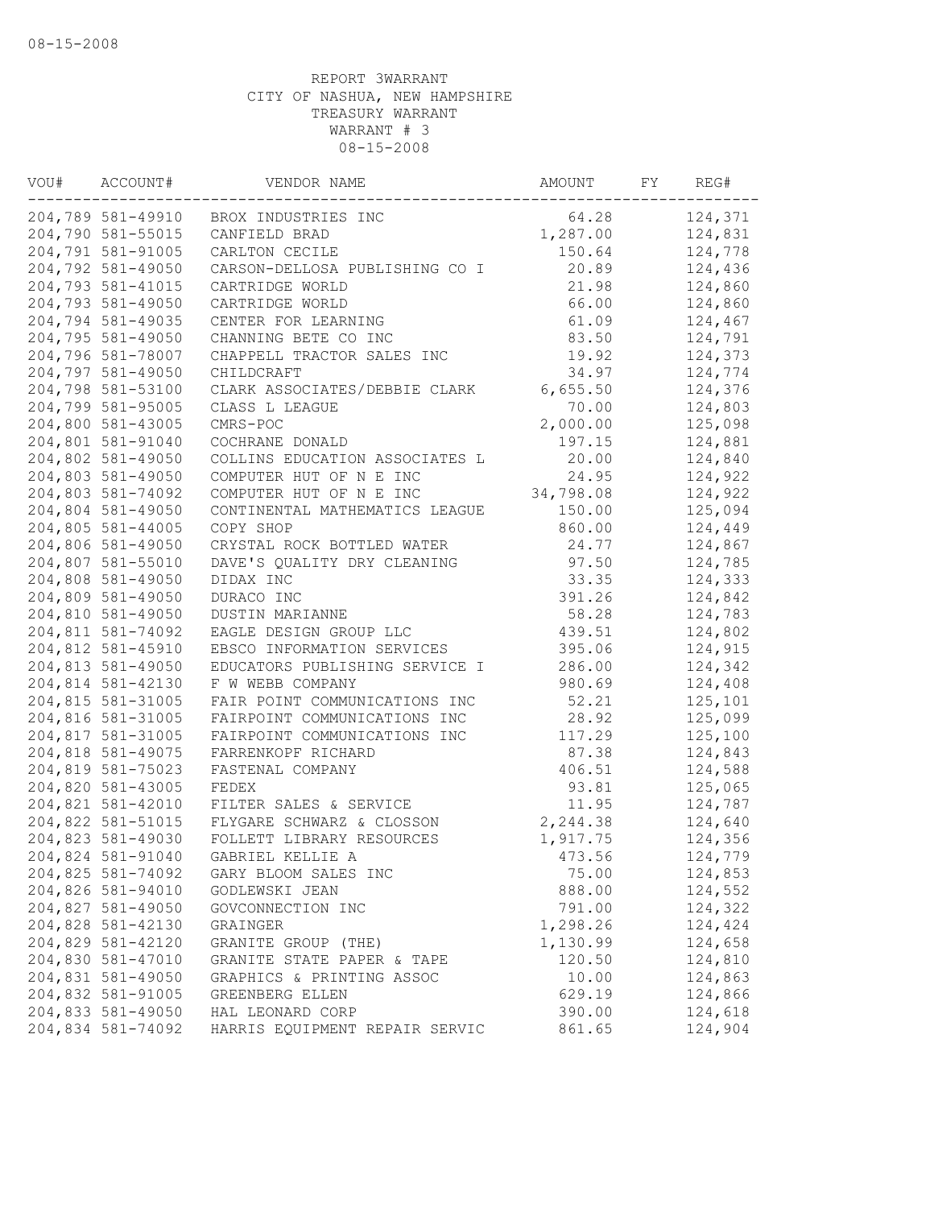08-15-2008

REPORT 3WARRANT
CITY OF NASHUA, NEW HAMPSHIRE
TREASURY WARRANT
WARRANT # 3
08-15-2008

| VOU# | ACCOUNT# | VENDOR NAME | AMOUNT | FY | REG# |
|---|---|---|---|---|---|
| 204,789 | 581-49910 | BROX INDUSTRIES INC | 64.28 | | 124,371 |
| 204,790 | 581-55015 | CANFIELD BRAD | 1,287.00 | | 124,831 |
| 204,791 | 581-91005 | CARLTON CECILE | 150.64 | | 124,778 |
| 204,792 | 581-49050 | CARSON-DELLOSA PUBLISHING CO I | 20.89 | | 124,436 |
| 204,793 | 581-41015 | CARTRIDGE WORLD | 21.98 | | 124,860 |
| 204,793 | 581-49050 | CARTRIDGE WORLD | 66.00 | | 124,860 |
| 204,794 | 581-49035 | CENTER FOR LEARNING | 61.09 | | 124,467 |
| 204,795 | 581-49050 | CHANNING BETE CO INC | 83.50 | | 124,791 |
| 204,796 | 581-78007 | CHAPPELL TRACTOR SALES INC | 19.92 | | 124,373 |
| 204,797 | 581-49050 | CHILDCRAFT | 34.97 | | 124,774 |
| 204,798 | 581-53100 | CLARK ASSOCIATES/DEBBIE CLARK | 6,655.50 | | 124,376 |
| 204,799 | 581-95005 | CLASS L LEAGUE | 70.00 | | 124,803 |
| 204,800 | 581-43005 | CMRS-POC | 2,000.00 | | 125,098 |
| 204,801 | 581-91040 | COCHRANE DONALD | 197.15 | | 124,881 |
| 204,802 | 581-49050 | COLLINS EDUCATION ASSOCIATES L | 20.00 | | 124,840 |
| 204,803 | 581-49050 | COMPUTER HUT OF N E INC | 24.95 | | 124,922 |
| 204,803 | 581-74092 | COMPUTER HUT OF N E INC | 34,798.08 | | 124,922 |
| 204,804 | 581-49050 | CONTINENTAL MATHEMATICS LEAGUE | 150.00 | | 125,094 |
| 204,805 | 581-44005 | COPY SHOP | 860.00 | | 124,449 |
| 204,806 | 581-49050 | CRYSTAL ROCK BOTTLED WATER | 24.77 | | 124,867 |
| 204,807 | 581-55010 | DAVE'S QUALITY DRY CLEANING | 97.50 | | 124,785 |
| 204,808 | 581-49050 | DIDAX INC | 33.35 | | 124,333 |
| 204,809 | 581-49050 | DURACO INC | 391.26 | | 124,842 |
| 204,810 | 581-49050 | DUSTIN MARIANNE | 58.28 | | 124,783 |
| 204,811 | 581-74092 | EAGLE DESIGN GROUP LLC | 439.51 | | 124,802 |
| 204,812 | 581-45910 | EBSCO INFORMATION SERVICES | 395.06 | | 124,915 |
| 204,813 | 581-49050 | EDUCATORS PUBLISHING SERVICE I | 286.00 | | 124,342 |
| 204,814 | 581-42130 | F W WEBB COMPANY | 980.69 | | 124,408 |
| 204,815 | 581-31005 | FAIR POINT COMMUNICATIONS INC | 52.21 | | 125,101 |
| 204,816 | 581-31005 | FAIRPOINT COMMUNICATIONS INC | 28.92 | | 125,099 |
| 204,817 | 581-31005 | FAIRPOINT COMMUNICATIONS INC | 117.29 | | 125,100 |
| 204,818 | 581-49075 | FARRENKOPF RICHARD | 87.38 | | 124,843 |
| 204,819 | 581-75023 | FASTENAL COMPANY | 406.51 | | 124,588 |
| 204,820 | 581-43005 | FEDEX | 93.81 | | 125,065 |
| 204,821 | 581-42010 | FILTER SALES & SERVICE | 11.95 | | 124,787 |
| 204,822 | 581-51015 | FLYGARE SCHWARZ & CLOSSON | 2,244.38 | | 124,640 |
| 204,823 | 581-49030 | FOLLETT LIBRARY RESOURCES | 1,917.75 | | 124,356 |
| 204,824 | 581-91040 | GABRIEL KELLIE A | 473.56 | | 124,779 |
| 204,825 | 581-74092 | GARY BLOOM SALES INC | 75.00 | | 124,853 |
| 204,826 | 581-94010 | GODLEWSKI JEAN | 888.00 | | 124,552 |
| 204,827 | 581-49050 | GOVCONNECTION INC | 791.00 | | 124,322 |
| 204,828 | 581-42130 | GRAINGER | 1,298.26 | | 124,424 |
| 204,829 | 581-42120 | GRANITE GROUP (THE) | 1,130.99 | | 124,658 |
| 204,830 | 581-47010 | GRANITE STATE PAPER & TAPE | 120.50 | | 124,810 |
| 204,831 | 581-49050 | GRAPHICS & PRINTING ASSOC | 10.00 | | 124,863 |
| 204,832 | 581-91005 | GREENBERG ELLEN | 629.19 | | 124,866 |
| 204,833 | 581-49050 | HAL LEONARD CORP | 390.00 | | 124,618 |
| 204,834 | 581-74092 | HARRIS EQUIPMENT REPAIR SERVIC | 861.65 | | 124,904 |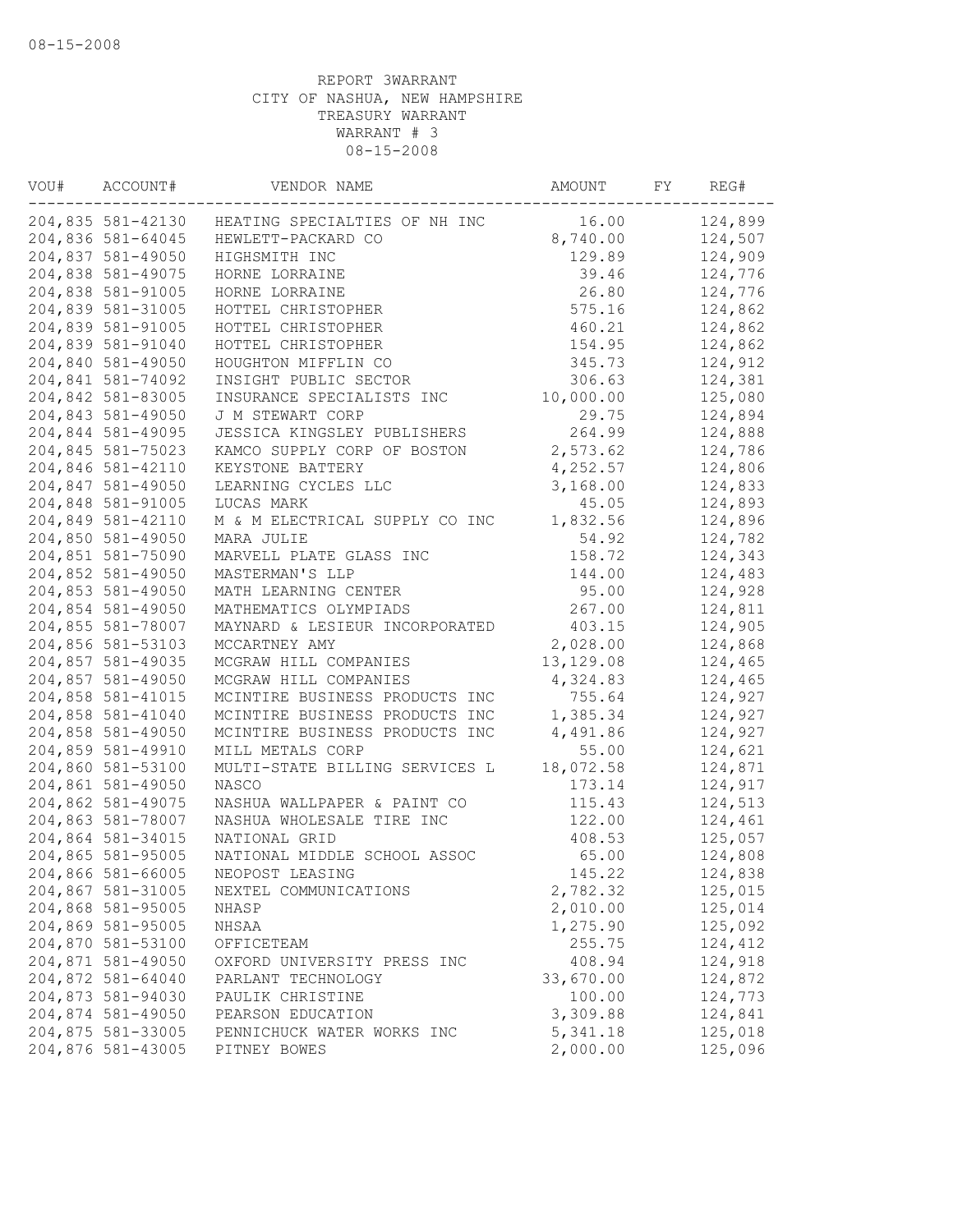08-15-2008

REPORT 3WARRANT
CITY OF NASHUA, NEW HAMPSHIRE
TREASURY WARRANT
WARRANT # 3
08-15-2008

| VOU# | ACCOUNT# | VENDOR NAME | AMOUNT | FY | REG# |
|---|---|---|---|---|---|
| 204,835 | 581-42130 | HEATING SPECIALTIES OF NH INC | 16.00 | | 124,899 |
| 204,836 | 581-64045 | HEWLETT-PACKARD CO | 8,740.00 | | 124,507 |
| 204,837 | 581-49050 | HIGHSMITH INC | 129.89 | | 124,909 |
| 204,838 | 581-49075 | HORNE LORRAINE | 39.46 | | 124,776 |
| 204,838 | 581-91005 | HORNE LORRAINE | 26.80 | | 124,776 |
| 204,839 | 581-31005 | HOTTEL CHRISTOPHER | 575.16 | | 124,862 |
| 204,839 | 581-91005 | HOTTEL CHRISTOPHER | 460.21 | | 124,862 |
| 204,839 | 581-91040 | HOTTEL CHRISTOPHER | 154.95 | | 124,862 |
| 204,840 | 581-49050 | HOUGHTON MIFFLIN CO | 345.73 | | 124,912 |
| 204,841 | 581-74092 | INSIGHT PUBLIC SECTOR | 306.63 | | 124,381 |
| 204,842 | 581-83005 | INSURANCE SPECIALISTS INC | 10,000.00 | | 125,080 |
| 204,843 | 581-49050 | J M STEWART CORP | 29.75 | | 124,894 |
| 204,844 | 581-49095 | JESSICA KINGSLEY PUBLISHERS | 264.99 | | 124,888 |
| 204,845 | 581-75023 | KAMCO SUPPLY CORP OF BOSTON | 2,573.62 | | 124,786 |
| 204,846 | 581-42110 | KEYSTONE BATTERY | 4,252.57 | | 124,806 |
| 204,847 | 581-49050 | LEARNING CYCLES LLC | 3,168.00 | | 124,833 |
| 204,848 | 581-91005 | LUCAS MARK | 45.05 | | 124,893 |
| 204,849 | 581-42110 | M & M ELECTRICAL SUPPLY CO INC | 1,832.56 | | 124,896 |
| 204,850 | 581-49050 | MARA JULIE | 54.92 | | 124,782 |
| 204,851 | 581-75090 | MARVELL PLATE GLASS INC | 158.72 | | 124,343 |
| 204,852 | 581-49050 | MASTERMAN'S LLP | 144.00 | | 124,483 |
| 204,853 | 581-49050 | MATH LEARNING CENTER | 95.00 | | 124,928 |
| 204,854 | 581-49050 | MATHEMATICS OLYMPIADS | 267.00 | | 124,811 |
| 204,855 | 581-78007 | MAYNARD & LESIEUR INCORPORATED | 403.15 | | 124,905 |
| 204,856 | 581-53103 | MCCARTNEY AMY | 2,028.00 | | 124,868 |
| 204,857 | 581-49035 | MCGRAW HILL COMPANIES | 13,129.08 | | 124,465 |
| 204,857 | 581-49050 | MCGRAW HILL COMPANIES | 4,324.83 | | 124,465 |
| 204,858 | 581-41015 | MCINTIRE BUSINESS PRODUCTS INC | 755.64 | | 124,927 |
| 204,858 | 581-41040 | MCINTIRE BUSINESS PRODUCTS INC | 1,385.34 | | 124,927 |
| 204,858 | 581-49050 | MCINTIRE BUSINESS PRODUCTS INC | 4,491.86 | | 124,927 |
| 204,859 | 581-49910 | MILL METALS CORP | 55.00 | | 124,621 |
| 204,860 | 581-53100 | MULTI-STATE BILLING SERVICES L | 18,072.58 | | 124,871 |
| 204,861 | 581-49050 | NASCO | 173.14 | | 124,917 |
| 204,862 | 581-49075 | NASHUA WALLPAPER & PAINT CO | 115.43 | | 124,513 |
| 204,863 | 581-78007 | NASHUA WHOLESALE TIRE INC | 122.00 | | 124,461 |
| 204,864 | 581-34015 | NATIONAL GRID | 408.53 | | 125,057 |
| 204,865 | 581-95005 | NATIONAL MIDDLE SCHOOL ASSOC | 65.00 | | 124,808 |
| 204,866 | 581-66005 | NEOPOST LEASING | 145.22 | | 124,838 |
| 204,867 | 581-31005 | NEXTEL COMMUNICATIONS | 2,782.32 | | 125,015 |
| 204,868 | 581-95005 | NHASP | 2,010.00 | | 125,014 |
| 204,869 | 581-95005 | NHSAA | 1,275.90 | | 125,092 |
| 204,870 | 581-53100 | OFFICETEAM | 255.75 | | 124,412 |
| 204,871 | 581-49050 | OXFORD UNIVERSITY PRESS INC | 408.94 | | 124,918 |
| 204,872 | 581-64040 | PARLANT TECHNOLOGY | 33,670.00 | | 124,872 |
| 204,873 | 581-94030 | PAULIK CHRISTINE | 100.00 | | 124,773 |
| 204,874 | 581-49050 | PEARSON EDUCATION | 3,309.88 | | 124,841 |
| 204,875 | 581-33005 | PENNICHUCK WATER WORKS INC | 5,341.18 | | 125,018 |
| 204,876 | 581-43005 | PITNEY BOWES | 2,000.00 | | 125,096 |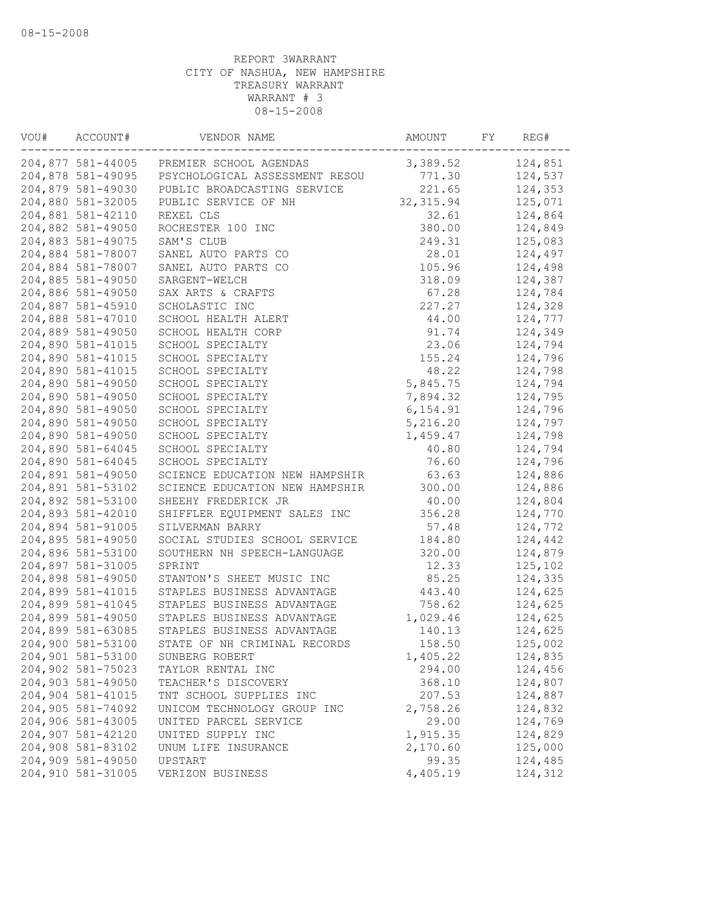08-15-2008

REPORT 3WARRANT
CITY OF NASHUA, NEW HAMPSHIRE
TREASURY WARRANT
WARRANT # 3
08-15-2008

| VOU# | ACCOUNT# | VENDOR NAME | AMOUNT | FY | REG# |
|---|---|---|---|---|---|
| 204,877 | 581-44005 | PREMIER SCHOOL AGENDAS | 3,389.52 | | 124,851 |
| 204,878 | 581-49095 | PSYCHOLOGICAL ASSESSMENT RESOU | 771.30 | | 124,537 |
| 204,879 | 581-49030 | PUBLIC BROADCASTING SERVICE | 221.65 | | 124,353 |
| 204,880 | 581-32005 | PUBLIC SERVICE OF NH | 32,315.94 | | 125,071 |
| 204,881 | 581-42110 | REXEL CLS | 32.61 | | 124,864 |
| 204,882 | 581-49050 | ROCHESTER 100 INC | 380.00 | | 124,849 |
| 204,883 | 581-49075 | SAM'S CLUB | 249.31 | | 125,083 |
| 204,884 | 581-78007 | SANEL AUTO PARTS CO | 28.01 | | 124,497 |
| 204,884 | 581-78007 | SANEL AUTO PARTS CO | 105.96 | | 124,498 |
| 204,885 | 581-49050 | SARGENT-WELCH | 318.09 | | 124,387 |
| 204,886 | 581-49050 | SAX ARTS & CRAFTS | 67.28 | | 124,784 |
| 204,887 | 581-45910 | SCHOLASTIC INC | 227.27 | | 124,328 |
| 204,888 | 581-47010 | SCHOOL HEALTH ALERT | 44.00 | | 124,777 |
| 204,889 | 581-49050 | SCHOOL HEALTH CORP | 91.74 | | 124,349 |
| 204,890 | 581-41015 | SCHOOL SPECIALTY | 23.06 | | 124,794 |
| 204,890 | 581-41015 | SCHOOL SPECIALTY | 155.24 | | 124,796 |
| 204,890 | 581-41015 | SCHOOL SPECIALTY | 48.22 | | 124,798 |
| 204,890 | 581-49050 | SCHOOL SPECIALTY | 5,845.75 | | 124,794 |
| 204,890 | 581-49050 | SCHOOL SPECIALTY | 7,894.32 | | 124,795 |
| 204,890 | 581-49050 | SCHOOL SPECIALTY | 6,154.91 | | 124,796 |
| 204,890 | 581-49050 | SCHOOL SPECIALTY | 5,216.20 | | 124,797 |
| 204,890 | 581-49050 | SCHOOL SPECIALTY | 1,459.47 | | 124,798 |
| 204,890 | 581-64045 | SCHOOL SPECIALTY | 40.80 | | 124,794 |
| 204,890 | 581-64045 | SCHOOL SPECIALTY | 76.60 | | 124,796 |
| 204,891 | 581-49050 | SCIENCE EDUCATION NEW HAMPSHIR | 63.63 | | 124,886 |
| 204,891 | 581-53102 | SCIENCE EDUCATION NEW HAMPSHIR | 300.00 | | 124,886 |
| 204,892 | 581-53100 | SHEEHY FREDERICK JR | 40.00 | | 124,804 |
| 204,893 | 581-42010 | SHIFFLER EQUIPMENT SALES INC | 356.28 | | 124,770 |
| 204,894 | 581-91005 | SILVERMAN BARRY | 57.48 | | 124,772 |
| 204,895 | 581-49050 | SOCIAL STUDIES SCHOOL SERVICE | 184.80 | | 124,442 |
| 204,896 | 581-53100 | SOUTHERN NH SPEECH-LANGUAGE | 320.00 | | 124,879 |
| 204,897 | 581-31005 | SPRINT | 12.33 | | 125,102 |
| 204,898 | 581-49050 | STANTON'S SHEET MUSIC INC | 85.25 | | 124,335 |
| 204,899 | 581-41015 | STAPLES BUSINESS ADVANTAGE | 443.40 | | 124,625 |
| 204,899 | 581-41045 | STAPLES BUSINESS ADVANTAGE | 758.62 | | 124,625 |
| 204,899 | 581-49050 | STAPLES BUSINESS ADVANTAGE | 1,029.46 | | 124,625 |
| 204,899 | 581-63085 | STAPLES BUSINESS ADVANTAGE | 140.13 | | 124,625 |
| 204,900 | 581-53100 | STATE OF NH CRIMINAL RECORDS | 158.50 | | 125,002 |
| 204,901 | 581-53100 | SUNBERG ROBERT | 1,405.22 | | 124,835 |
| 204,902 | 581-75023 | TAYLOR RENTAL INC | 294.00 | | 124,456 |
| 204,903 | 581-49050 | TEACHER'S DISCOVERY | 368.10 | | 124,807 |
| 204,904 | 581-41015 | TNT SCHOOL SUPPLIES INC | 207.53 | | 124,887 |
| 204,905 | 581-74092 | UNICOM TECHNOLOGY GROUP INC | 2,758.26 | | 124,832 |
| 204,906 | 581-43005 | UNITED PARCEL SERVICE | 29.00 | | 124,769 |
| 204,907 | 581-42120 | UNITED SUPPLY INC | 1,915.35 | | 124,829 |
| 204,908 | 581-83102 | UNUM LIFE INSURANCE | 2,170.60 | | 125,000 |
| 204,909 | 581-49050 | UPSTART | 99.35 | | 124,485 |
| 204,910 | 581-31005 | VERIZON BUSINESS | 4,405.19 | | 124,312 |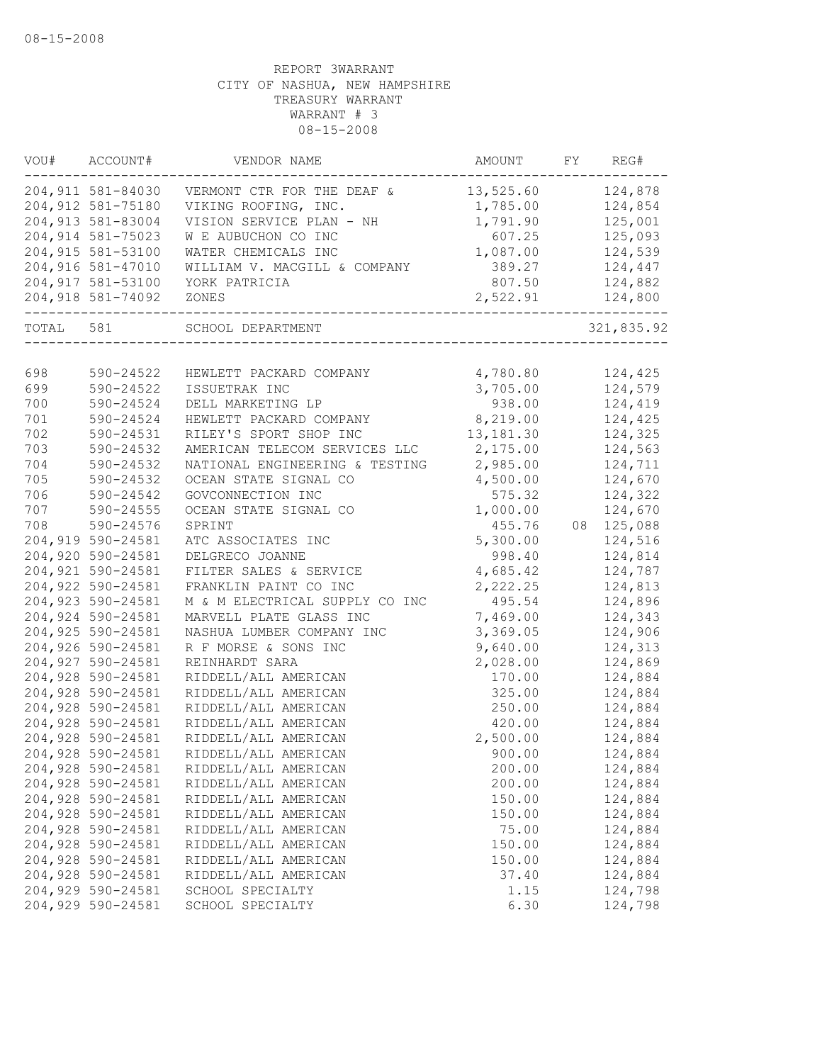08-15-2008

REPORT 3WARRANT
CITY OF NASHUA, NEW HAMPSHIRE
TREASURY WARRANT
WARRANT # 3
08-15-2008

| VOU# | ACCOUNT# | VENDOR NAME | AMOUNT | FY | REG# |
|---|---|---|---|---|---|
| 204,911 | 581-84030 | VERMONT CTR FOR THE DEAF & | 13,525.60 | | 124,878 |
| 204,912 | 581-75180 | VIKING ROOFING, INC. | 1,785.00 | | 124,854 |
| 204,913 | 581-83004 | VISION SERVICE PLAN - NH | 1,791.90 | | 125,001 |
| 204,914 | 581-75023 | W E AUBUCHON CO INC | 607.25 | | 125,093 |
| 204,915 | 581-53100 | WATER CHEMICALS INC | 1,087.00 | | 124,539 |
| 204,916 | 581-47010 | WILLIAM V. MACGILL & COMPANY | 389.27 | | 124,447 |
| 204,917 | 581-53100 | YORK PATRICIA | 807.50 | | 124,882 |
| 204,918 | 581-74092 | ZONES | 2,522.91 | | 124,800 |
| TOTAL | 581 | SCHOOL DEPARTMENT | | | 321,835.92 |
| 698 | 590-24522 | HEWLETT PACKARD COMPANY | 4,780.80 | | 124,425 |
| 699 | 590-24522 | ISSUETRAK INC | 3,705.00 | | 124,579 |
| 700 | 590-24524 | DELL MARKETING LP | 938.00 | | 124,419 |
| 701 | 590-24524 | HEWLETT PACKARD COMPANY | 8,219.00 | | 124,425 |
| 702 | 590-24531 | RILEY'S SPORT SHOP INC | 13,181.30 | | 124,325 |
| 703 | 590-24532 | AMERICAN TELECOM SERVICES LLC | 2,175.00 | | 124,563 |
| 704 | 590-24532 | NATIONAL ENGINEERING & TESTING | 2,985.00 | | 124,711 |
| 705 | 590-24532 | OCEAN STATE SIGNAL CO | 4,500.00 | | 124,670 |
| 706 | 590-24542 | GOVCONNECTION INC | 575.32 | | 124,322 |
| 707 | 590-24555 | OCEAN STATE SIGNAL CO | 1,000.00 | | 124,670 |
| 708 | 590-24576 | SPRINT | 455.76 | 08 | 125,088 |
| 204,919 | 590-24581 | ATC ASSOCIATES INC | 5,300.00 | | 124,516 |
| 204,920 | 590-24581 | DELGRECO JOANNE | 998.40 | | 124,814 |
| 204,921 | 590-24581 | FILTER SALES & SERVICE | 4,685.42 | | 124,787 |
| 204,922 | 590-24581 | FRANKLIN PAINT CO INC | 2,222.25 | | 124,813 |
| 204,923 | 590-24581 | M & M ELECTRICAL SUPPLY CO INC | 495.54 | | 124,896 |
| 204,924 | 590-24581 | MARVELL PLATE GLASS INC | 7,469.00 | | 124,343 |
| 204,925 | 590-24581 | NASHUA LUMBER COMPANY INC | 3,369.05 | | 124,906 |
| 204,926 | 590-24581 | R F MORSE & SONS INC | 9,640.00 | | 124,313 |
| 204,927 | 590-24581 | REINHARDT SARA | 2,028.00 | | 124,869 |
| 204,928 | 590-24581 | RIDDELL/ALL AMERICAN | 170.00 | | 124,884 |
| 204,928 | 590-24581 | RIDDELL/ALL AMERICAN | 325.00 | | 124,884 |
| 204,928 | 590-24581 | RIDDELL/ALL AMERICAN | 250.00 | | 124,884 |
| 204,928 | 590-24581 | RIDDELL/ALL AMERICAN | 420.00 | | 124,884 |
| 204,928 | 590-24581 | RIDDELL/ALL AMERICAN | 2,500.00 | | 124,884 |
| 204,928 | 590-24581 | RIDDELL/ALL AMERICAN | 900.00 | | 124,884 |
| 204,928 | 590-24581 | RIDDELL/ALL AMERICAN | 200.00 | | 124,884 |
| 204,928 | 590-24581 | RIDDELL/ALL AMERICAN | 200.00 | | 124,884 |
| 204,928 | 590-24581 | RIDDELL/ALL AMERICAN | 150.00 | | 124,884 |
| 204,928 | 590-24581 | RIDDELL/ALL AMERICAN | 150.00 | | 124,884 |
| 204,928 | 590-24581 | RIDDELL/ALL AMERICAN | 75.00 | | 124,884 |
| 204,928 | 590-24581 | RIDDELL/ALL AMERICAN | 150.00 | | 124,884 |
| 204,928 | 590-24581 | RIDDELL/ALL AMERICAN | 150.00 | | 124,884 |
| 204,928 | 590-24581 | RIDDELL/ALL AMERICAN | 37.40 | | 124,884 |
| 204,929 | 590-24581 | SCHOOL SPECIALTY | 1.15 | | 124,798 |
| 204,929 | 590-24581 | SCHOOL SPECIALTY | 6.30 | | 124,798 |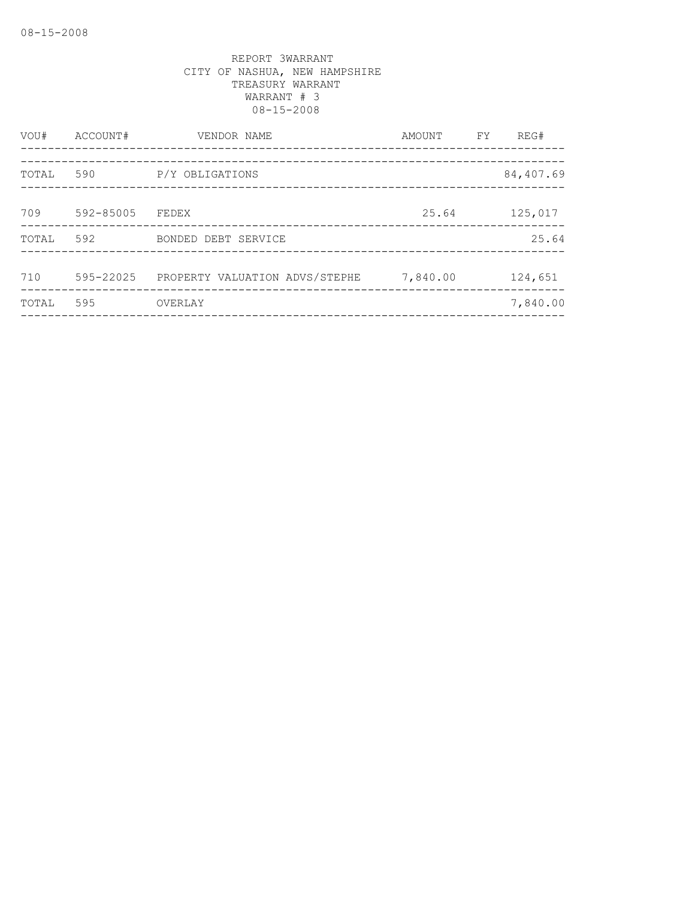REPORT 3WARRANT
CITY OF NASHUA, NEW HAMPSHIRE
TREASURY WARRANT
WARRANT # 3
08-15-2008

| VOU# | ACCOUNT# | VENDOR NAME | AMOUNT | FY | REG# |
|---|---|---|---|---|---|
| TOTAL | 590 | P/Y OBLIGATIONS | | | 84,407.69 |
| 709 | 592-85005 | FEDEX | 25.64 | | 125,017 |
| TOTAL | 592 | BONDED DEBT SERVICE | | | 25.64 |
| 710 | 595-22025 | PROPERTY VALUATION ADVS/STEPHE | 7,840.00 | | 124,651 |
| TOTAL | 595 | OVERLAY | | | 7,840.00 |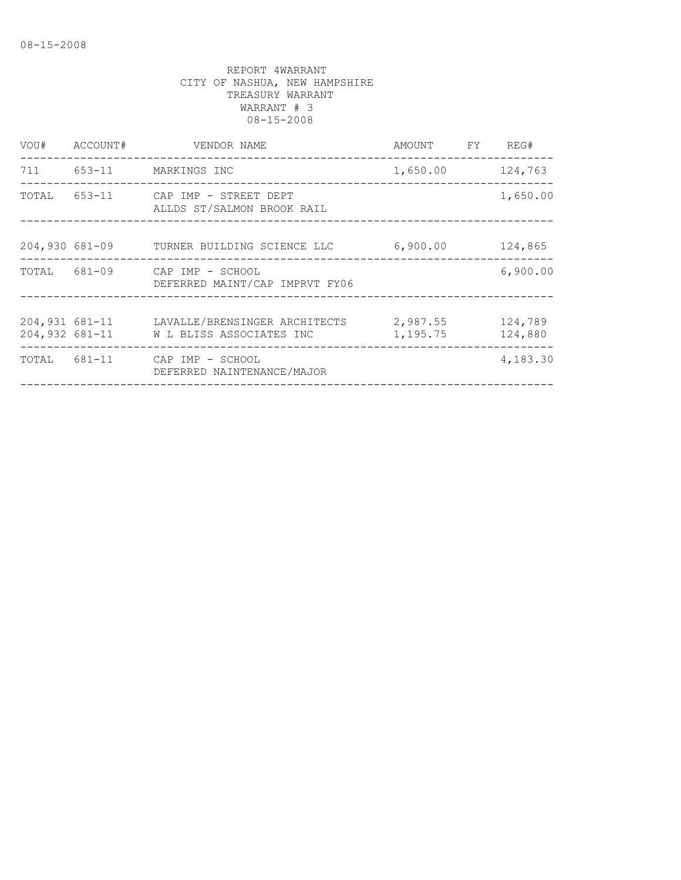REPORT 4WARRANT
CITY OF NASHUA, NEW HAMPSHIRE
TREASURY WARRANT
WARRANT # 3
08-15-2008

| VOU# | ACCOUNT# | VENDOR NAME | AMOUNT | FY | REG# |
|---|---|---|---|---|---|
| 711 | 653-11 | MARKINGS INC | 1,650.00 | | 124,763 |
| TOTAL | 653-11 | CAP IMP - STREET DEPT<br>ALLDS ST/SALMON BROOK RAIL | | | 1,650.00 |
| 204,930 | 681-09 | TURNER BUILDING SCIENCE LLC | 6,900.00 | | 124,865 |
| TOTAL | 681-09 | CAP IMP - SCHOOL<br>DEFERRED MAINT/CAP IMPRVT FY06 | | | 6,900.00 |
| 204,931 | 681-11 | LAVALLE/BRENSINGER ARCHITECTS | 2,987.55 | | 124,789 |
| 204,932 | 681-11 | W L BLISS ASSOCIATES INC | 1,195.75 | | 124,880 |
| TOTAL | 681-11 | CAP IMP - SCHOOL<br>DEFERRED NAINTENANCE/MAJOR | | | 4,183.30 |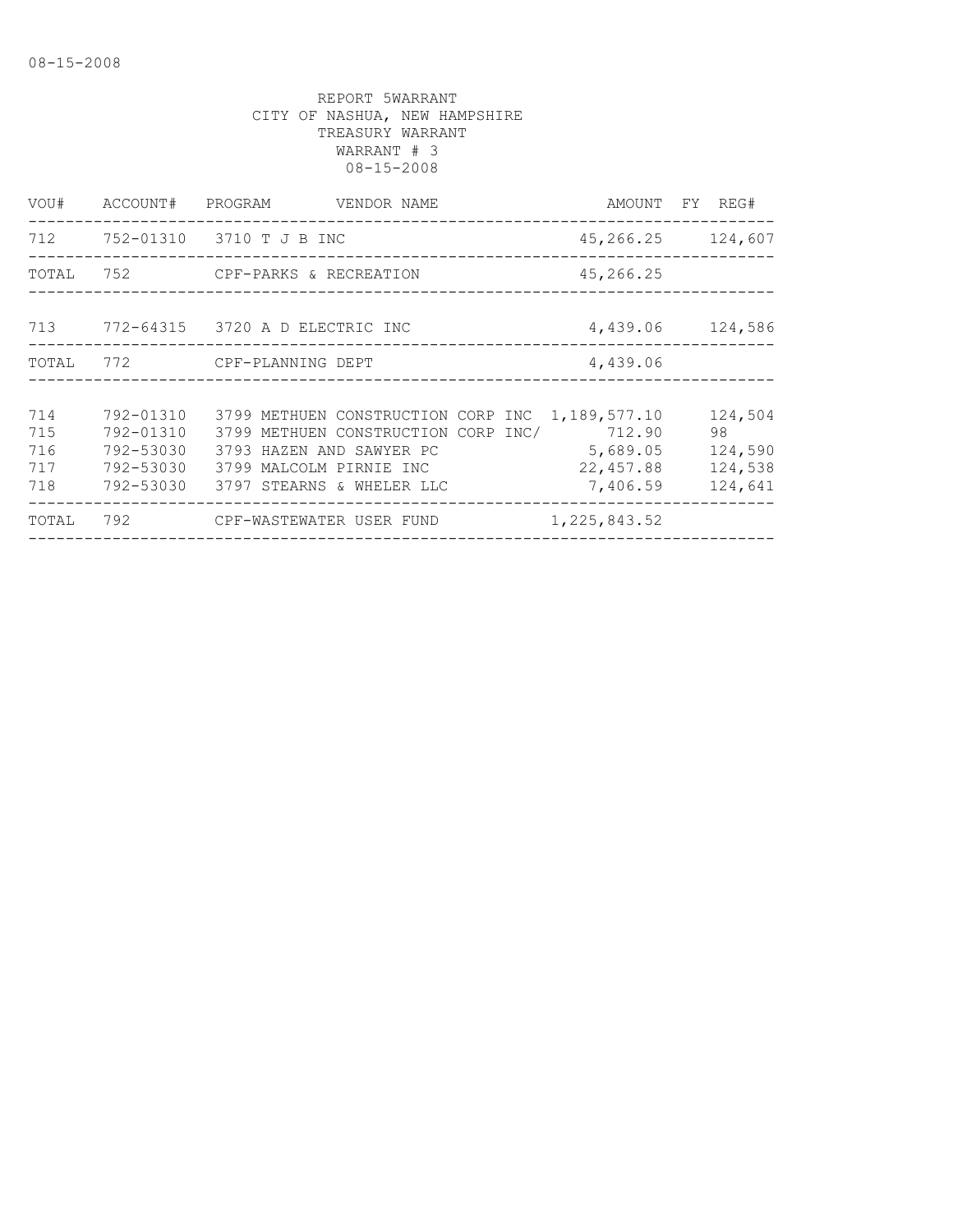08-15-2008

REPORT 5WARRANT
CITY OF NASHUA, NEW HAMPSHIRE
TREASURY WARRANT
WARRANT # 3
08-15-2008

| VOU# | ACCOUNT# | PROGRAM | VENDOR NAME | AMOUNT | FY | REG# |
|---|---|---|---|---|---|---|
| 712 | 752-01310 | 3710 | T J B INC | 45,266.25 | | 124,607 |
| TOTAL | 752 | | CPF-PARKS & RECREATION | 45,266.25 | | |
| 713 | 772-64315 | 3720 | A D ELECTRIC INC | 4,439.06 | | 124,586 |
| TOTAL | 772 | | CPF-PLANNING DEPT | 4,439.06 | | |
| 714 | 792-01310 | 3799 | METHUEN CONSTRUCTION CORP INC | 1,189,577.10 | | 124,504 |
| 715 | 792-01310 | 3799 | METHUEN CONSTRUCTION CORP INC/ | 712.90 | | 98 |
| 716 | 792-53030 | 3793 | HAZEN AND SAWYER PC | 5,689.05 | | 124,590 |
| 717 | 792-53030 | 3799 | MALCOLM PIRNIE INC | 22,457.88 | | 124,538 |
| 718 | 792-53030 | 3797 | STEARNS & WHELER LLC | 7,406.59 | | 124,641 |
| TOTAL | 792 | | CPF-WASTEWATER USER FUND | 1,225,843.52 | | |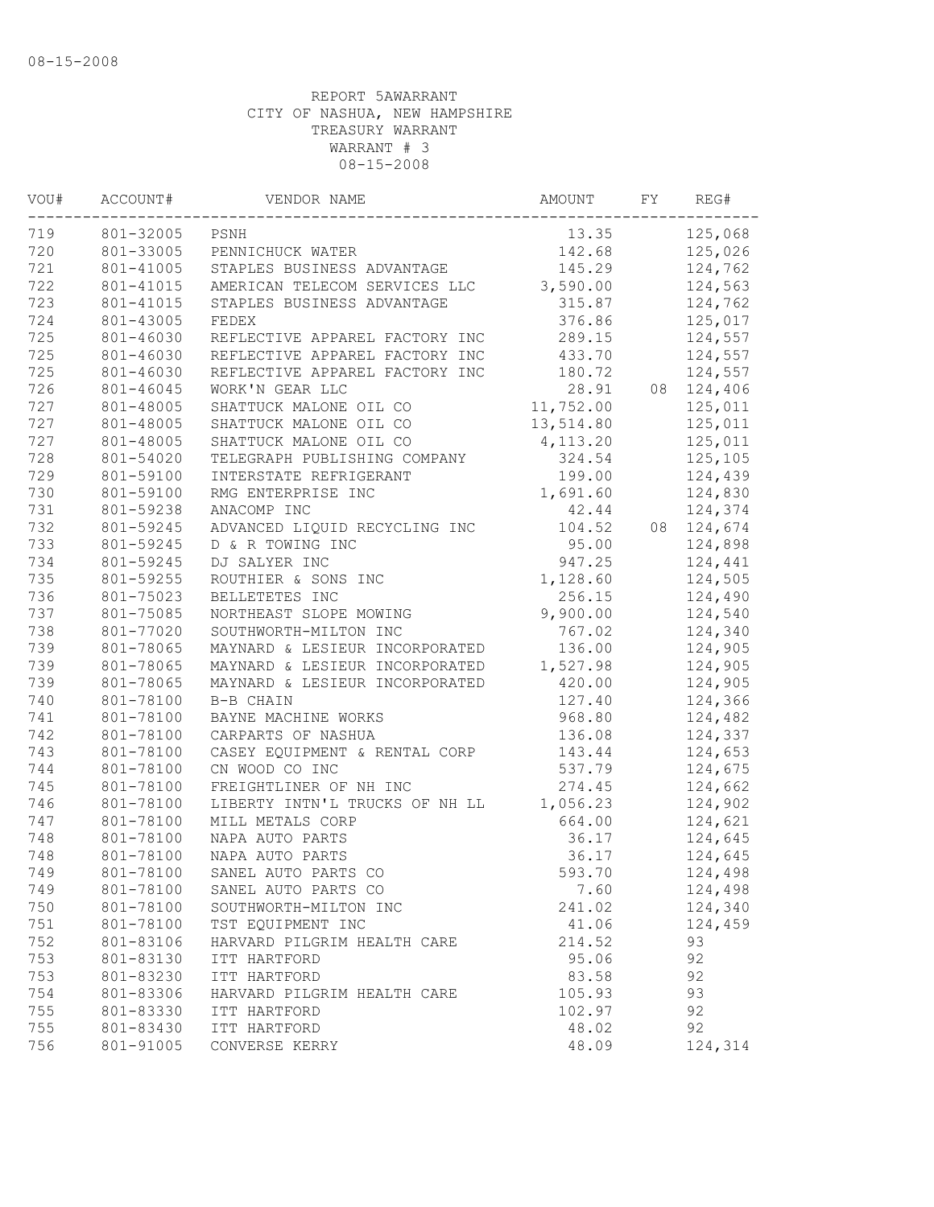08-15-2008

REPORT 5AWARRANT
CITY OF NASHUA, NEW HAMPSHIRE
TREASURY WARRANT
WARRANT # 3
08-15-2008

| VOU# | ACCOUNT# | VENDOR NAME | AMOUNT | FY | REG# |
|---|---|---|---|---|---|
| 719 | 801-32005 | PSNH | 13.35 | | 125,068 |
| 720 | 801-33005 | PENNICHUCK WATER | 142.68 | | 125,026 |
| 721 | 801-41005 | STAPLES BUSINESS ADVANTAGE | 145.29 | | 124,762 |
| 722 | 801-41015 | AMERICAN TELECOM SERVICES LLC | 3,590.00 | | 124,563 |
| 723 | 801-41015 | STAPLES BUSINESS ADVANTAGE | 315.87 | | 124,762 |
| 724 | 801-43005 | FEDEX | 376.86 | | 125,017 |
| 725 | 801-46030 | REFLECTIVE APPAREL FACTORY INC | 289.15 | | 124,557 |
| 725 | 801-46030 | REFLECTIVE APPAREL FACTORY INC | 433.70 | | 124,557 |
| 725 | 801-46030 | REFLECTIVE APPAREL FACTORY INC | 180.72 | | 124,557 |
| 726 | 801-46045 | WORK'N GEAR LLC | 28.91 | 08 | 124,406 |
| 727 | 801-48005 | SHATTUCK MALONE OIL CO | 11,752.00 | | 125,011 |
| 727 | 801-48005 | SHATTUCK MALONE OIL CO | 13,514.80 | | 125,011 |
| 727 | 801-48005 | SHATTUCK MALONE OIL CO | 4,113.20 | | 125,011 |
| 728 | 801-54020 | TELEGRAPH PUBLISHING COMPANY | 324.54 | | 125,105 |
| 729 | 801-59100 | INTERSTATE REFRIGERANT | 199.00 | | 124,439 |
| 730 | 801-59100 | RMG ENTERPRISE INC | 1,691.60 | | 124,830 |
| 731 | 801-59238 | ANACOMP INC | 42.44 | | 124,374 |
| 732 | 801-59245 | ADVANCED LIQUID RECYCLING INC | 104.52 | 08 | 124,674 |
| 733 | 801-59245 | D & R TOWING INC | 95.00 | | 124,898 |
| 734 | 801-59245 | DJ SALYER INC | 947.25 | | 124,441 |
| 735 | 801-59255 | ROUTHIER & SONS INC | 1,128.60 | | 124,505 |
| 736 | 801-75023 | BELLETETES INC | 256.15 | | 124,490 |
| 737 | 801-75085 | NORTHEAST SLOPE MOWING | 9,900.00 | | 124,540 |
| 738 | 801-77020 | SOUTHWORTH-MILTON INC | 767.02 | | 124,340 |
| 739 | 801-78065 | MAYNARD & LESIEUR INCORPORATED | 136.00 | | 124,905 |
| 739 | 801-78065 | MAYNARD & LESIEUR INCORPORATED | 1,527.98 | | 124,905 |
| 739 | 801-78065 | MAYNARD & LESIEUR INCORPORATED | 420.00 | | 124,905 |
| 740 | 801-78100 | B-B CHAIN | 127.40 | | 124,366 |
| 741 | 801-78100 | BAYNE MACHINE WORKS | 968.80 | | 124,482 |
| 742 | 801-78100 | CARPARTS OF NASHUA | 136.08 | | 124,337 |
| 743 | 801-78100 | CASEY EQUIPMENT & RENTAL CORP | 143.44 | | 124,653 |
| 744 | 801-78100 | CN WOOD CO INC | 537.79 | | 124,675 |
| 745 | 801-78100 | FREIGHTLINER OF NH INC | 274.45 | | 124,662 |
| 746 | 801-78100 | LIBERTY INTN'L TRUCKS OF NH LL | 1,056.23 | | 124,902 |
| 747 | 801-78100 | MILL METALS CORP | 664.00 | | 124,621 |
| 748 | 801-78100 | NAPA AUTO PARTS | 36.17 | | 124,645 |
| 748 | 801-78100 | NAPA AUTO PARTS | 36.17 | | 124,645 |
| 749 | 801-78100 | SANEL AUTO PARTS CO | 593.70 | | 124,498 |
| 749 | 801-78100 | SANEL AUTO PARTS CO | 7.60 | | 124,498 |
| 750 | 801-78100 | SOUTHWORTH-MILTON INC | 241.02 | | 124,340 |
| 751 | 801-78100 | TST EQUIPMENT INC | 41.06 | | 124,459 |
| 752 | 801-83106 | HARVARD PILGRIM HEALTH CARE | 214.52 | | 93 |
| 753 | 801-83130 | ITT HARTFORD | 95.06 | | 92 |
| 753 | 801-83230 | ITT HARTFORD | 83.58 | | 92 |
| 754 | 801-83306 | HARVARD PILGRIM HEALTH CARE | 105.93 | | 93 |
| 755 | 801-83330 | ITT HARTFORD | 102.97 | | 92 |
| 755 | 801-83430 | ITT HARTFORD | 48.02 | | 92 |
| 756 | 801-91005 | CONVERSE KERRY | 48.09 | | 124,314 |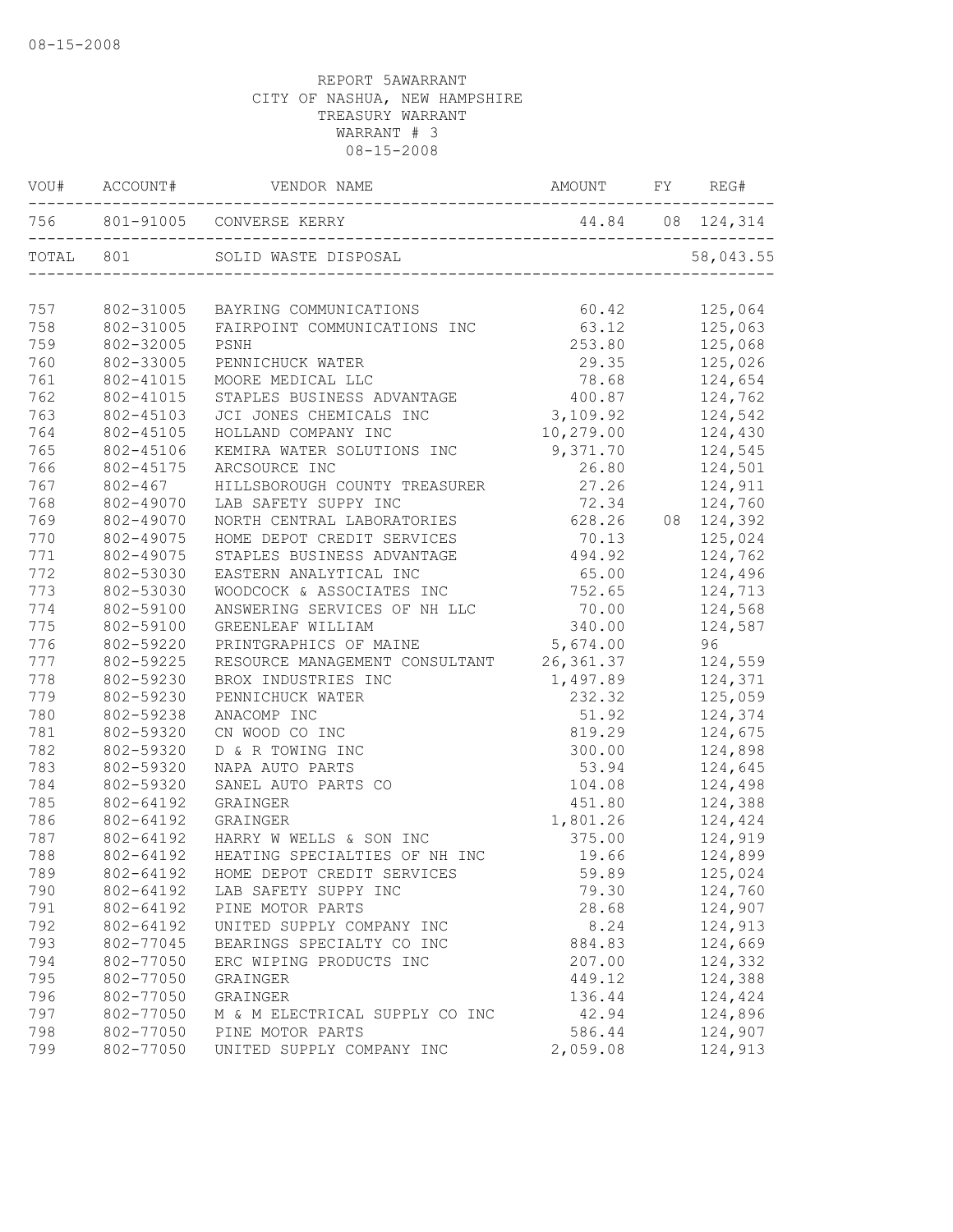08-15-2008

REPORT 5AWARRANT
CITY OF NASHUA, NEW HAMPSHIRE
TREASURY WARRANT
WARRANT # 3
08-15-2008

| VOU# | ACCOUNT# | VENDOR NAME | AMOUNT | FY | REG# |
|---|---|---|---|---|---|
| 756 | 801-91005 | CONVERSE KERRY | 44.84 | 08 | 124,314 |
| TOTAL | 801 | SOLID WASTE DISPOSAL | | | 58,043.55 |
| 757 | 802-31005 | BAYRING COMMUNICATIONS | 60.42 | | 125,064 |
| 758 | 802-31005 | FAIRPOINT COMMUNICATIONS INC | 63.12 | | 125,063 |
| 759 | 802-32005 | PSNH | 253.80 | | 125,068 |
| 760 | 802-33005 | PENNICHUCK WATER | 29.35 | | 125,026 |
| 761 | 802-41015 | MOORE MEDICAL LLC | 78.68 | | 124,654 |
| 762 | 802-41015 | STAPLES BUSINESS ADVANTAGE | 400.87 | | 124,762 |
| 763 | 802-45103 | JCI JONES CHEMICALS INC | 3,109.92 | | 124,542 |
| 764 | 802-45105 | HOLLAND COMPANY INC | 10,279.00 | | 124,430 |
| 765 | 802-45106 | KEMIRA WATER SOLUTIONS INC | 9,371.70 | | 124,545 |
| 766 | 802-45175 | ARCSOURCE INC | 26.80 | | 124,501 |
| 767 | 802-467 | HILLSBOROUGH COUNTY TREASURER | 27.26 | | 124,911 |
| 768 | 802-49070 | LAB SAFETY SUPPY INC | 72.34 | | 124,760 |
| 769 | 802-49070 | NORTH CENTRAL LABORATORIES | 628.26 | 08 | 124,392 |
| 770 | 802-49075 | HOME DEPOT CREDIT SERVICES | 70.13 | | 125,024 |
| 771 | 802-49075 | STAPLES BUSINESS ADVANTAGE | 494.92 | | 124,762 |
| 772 | 802-53030 | EASTERN ANALYTICAL INC | 65.00 | | 124,496 |
| 773 | 802-53030 | WOODCOCK & ASSOCIATES INC | 752.65 | | 124,713 |
| 774 | 802-59100 | ANSWERING SERVICES OF NH LLC | 70.00 | | 124,568 |
| 775 | 802-59100 | GREENLEAF WILLIAM | 340.00 | | 124,587 |
| 776 | 802-59220 | PRINTGRAPHICS OF MAINE | 5,674.00 | | 96 |
| 777 | 802-59225 | RESOURCE MANAGEMENT CONSULTANT | 26,361.37 | | 124,559 |
| 778 | 802-59230 | BROX INDUSTRIES INC | 1,497.89 | | 124,371 |
| 779 | 802-59230 | PENNICHUCK WATER | 232.32 | | 125,059 |
| 780 | 802-59238 | ANACOMP INC | 51.92 | | 124,374 |
| 781 | 802-59320 | CN WOOD CO INC | 819.29 | | 124,675 |
| 782 | 802-59320 | D & R TOWING INC | 300.00 | | 124,898 |
| 783 | 802-59320 | NAPA AUTO PARTS | 53.94 | | 124,645 |
| 784 | 802-59320 | SANEL AUTO PARTS CO | 104.08 | | 124,498 |
| 785 | 802-64192 | GRAINGER | 451.80 | | 124,388 |
| 786 | 802-64192 | GRAINGER | 1,801.26 | | 124,424 |
| 787 | 802-64192 | HARRY W WELLS & SON INC | 375.00 | | 124,919 |
| 788 | 802-64192 | HEATING SPECIALTIES OF NH INC | 19.66 | | 124,899 |
| 789 | 802-64192 | HOME DEPOT CREDIT SERVICES | 59.89 | | 125,024 |
| 790 | 802-64192 | LAB SAFETY SUPPY INC | 79.30 | | 124,760 |
| 791 | 802-64192 | PINE MOTOR PARTS | 28.68 | | 124,907 |
| 792 | 802-64192 | UNITED SUPPLY COMPANY INC | 8.24 | | 124,913 |
| 793 | 802-77045 | BEARINGS SPECIALTY CO INC | 884.83 | | 124,669 |
| 794 | 802-77050 | ERC WIPING PRODUCTS INC | 207.00 | | 124,332 |
| 795 | 802-77050 | GRAINGER | 449.12 | | 124,388 |
| 796 | 802-77050 | GRAINGER | 136.44 | | 124,424 |
| 797 | 802-77050 | M & M ELECTRICAL SUPPLY CO INC | 42.94 | | 124,896 |
| 798 | 802-77050 | PINE MOTOR PARTS | 586.44 | | 124,907 |
| 799 | 802-77050 | UNITED SUPPLY COMPANY INC | 2,059.08 | | 124,913 |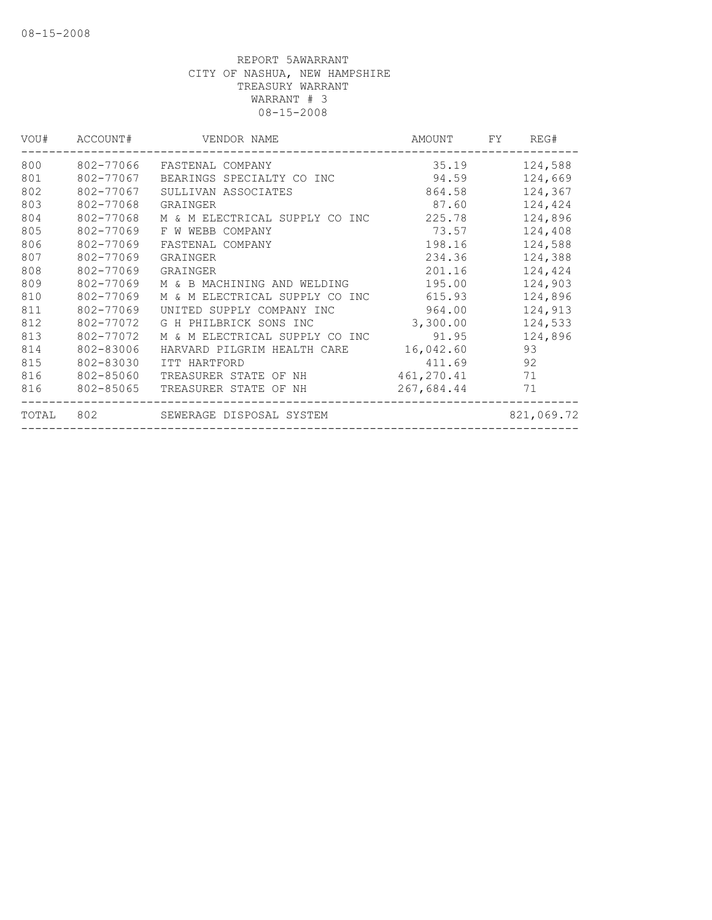REPORT 5AWARRANT
CITY OF NASHUA, NEW HAMPSHIRE
TREASURY WARRANT
WARRANT # 3
08-15-2008

| VOU# | ACCOUNT# | VENDOR NAME | AMOUNT | FY | REG# |
|---|---|---|---|---|---|
| 800 | 802-77066 | FASTENAL COMPANY | 35.19 | | 124,588 |
| 801 | 802-77067 | BEARINGS SPECIALTY CO INC | 94.59 | | 124,669 |
| 802 | 802-77067 | SULLIVAN ASSOCIATES | 864.58 | | 124,367 |
| 803 | 802-77068 | GRAINGER | 87.60 | | 124,424 |
| 804 | 802-77068 | M & M ELECTRICAL SUPPLY CO INC | 225.78 | | 124,896 |
| 805 | 802-77069 | F W WEBB COMPANY | 73.57 | | 124,408 |
| 806 | 802-77069 | FASTENAL COMPANY | 198.16 | | 124,588 |
| 807 | 802-77069 | GRAINGER | 234.36 | | 124,388 |
| 808 | 802-77069 | GRAINGER | 201.16 | | 124,424 |
| 809 | 802-77069 | M & B MACHINING AND WELDING | 195.00 | | 124,903 |
| 810 | 802-77069 | M & M ELECTRICAL SUPPLY CO INC | 615.93 | | 124,896 |
| 811 | 802-77069 | UNITED SUPPLY COMPANY INC | 964.00 | | 124,913 |
| 812 | 802-77072 | G H PHILBRICK SONS INC | 3,300.00 | | 124,533 |
| 813 | 802-77072 | M & M ELECTRICAL SUPPLY CO INC | 91.95 | | 124,896 |
| 814 | 802-83006 | HARVARD PILGRIM HEALTH CARE | 16,042.60 | | 93 |
| 815 | 802-83030 | ITT HARTFORD | 411.69 | | 92 |
| 816 | 802-85060 | TREASURER STATE OF NH | 461,270.41 | | 71 |
| 816 | 802-85065 | TREASURER STATE OF NH | 267,684.44 | | 71 |
| TOTAL | 802 | SEWERAGE DISPOSAL SYSTEM | | | 821,069.72 |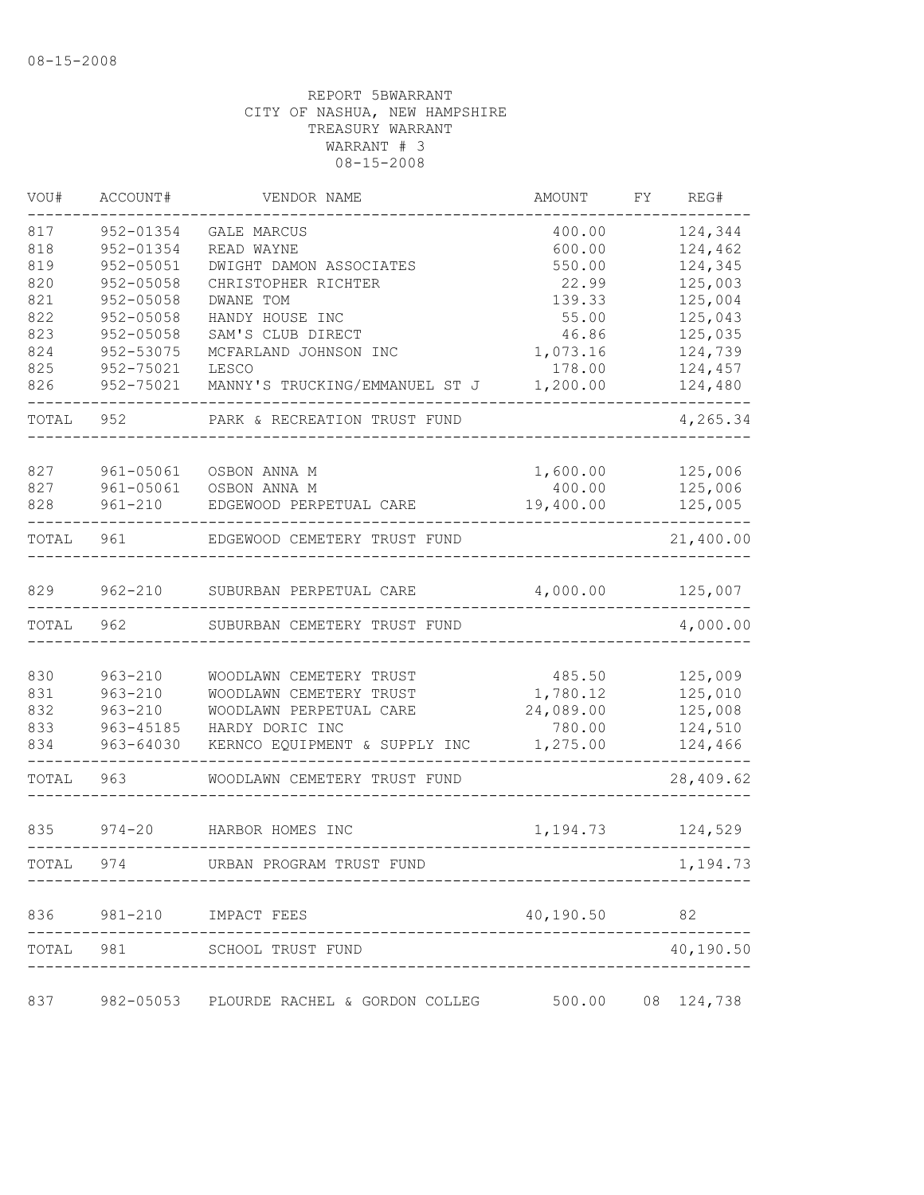08-15-2008

REPORT 5BWARRANT
CITY OF NASHUA, NEW HAMPSHIRE
TREASURY WARRANT
WARRANT # 3
08-15-2008

| VOU# | ACCOUNT# | VENDOR NAME | AMOUNT | FY | REG# |
|---|---|---|---|---|---|
| 817 | 952-01354 | GALE MARCUS | 400.00 | | 124,344 |
| 818 | 952-01354 | READ WAYNE | 600.00 | | 124,462 |
| 819 | 952-05051 | DWIGHT DAMON ASSOCIATES | 550.00 | | 124,345 |
| 820 | 952-05058 | CHRISTOPHER RICHTER | 22.99 | | 125,003 |
| 821 | 952-05058 | DWANE TOM | 139.33 | | 125,004 |
| 822 | 952-05058 | HANDY HOUSE INC | 55.00 | | 125,043 |
| 823 | 952-05058 | SAM'S CLUB DIRECT | 46.86 | | 125,035 |
| 824 | 952-53075 | MCFARLAND JOHNSON INC | 1,073.16 | | 124,739 |
| 825 | 952-75021 | LESCO | 178.00 | | 124,457 |
| 826 | 952-75021 | MANNY'S TRUCKING/EMMANUEL ST J | 1,200.00 | | 124,480 |
| TOTAL | 952 | PARK & RECREATION TRUST FUND | | | 4,265.34 |
| 827 | 961-05061 | OSBON ANNA M | 1,600.00 | | 125,006 |
| 827 | 961-05061 | OSBON ANNA M | 400.00 | | 125,006 |
| 828 | 961-210 | EDGEWOOD PERPETUAL CARE | 19,400.00 | | 125,005 |
| TOTAL | 961 | EDGEWOOD CEMETERY TRUST FUND | | | 21,400.00 |
| 829 | 962-210 | SUBURBAN PERPETUAL CARE | 4,000.00 | | 125,007 |
| TOTAL | 962 | SUBURBAN CEMETERY TRUST FUND | | | 4,000.00 |
| 830 | 963-210 | WOODLAWN CEMETERY TRUST | 485.50 | | 125,009 |
| 831 | 963-210 | WOODLAWN CEMETERY TRUST | 1,780.12 | | 125,010 |
| 832 | 963-210 | WOODLAWN PERPETUAL CARE | 24,089.00 | | 125,008 |
| 833 | 963-45185 | HARDY DORIC INC | 780.00 | | 124,510 |
| 834 | 963-64030 | KERNCO EQUIPMENT & SUPPLY INC | 1,275.00 | | 124,466 |
| TOTAL | 963 | WOODLAWN CEMETERY TRUST FUND | | | 28,409.62 |
| 835 | 974-20 | HARBOR HOMES INC | 1,194.73 | | 124,529 |
| TOTAL | 974 | URBAN PROGRAM TRUST FUND | | | 1,194.73 |
| 836 | 981-210 | IMPACT FEES | 40,190.50 | | 82 |
| TOTAL | 981 | SCHOOL TRUST FUND | | | 40,190.50 |
| 837 | 982-05053 | PLOURDE RACHEL & GORDON COLLEG | 500.00 | 08 | 124,738 |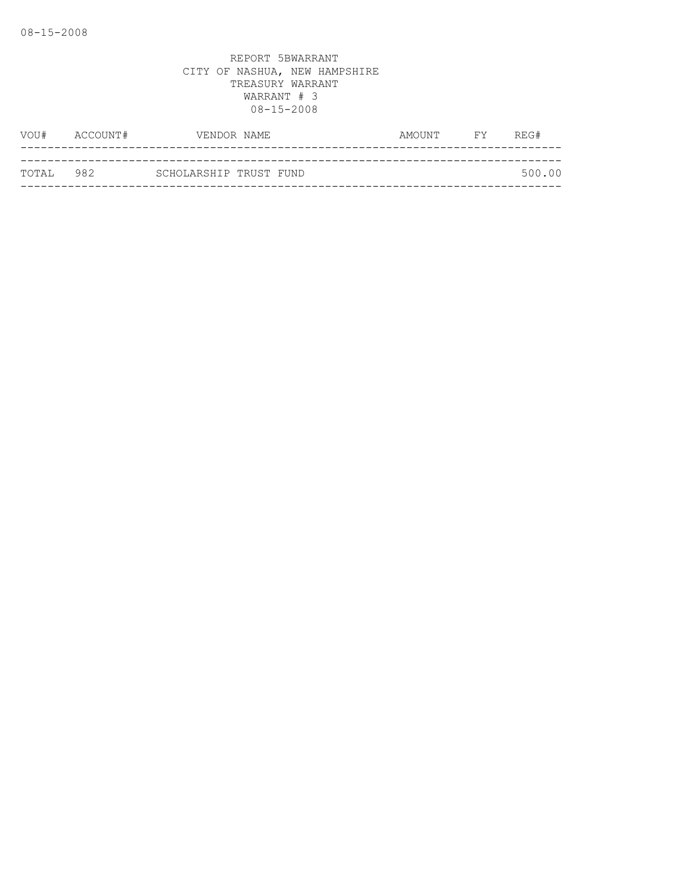REPORT 5BWARRANT
CITY OF NASHUA, NEW HAMPSHIRE
TREASURY WARRANT
WARRANT # 3
08-15-2008

| VOU# | ACCOUNT# | VENDOR NAME | AMOUNT | FY | REG# |
|---|---|---|---|---|---|
| TOTAL | 982 | SCHOLARSHIP TRUST FUND | | | 500.00 |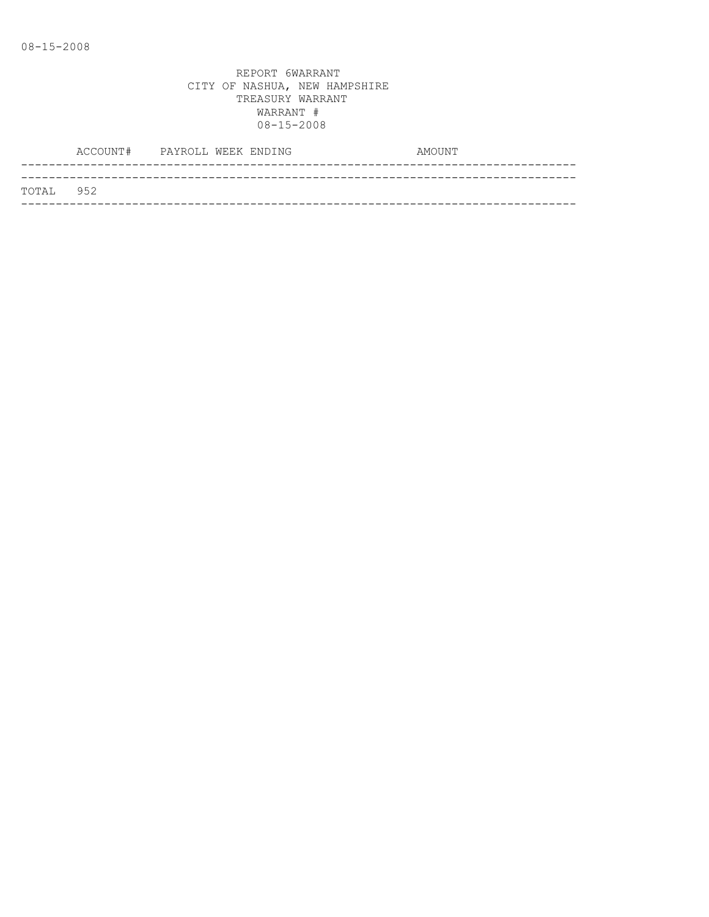08-15-2008

REPORT 6WARRANT
CITY OF NASHUA, NEW HAMPSHIRE
TREASURY WARRANT
WARRANT #
08-15-2008

| | ACCOUNT# | PAYROLL WEEK ENDING | AMOUNT |
|---|---|---|---|
| TOTAL | 952 | | |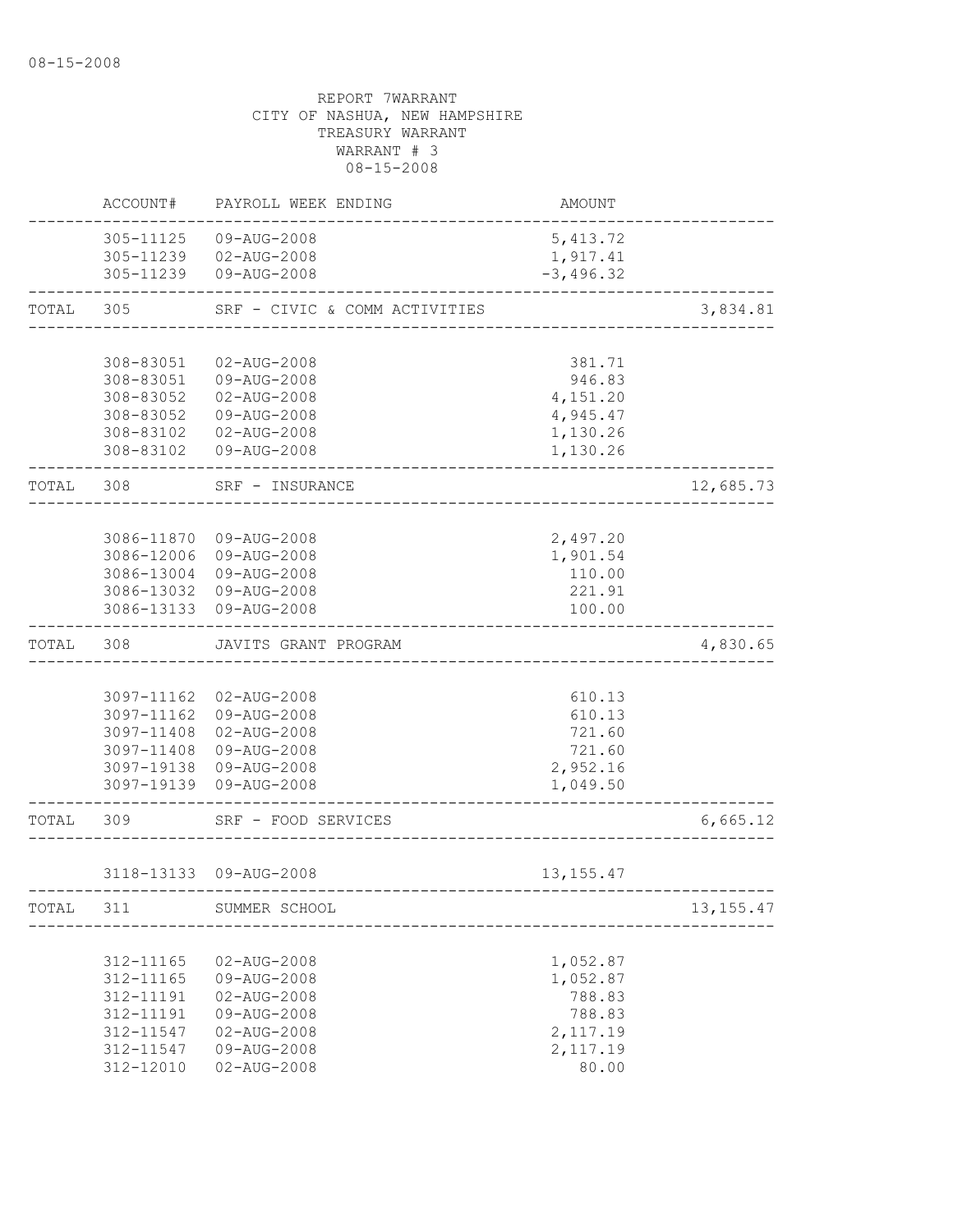08-15-2008

REPORT 7WARRANT
CITY OF NASHUA, NEW HAMPSHIRE
TREASURY WARRANT
WARRANT # 3
08-15-2008

| | ACCOUNT# | PAYROLL WEEK ENDING | AMOUNT | |
|---|---|---|---|---|
| | 305-11125 | 09-AUG-2008 | 5,413.72 | |
| | 305-11239 | 02-AUG-2008 | 1,917.41 | |
| | 305-11239 | 09-AUG-2008 | -3,496.32 | |
| TOTAL | 305 | SRF - CIVIC & COMM ACTIVITIES | | 3,834.81 |
| | 308-83051 | 02-AUG-2008 | 381.71 | |
| | 308-83051 | 09-AUG-2008 | 946.83 | |
| | 308-83052 | 02-AUG-2008 | 4,151.20 | |
| | 308-83052 | 09-AUG-2008 | 4,945.47 | |
| | 308-83102 | 02-AUG-2008 | 1,130.26 | |
| | 308-83102 | 09-AUG-2008 | 1,130.26 | |
| TOTAL | 308 | SRF - INSURANCE | | 12,685.73 |
| | 3086-11870 | 09-AUG-2008 | 2,497.20 | |
| | 3086-12006 | 09-AUG-2008 | 1,901.54 | |
| | 3086-13004 | 09-AUG-2008 | 110.00 | |
| | 3086-13032 | 09-AUG-2008 | 221.91 | |
| | 3086-13133 | 09-AUG-2008 | 100.00 | |
| TOTAL | 308 | JAVITS GRANT PROGRAM | | 4,830.65 |
| | 3097-11162 | 02-AUG-2008 | 610.13 | |
| | 3097-11162 | 09-AUG-2008 | 610.13 | |
| | 3097-11408 | 02-AUG-2008 | 721.60 | |
| | 3097-11408 | 09-AUG-2008 | 721.60 | |
| | 3097-19138 | 09-AUG-2008 | 2,952.16 | |
| | 3097-19139 | 09-AUG-2008 | 1,049.50 | |
| TOTAL | 309 | SRF - FOOD SERVICES | | 6,665.12 |
| | 3118-13133 | 09-AUG-2008 | 13,155.47 | |
| TOTAL | 311 | SUMMER SCHOOL | | 13,155.47 |
| | 312-11165 | 02-AUG-2008 | 1,052.87 | |
| | 312-11165 | 09-AUG-2008 | 1,052.87 | |
| | 312-11191 | 02-AUG-2008 | 788.83 | |
| | 312-11191 | 09-AUG-2008 | 788.83 | |
| | 312-11547 | 02-AUG-2008 | 2,117.19 | |
| | 312-11547 | 09-AUG-2008 | 2,117.19 | |
| | 312-12010 | 02-AUG-2008 | 80.00 | |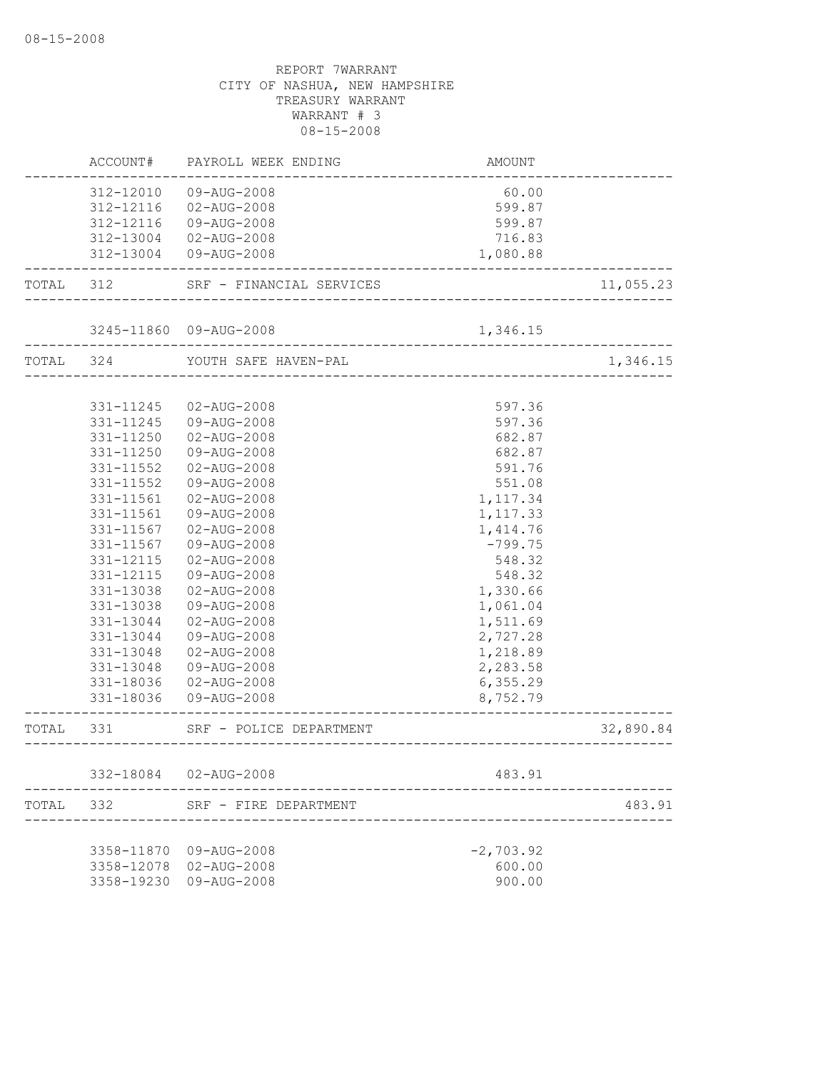REPORT 7WARRANT
CITY OF NASHUA, NEW HAMPSHIRE
TREASURY WARRANT
WARRANT # 3
08-15-2008

| | ACCOUNT# | PAYROLL WEEK ENDING | AMOUNT | |
|---|---|---|---|---|
| | 312-12010 | 09-AUG-2008 | 60.00 | |
| | 312-12116 | 02-AUG-2008 | 599.87 | |
| | 312-12116 | 09-AUG-2008 | 599.87 | |
| | 312-13004 | 02-AUG-2008 | 716.83 | |
| | 312-13004 | 09-AUG-2008 | 1,080.88 | |
| TOTAL | 312 | SRF - FINANCIAL SERVICES | | 11,055.23 |
| | 3245-11860 | 09-AUG-2008 | 1,346.15 | |
| TOTAL | 324 | YOUTH SAFE HAVEN-PAL | | 1,346.15 |
| | 331-11245 | 02-AUG-2008 | 597.36 | |
| | 331-11245 | 09-AUG-2008 | 597.36 | |
| | 331-11250 | 02-AUG-2008 | 682.87 | |
| | 331-11250 | 09-AUG-2008 | 682.87 | |
| | 331-11552 | 02-AUG-2008 | 591.76 | |
| | 331-11552 | 09-AUG-2008 | 551.08 | |
| | 331-11561 | 02-AUG-2008 | 1,117.34 | |
| | 331-11561 | 09-AUG-2008 | 1,117.33 | |
| | 331-11567 | 02-AUG-2008 | 1,414.76 | |
| | 331-11567 | 09-AUG-2008 | -799.75 | |
| | 331-12115 | 02-AUG-2008 | 548.32 | |
| | 331-12115 | 09-AUG-2008 | 548.32 | |
| | 331-13038 | 02-AUG-2008 | 1,330.66 | |
| | 331-13038 | 09-AUG-2008 | 1,061.04 | |
| | 331-13044 | 02-AUG-2008 | 1,511.69 | |
| | 331-13044 | 09-AUG-2008 | 2,727.28 | |
| | 331-13048 | 02-AUG-2008 | 1,218.89 | |
| | 331-13048 | 09-AUG-2008 | 2,283.58 | |
| | 331-18036 | 02-AUG-2008 | 6,355.29 | |
| | 331-18036 | 09-AUG-2008 | 8,752.79 | |
| TOTAL | 331 | SRF - POLICE DEPARTMENT | | 32,890.84 |
| | 332-18084 | 02-AUG-2008 | 483.91 | |
| TOTAL | 332 | SRF - FIRE DEPARTMENT | | 483.91 |
| | 3358-11870 | 09-AUG-2008 | -2,703.92 | |
| | 3358-12078 | 02-AUG-2008 | 600.00 | |
| | 3358-19230 | 09-AUG-2008 | 900.00 | |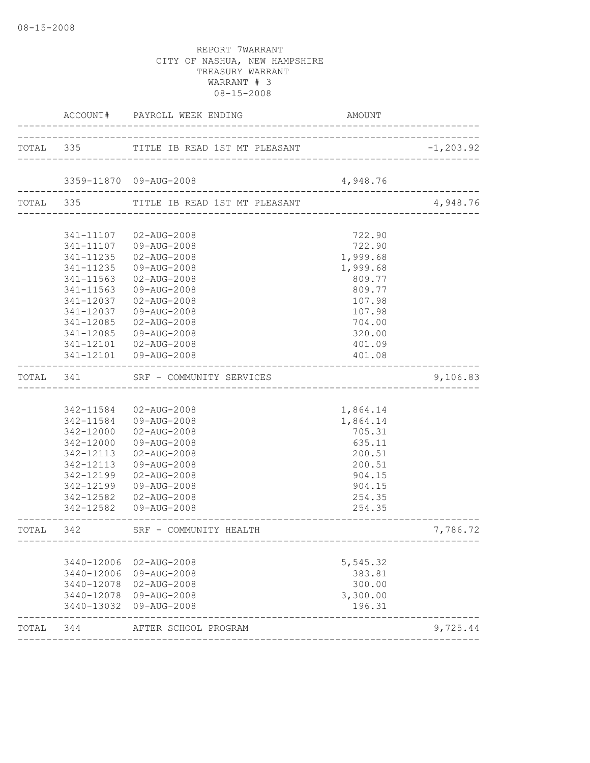08-15-2008

REPORT 7WARRANT
CITY OF NASHUA, NEW HAMPSHIRE
TREASURY WARRANT
WARRANT # 3
08-15-2008

| | ACCOUNT# | PAYROLL WEEK ENDING | AMOUNT | |
|---|---|---|---|---|
| TOTAL | 335 | TITLE IB READ 1ST MT PLEASANT | | -1,203.92 |
| | 3359-11870 | 09-AUG-2008 | 4,948.76 | |
| TOTAL | 335 | TITLE IB READ 1ST MT PLEASANT | | 4,948.76 |
| | 341-11107 | 02-AUG-2008 | 722.90 | |
| | 341-11107 | 09-AUG-2008 | 722.90 | |
| | 341-11235 | 02-AUG-2008 | 1,999.68 | |
| | 341-11235 | 09-AUG-2008 | 1,999.68 | |
| | 341-11563 | 02-AUG-2008 | 809.77 | |
| | 341-11563 | 09-AUG-2008 | 809.77 | |
| | 341-12037 | 02-AUG-2008 | 107.98 | |
| | 341-12037 | 09-AUG-2008 | 107.98 | |
| | 341-12085 | 02-AUG-2008 | 704.00 | |
| | 341-12085 | 09-AUG-2008 | 320.00 | |
| | 341-12101 | 02-AUG-2008 | 401.09 | |
| | 341-12101 | 09-AUG-2008 | 401.08 | |
| TOTAL | 341 | SRF - COMMUNITY SERVICES | | 9,106.83 |
| | 342-11584 | 02-AUG-2008 | 1,864.14 | |
| | 342-11584 | 09-AUG-2008 | 1,864.14 | |
| | 342-12000 | 02-AUG-2008 | 705.31 | |
| | 342-12000 | 09-AUG-2008 | 635.11 | |
| | 342-12113 | 02-AUG-2008 | 200.51 | |
| | 342-12113 | 09-AUG-2008 | 200.51 | |
| | 342-12199 | 02-AUG-2008 | 904.15 | |
| | 342-12199 | 09-AUG-2008 | 904.15 | |
| | 342-12582 | 02-AUG-2008 | 254.35 | |
| | 342-12582 | 09-AUG-2008 | 254.35 | |
| TOTAL | 342 | SRF - COMMUNITY HEALTH | | 7,786.72 |
| | 3440-12006 | 02-AUG-2008 | 5,545.32 | |
| | 3440-12006 | 09-AUG-2008 | 383.81 | |
| | 3440-12078 | 02-AUG-2008 | 300.00 | |
| | 3440-12078 | 09-AUG-2008 | 3,300.00 | |
| | 3440-13032 | 09-AUG-2008 | 196.31 | |
| TOTAL | 344 | AFTER SCHOOL PROGRAM | | 9,725.44 |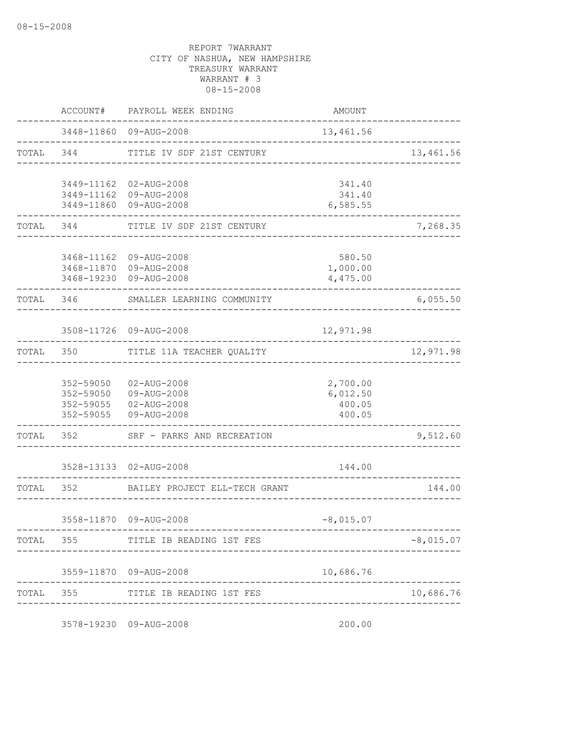REPORT 7WARRANT
CITY OF NASHUA, NEW HAMPSHIRE
TREASURY WARRANT
WARRANT # 3
08-15-2008

| | ACCOUNT# | PAYROLL WEEK ENDING | AMOUNT | |
|---|---|---|---|---|
| | 3448-11860 | 09-AUG-2008 | 13,461.56 | |
| TOTAL | 344 | TITLE IV SDF 21ST CENTURY | | 13,461.56 |
| | 3449-11162 | 02-AUG-2008 | 341.40 | |
| | 3449-11162 | 09-AUG-2008 | 341.40 | |
| | 3449-11860 | 09-AUG-2008 | 6,585.55 | |
| TOTAL | 344 | TITLE IV SDF 21ST CENTURY | | 7,268.35 |
| | 3468-11162 | 09-AUG-2008 | 580.50 | |
| | 3468-11870 | 09-AUG-2008 | 1,000.00 | |
| | 3468-19230 | 09-AUG-2008 | 4,475.00 | |
| TOTAL | 346 | SMALLER LEARNING COMMUNITY | | 6,055.50 |
| | 3508-11726 | 09-AUG-2008 | 12,971.98 | |
| TOTAL | 350 | TITLE 11A TEACHER QUALITY | | 12,971.98 |
| | 352-59050 | 02-AUG-2008 | 2,700.00 | |
| | 352-59050 | 09-AUG-2008 | 6,012.50 | |
| | 352-59055 | 02-AUG-2008 | 400.05 | |
| | 352-59055 | 09-AUG-2008 | 400.05 | |
| TOTAL | 352 | SRF - PARKS AND RECREATION | | 9,512.60 |
| | 3528-13133 | 02-AUG-2008 | 144.00 | |
| TOTAL | 352 | BAILEY PROJECT ELL-TECH GRANT | | 144.00 |
| | 3558-11870 | 09-AUG-2008 | -8,015.07 | |
| TOTAL | 355 | TITLE IB READING 1ST FES | | -8,015.07 |
| | 3559-11870 | 09-AUG-2008 | 10,686.76 | |
| TOTAL | 355 | TITLE IB READING 1ST FES | | 10,686.76 |
| | 3578-19230 | 09-AUG-2008 | 200.00 | |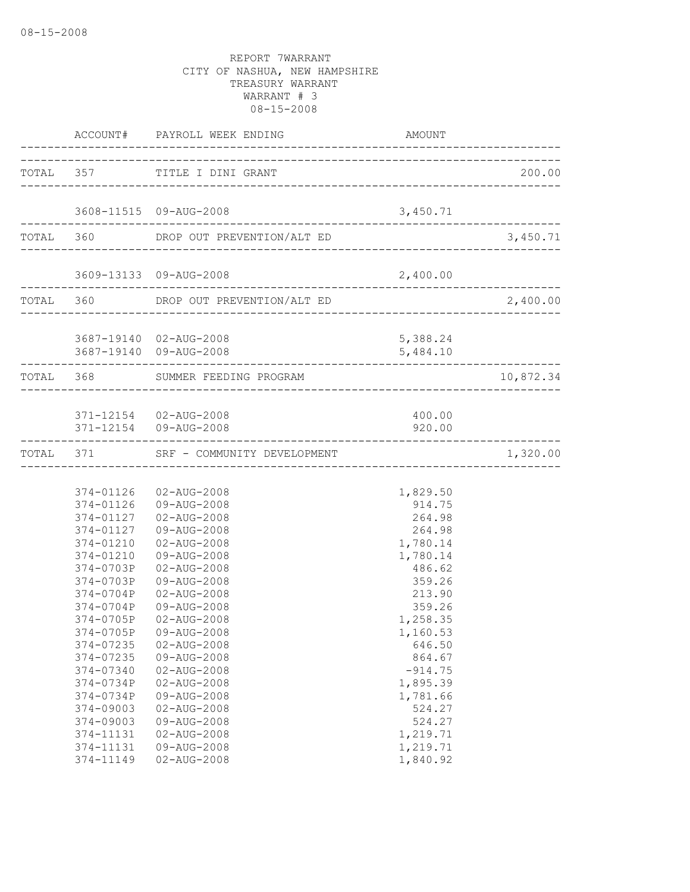08-15-2008

REPORT 7WARRANT
CITY OF NASHUA, NEW HAMPSHIRE
TREASURY WARRANT
WARRANT # 3
08-15-2008

| | ACCOUNT# | PAYROLL WEEK ENDING | AMOUNT | |
|---|---|---|---|---|
| TOTAL | 357 | TITLE I DINI GRANT | | 200.00 |
| | 3608-11515 | 09-AUG-2008 | 3,450.71 | |
| TOTAL | 360 | DROP OUT PREVENTION/ALT ED | | 3,450.71 |
| | 3609-13133 | 09-AUG-2008 | 2,400.00 | |
| TOTAL | 360 | DROP OUT PREVENTION/ALT ED | | 2,400.00 |
| | 3687-19140 | 02-AUG-2008 | 5,388.24 | |
| | 3687-19140 | 09-AUG-2008 | 5,484.10 | |
| TOTAL | 368 | SUMMER FEEDING PROGRAM | | 10,872.34 |
| | 371-12154 | 02-AUG-2008 | 400.00 | |
| | 371-12154 | 09-AUG-2008 | 920.00 | |
| TOTAL | 371 | SRF - COMMUNITY DEVELOPMENT | | 1,320.00 |
| | 374-01126 | 02-AUG-2008 | 1,829.50 | |
| | 374-01126 | 09-AUG-2008 | 914.75 | |
| | 374-01127 | 02-AUG-2008 | 264.98 | |
| | 374-01127 | 09-AUG-2008 | 264.98 | |
| | 374-01210 | 02-AUG-2008 | 1,780.14 | |
| | 374-01210 | 09-AUG-2008 | 1,780.14 | |
| | 374-0703P | 02-AUG-2008 | 486.62 | |
| | 374-0703P | 09-AUG-2008 | 359.26 | |
| | 374-0704P | 02-AUG-2008 | 213.90 | |
| | 374-0704P | 09-AUG-2008 | 359.26 | |
| | 374-0705P | 02-AUG-2008 | 1,258.35 | |
| | 374-0705P | 09-AUG-2008 | 1,160.53 | |
| | 374-07235 | 02-AUG-2008 | 646.50 | |
| | 374-07235 | 09-AUG-2008 | 864.67 | |
| | 374-07340 | 02-AUG-2008 | -914.75 | |
| | 374-0734P | 02-AUG-2008 | 1,895.39 | |
| | 374-0734P | 09-AUG-2008 | 1,781.66 | |
| | 374-09003 | 02-AUG-2008 | 524.27 | |
| | 374-09003 | 09-AUG-2008 | 524.27 | |
| | 374-11131 | 02-AUG-2008 | 1,219.71 | |
| | 374-11131 | 09-AUG-2008 | 1,219.71 | |
| | 374-11149 | 02-AUG-2008 | 1,840.92 | |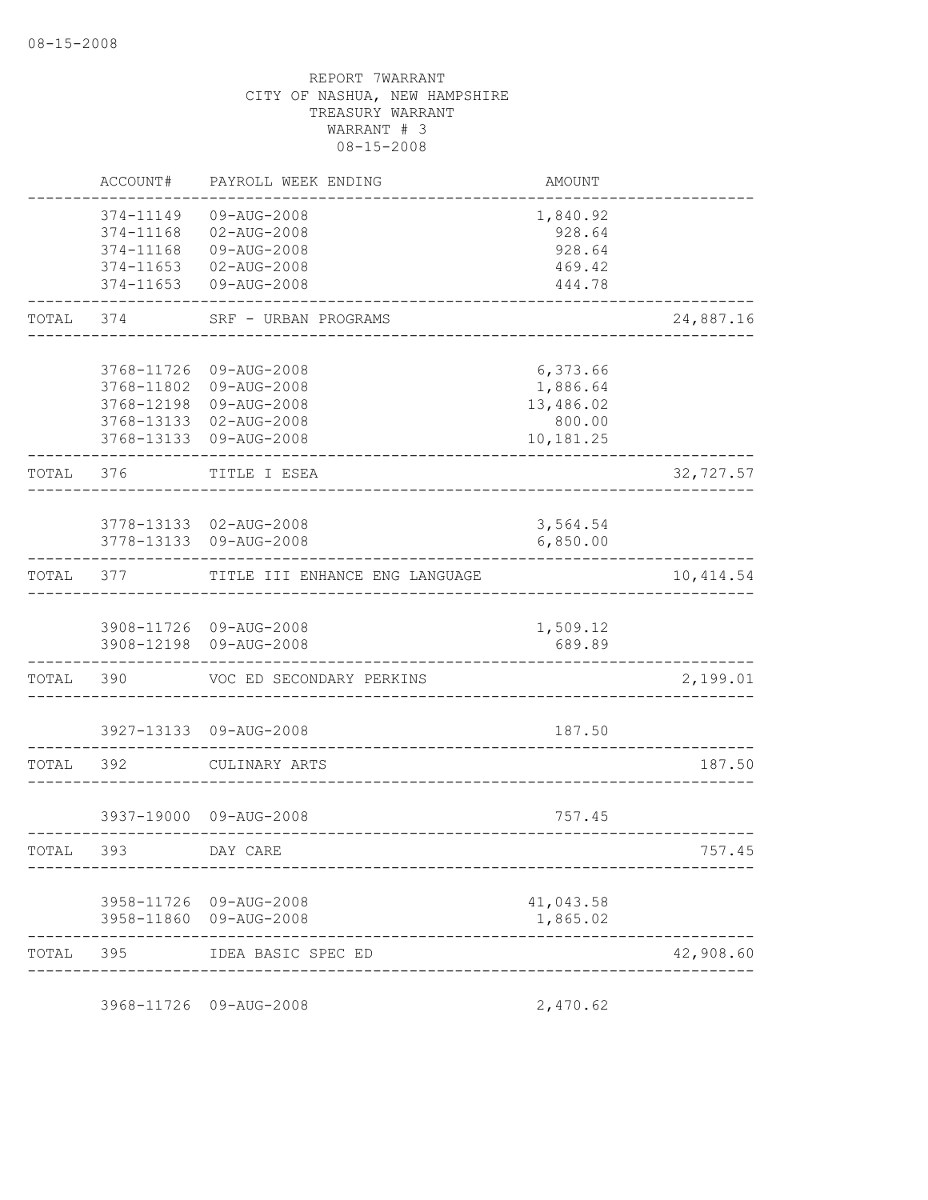08-15-2008

REPORT 7WARRANT
CITY OF NASHUA, NEW HAMPSHIRE
TREASURY WARRANT
WARRANT # 3
08-15-2008

| | ACCOUNT# | PAYROLL WEEK ENDING | AMOUNT | |
|---|---|---|---|---|
| | 374-11149 | 09-AUG-2008 | 1,840.92 | |
| | 374-11168 | 02-AUG-2008 | 928.64 | |
| | 374-11168 | 09-AUG-2008 | 928.64 | |
| | 374-11653 | 02-AUG-2008 | 469.42 | |
| | 374-11653 | 09-AUG-2008 | 444.78 | |
| TOTAL | 374 | SRF - URBAN PROGRAMS | | 24,887.16 |
| | 3768-11726 | 09-AUG-2008 | 6,373.66 | |
| | 3768-11802 | 09-AUG-2008 | 1,886.64 | |
| | 3768-12198 | 09-AUG-2008 | 13,486.02 | |
| | 3768-13133 | 02-AUG-2008 | 800.00 | |
| | 3768-13133 | 09-AUG-2008 | 10,181.25 | |
| TOTAL | 376 | TITLE I ESEA | | 32,727.57 |
| | 3778-13133 | 02-AUG-2008 | 3,564.54 | |
| | 3778-13133 | 09-AUG-2008 | 6,850.00 | |
| TOTAL | 377 | TITLE III ENHANCE ENG LANGUAGE | | 10,414.54 |
| | 3908-11726 | 09-AUG-2008 | 1,509.12 | |
| | 3908-12198 | 09-AUG-2008 | 689.89 | |
| TOTAL | 390 | VOC ED SECONDARY PERKINS | | 2,199.01 |
| | 3927-13133 | 09-AUG-2008 | 187.50 | |
| TOTAL | 392 | CULINARY ARTS | | 187.50 |
| | 3937-19000 | 09-AUG-2008 | 757.45 | |
| TOTAL | 393 | DAY CARE | | 757.45 |
| | 3958-11726 | 09-AUG-2008 | 41,043.58 | |
| | 3958-11860 | 09-AUG-2008 | 1,865.02 | |
| TOTAL | 395 | IDEA BASIC SPEC ED | | 42,908.60 |
| | 3968-11726 | 09-AUG-2008 | 2,470.62 | |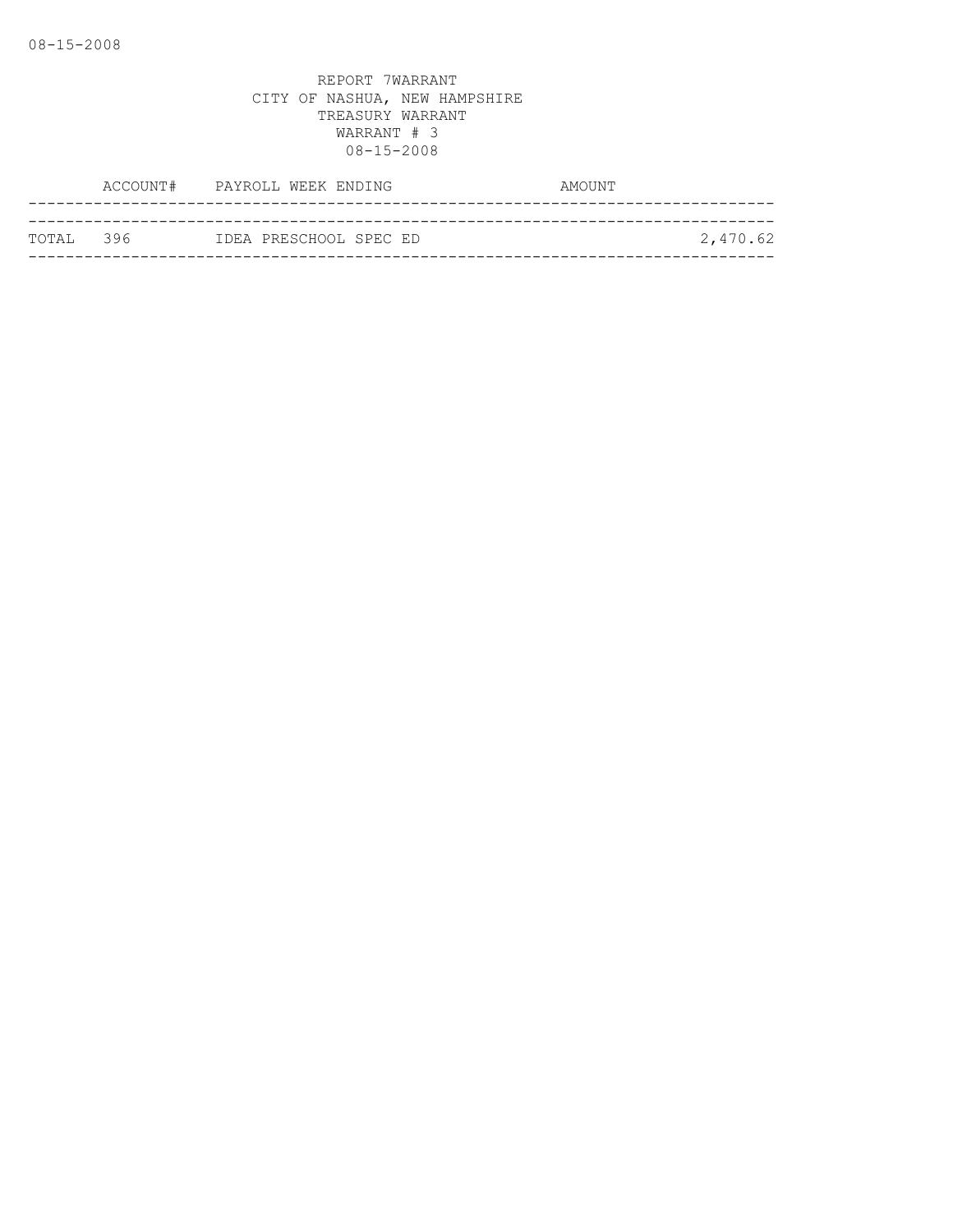REPORT 7WARRANT
CITY OF NASHUA, NEW HAMPSHIRE
TREASURY WARRANT
WARRANT # 3
08-15-2008

| | ACCOUNT# | PAYROLL WEEK ENDING | AMOUNT |
|---|---|---|---|
| TOTAL | 396 | IDEA PRESCHOOL SPEC ED | 2,470.62 |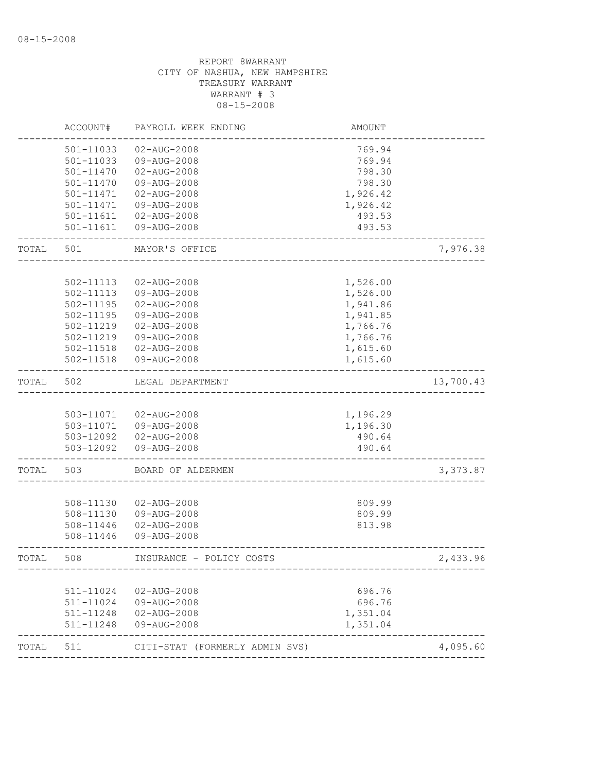REPORT 8WARRANT
CITY OF NASHUA, NEW HAMPSHIRE
TREASURY WARRANT
WARRANT # 3
08-15-2008

| | ACCOUNT# | PAYROLL WEEK ENDING | AMOUNT | |
|---|---|---|---|---|
| | 501-11033 | 02-AUG-2008 | 769.94 | |
| | 501-11033 | 09-AUG-2008 | 769.94 | |
| | 501-11470 | 02-AUG-2008 | 798.30 | |
| | 501-11470 | 09-AUG-2008 | 798.30 | |
| | 501-11471 | 02-AUG-2008 | 1,926.42 | |
| | 501-11471 | 09-AUG-2008 | 1,926.42 | |
| | 501-11611 | 02-AUG-2008 | 493.53 | |
| | 501-11611 | 09-AUG-2008 | 493.53 | |
| TOTAL | 501 | MAYOR'S OFFICE | | 7,976.38 |
| | 502-11113 | 02-AUG-2008 | 1,526.00 | |
| | 502-11113 | 09-AUG-2008 | 1,526.00 | |
| | 502-11195 | 02-AUG-2008 | 1,941.86 | |
| | 502-11195 | 09-AUG-2008 | 1,941.85 | |
| | 502-11219 | 02-AUG-2008 | 1,766.76 | |
| | 502-11219 | 09-AUG-2008 | 1,766.76 | |
| | 502-11518 | 02-AUG-2008 | 1,615.60 | |
| | 502-11518 | 09-AUG-2008 | 1,615.60 | |
| TOTAL | 502 | LEGAL DEPARTMENT | | 13,700.43 |
| | 503-11071 | 02-AUG-2008 | 1,196.29 | |
| | 503-11071 | 09-AUG-2008 | 1,196.30 | |
| | 503-12092 | 02-AUG-2008 | 490.64 | |
| | 503-12092 | 09-AUG-2008 | 490.64 | |
| TOTAL | 503 | BOARD OF ALDERMEN | | 3,373.87 |
| | 508-11130 | 02-AUG-2008 | 809.99 | |
| | 508-11130 | 09-AUG-2008 | 809.99 | |
| | 508-11446 | 02-AUG-2008 | 813.98 | |
| | 508-11446 | 09-AUG-2008 | | |
| TOTAL | 508 | INSURANCE - POLICY COSTS | | 2,433.96 |
| | 511-11024 | 02-AUG-2008 | 696.76 | |
| | 511-11024 | 09-AUG-2008 | 696.76 | |
| | 511-11248 | 02-AUG-2008 | 1,351.04 | |
| | 511-11248 | 09-AUG-2008 | 1,351.04 | |
| TOTAL | 511 | CITI-STAT (FORMERLY ADMIN SVS) | | 4,095.60 |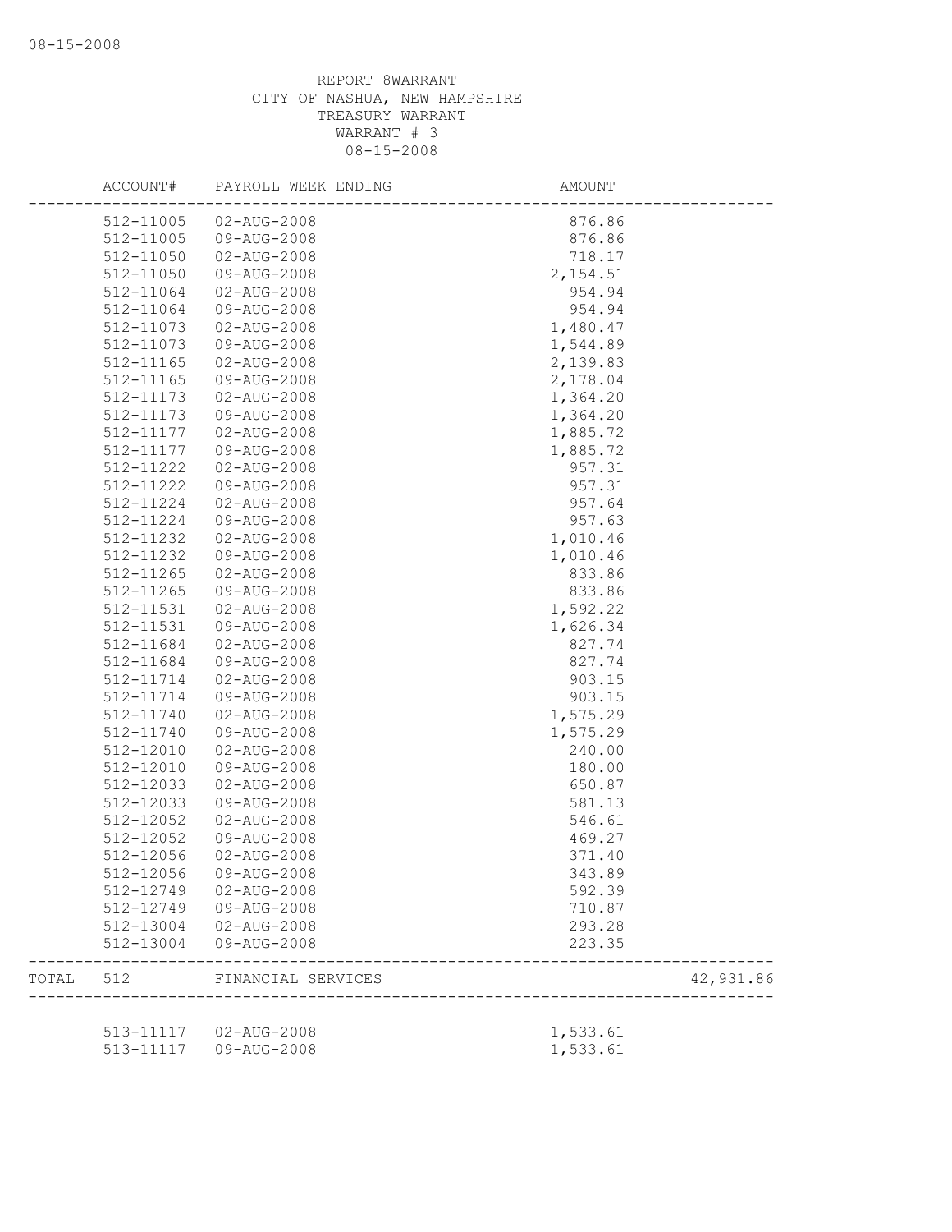REPORT 8WARRANT
CITY OF NASHUA, NEW HAMPSHIRE
TREASURY WARRANT
WARRANT # 3
08-15-2008

| ACCOUNT# | PAYROLL WEEK ENDING | AMOUNT | |
|---|---|---|---|
| 512-11005 | 02-AUG-2008 | 876.86 | |
| 512-11005 | 09-AUG-2008 | 876.86 | |
| 512-11050 | 02-AUG-2008 | 718.17 | |
| 512-11050 | 09-AUG-2008 | 2,154.51 | |
| 512-11064 | 02-AUG-2008 | 954.94 | |
| 512-11064 | 09-AUG-2008 | 954.94 | |
| 512-11073 | 02-AUG-2008 | 1,480.47 | |
| 512-11073 | 09-AUG-2008 | 1,544.89 | |
| 512-11165 | 02-AUG-2008 | 2,139.83 | |
| 512-11165 | 09-AUG-2008 | 2,178.04 | |
| 512-11173 | 02-AUG-2008 | 1,364.20 | |
| 512-11173 | 09-AUG-2008 | 1,364.20 | |
| 512-11177 | 02-AUG-2008 | 1,885.72 | |
| 512-11177 | 09-AUG-2008 | 1,885.72 | |
| 512-11222 | 02-AUG-2008 | 957.31 | |
| 512-11222 | 09-AUG-2008 | 957.31 | |
| 512-11224 | 02-AUG-2008 | 957.64 | |
| 512-11224 | 09-AUG-2008 | 957.63 | |
| 512-11232 | 02-AUG-2008 | 1,010.46 | |
| 512-11232 | 09-AUG-2008 | 1,010.46 | |
| 512-11265 | 02-AUG-2008 | 833.86 | |
| 512-11265 | 09-AUG-2008 | 833.86 | |
| 512-11531 | 02-AUG-2008 | 1,592.22 | |
| 512-11531 | 09-AUG-2008 | 1,626.34 | |
| 512-11684 | 02-AUG-2008 | 827.74 | |
| 512-11684 | 09-AUG-2008 | 827.74 | |
| 512-11714 | 02-AUG-2008 | 903.15 | |
| 512-11714 | 09-AUG-2008 | 903.15 | |
| 512-11740 | 02-AUG-2008 | 1,575.29 | |
| 512-11740 | 09-AUG-2008 | 1,575.29 | |
| 512-12010 | 02-AUG-2008 | 240.00 | |
| 512-12010 | 09-AUG-2008 | 180.00 | |
| 512-12033 | 02-AUG-2008 | 650.87 | |
| 512-12033 | 09-AUG-2008 | 581.13 | |
| 512-12052 | 02-AUG-2008 | 546.61 | |
| 512-12052 | 09-AUG-2008 | 469.27 | |
| 512-12056 | 02-AUG-2008 | 371.40 | |
| 512-12056 | 09-AUG-2008 | 343.89 | |
| 512-12749 | 02-AUG-2008 | 592.39 | |
| 512-12749 | 09-AUG-2008 | 710.87 | |
| 512-13004 | 02-AUG-2008 | 293.28 | |
| 512-13004 | 09-AUG-2008 | 223.35 | |
| TOTAL 512 | FINANCIAL SERVICES | | 42,931.86 |
| 513-11117 | 02-AUG-2008 | 1,533.61 | |
| 513-11117 | 09-AUG-2008 | 1,533.61 | |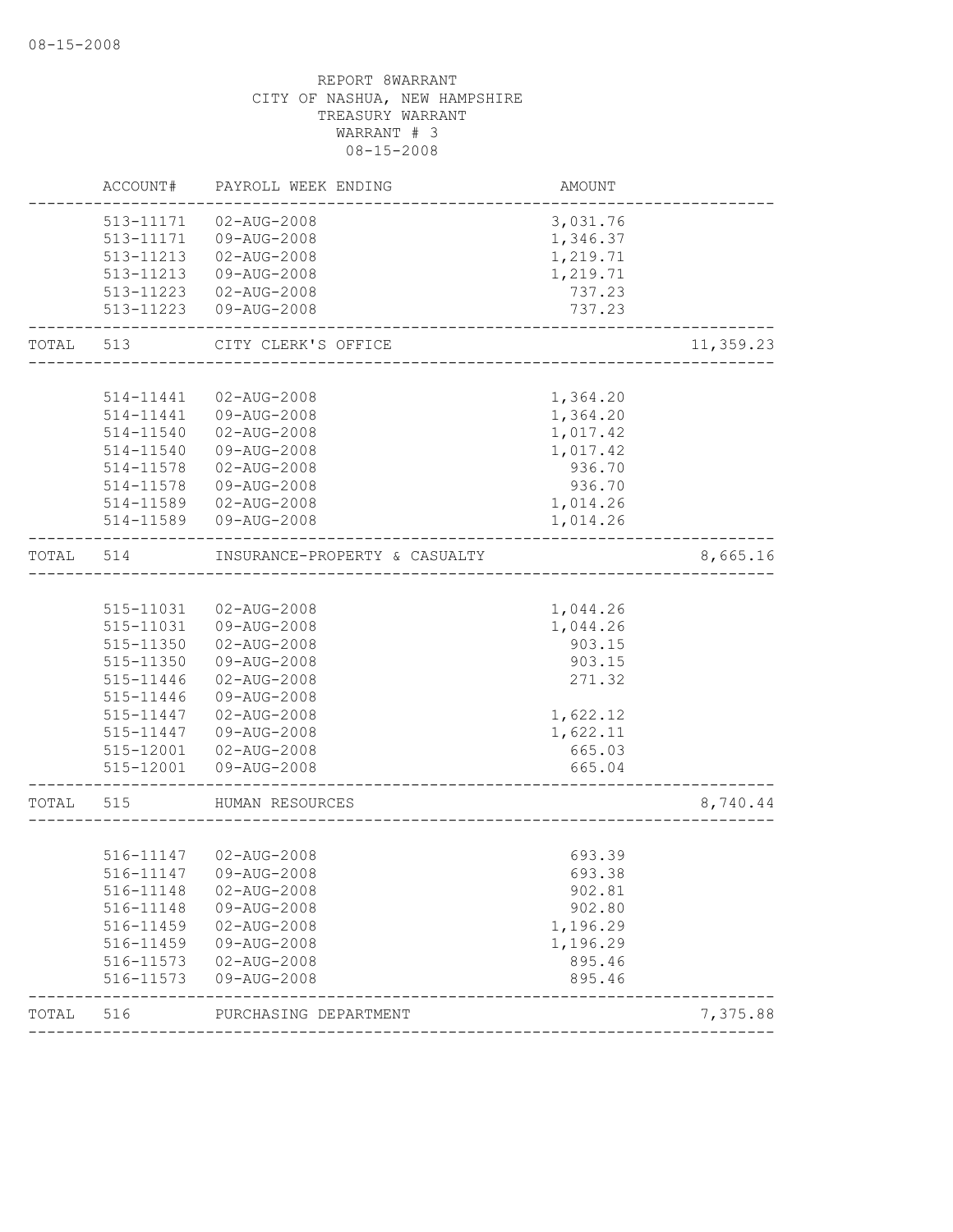REPORT 8WARRANT
CITY OF NASHUA, NEW HAMPSHIRE
TREASURY WARRANT
WARRANT # 3
08-15-2008

| | ACCOUNT# | PAYROLL WEEK ENDING | AMOUNT | |
|---|---|---|---|---|
| | 513-11171 | 02-AUG-2008 | 3,031.76 | |
| | 513-11171 | 09-AUG-2008 | 1,346.37 | |
| | 513-11213 | 02-AUG-2008 | 1,219.71 | |
| | 513-11213 | 09-AUG-2008 | 1,219.71 | |
| | 513-11223 | 02-AUG-2008 | 737.23 | |
| | 513-11223 | 09-AUG-2008 | 737.23 | |
| TOTAL | 513 | CITY CLERK'S OFFICE | | 11,359.23 |
| | 514-11441 | 02-AUG-2008 | 1,364.20 | |
| | 514-11441 | 09-AUG-2008 | 1,364.20 | |
| | 514-11540 | 02-AUG-2008 | 1,017.42 | |
| | 514-11540 | 09-AUG-2008 | 1,017.42 | |
| | 514-11578 | 02-AUG-2008 | 936.70 | |
| | 514-11578 | 09-AUG-2008 | 936.70 | |
| | 514-11589 | 02-AUG-2008 | 1,014.26 | |
| | 514-11589 | 09-AUG-2008 | 1,014.26 | |
| TOTAL | 514 | INSURANCE-PROPERTY & CASUALTY | | 8,665.16 |
| | 515-11031 | 02-AUG-2008 | 1,044.26 | |
| | 515-11031 | 09-AUG-2008 | 1,044.26 | |
| | 515-11350 | 02-AUG-2008 | 903.15 | |
| | 515-11350 | 09-AUG-2008 | 903.15 | |
| | 515-11446 | 02-AUG-2008 | 271.32 | |
| | 515-11446 | 09-AUG-2008 | | |
| | 515-11447 | 02-AUG-2008 | 1,622.12 | |
| | 515-11447 | 09-AUG-2008 | 1,622.11 | |
| | 515-12001 | 02-AUG-2008 | 665.03 | |
| | 515-12001 | 09-AUG-2008 | 665.04 | |
| TOTAL | 515 | HUMAN RESOURCES | | 8,740.44 |
| | 516-11147 | 02-AUG-2008 | 693.39 | |
| | 516-11147 | 09-AUG-2008 | 693.38 | |
| | 516-11148 | 02-AUG-2008 | 902.81 | |
| | 516-11148 | 09-AUG-2008 | 902.80 | |
| | 516-11459 | 02-AUG-2008 | 1,196.29 | |
| | 516-11459 | 09-AUG-2008 | 1,196.29 | |
| | 516-11573 | 02-AUG-2008 | 895.46 | |
| | 516-11573 | 09-AUG-2008 | 895.46 | |
| TOTAL | 516 | PURCHASING DEPARTMENT | | 7,375.88 |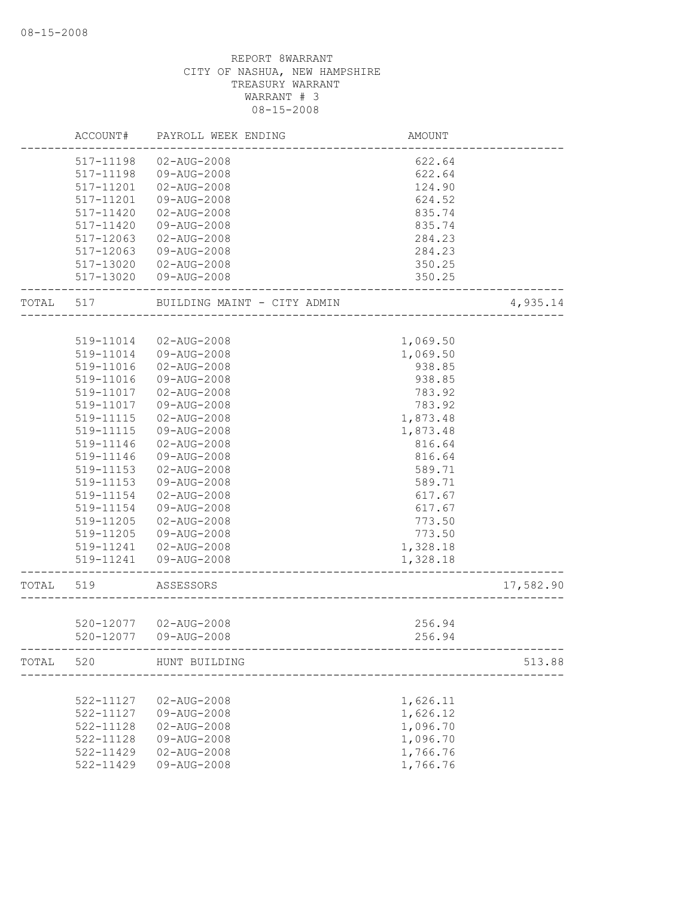REPORT 8WARRANT
CITY OF NASHUA, NEW HAMPSHIRE
TREASURY WARRANT
WARRANT # 3
08-15-2008

| | ACCOUNT# | PAYROLL WEEK ENDING | AMOUNT | |
|---|---|---|---|---|
| | 517-11198 | 02-AUG-2008 | 622.64 | |
| | 517-11198 | 09-AUG-2008 | 622.64 | |
| | 517-11201 | 02-AUG-2008 | 124.90 | |
| | 517-11201 | 09-AUG-2008 | 624.52 | |
| | 517-11420 | 02-AUG-2008 | 835.74 | |
| | 517-11420 | 09-AUG-2008 | 835.74 | |
| | 517-12063 | 02-AUG-2008 | 284.23 | |
| | 517-12063 | 09-AUG-2008 | 284.23 | |
| | 517-13020 | 02-AUG-2008 | 350.25 | |
| | 517-13020 | 09-AUG-2008 | 350.25 | |
| TOTAL | 517 | BUILDING MAINT - CITY ADMIN | | 4,935.14 |
| | 519-11014 | 02-AUG-2008 | 1,069.50 | |
| | 519-11014 | 09-AUG-2008 | 1,069.50 | |
| | 519-11016 | 02-AUG-2008 | 938.85 | |
| | 519-11016 | 09-AUG-2008 | 938.85 | |
| | 519-11017 | 02-AUG-2008 | 783.92 | |
| | 519-11017 | 09-AUG-2008 | 783.92 | |
| | 519-11115 | 02-AUG-2008 | 1,873.48 | |
| | 519-11115 | 09-AUG-2008 | 1,873.48 | |
| | 519-11146 | 02-AUG-2008 | 816.64 | |
| | 519-11146 | 09-AUG-2008 | 816.64 | |
| | 519-11153 | 02-AUG-2008 | 589.71 | |
| | 519-11153 | 09-AUG-2008 | 589.71 | |
| | 519-11154 | 02-AUG-2008 | 617.67 | |
| | 519-11154 | 09-AUG-2008 | 617.67 | |
| | 519-11205 | 02-AUG-2008 | 773.50 | |
| | 519-11205 | 09-AUG-2008 | 773.50 | |
| | 519-11241 | 02-AUG-2008 | 1,328.18 | |
| | 519-11241 | 09-AUG-2008 | 1,328.18 | |
| TOTAL | 519 | ASSESSORS | | 17,582.90 |
| | 520-12077 | 02-AUG-2008 | 256.94 | |
| | 520-12077 | 09-AUG-2008 | 256.94 | |
| TOTAL | 520 | HUNT BUILDING | | 513.88 |
| | 522-11127 | 02-AUG-2008 | 1,626.11 | |
| | 522-11127 | 09-AUG-2008 | 1,626.12 | |
| | 522-11128 | 02-AUG-2008 | 1,096.70 | |
| | 522-11128 | 09-AUG-2008 | 1,096.70 | |
| | 522-11429 | 02-AUG-2008 | 1,766.76 | |
| | 522-11429 | 09-AUG-2008 | 1,766.76 | |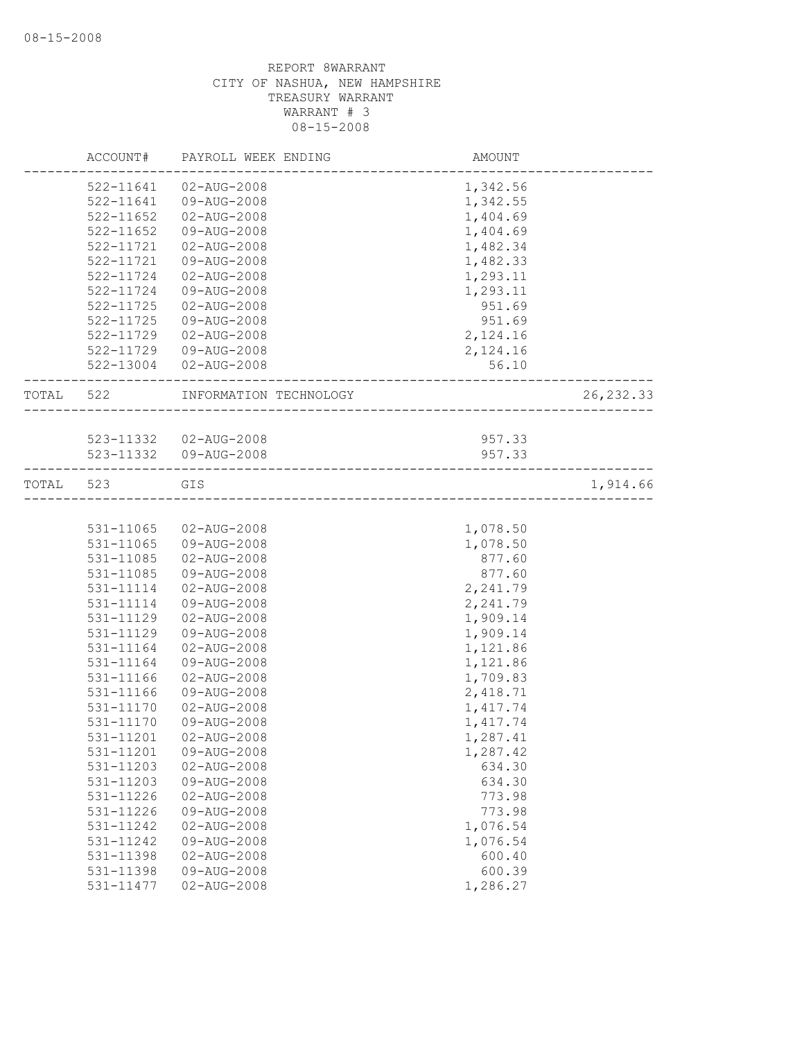REPORT 8WARRANT
CITY OF NASHUA, NEW HAMPSHIRE
TREASURY WARRANT
WARRANT # 3
08-15-2008

| | ACCOUNT# | PAYROLL WEEK ENDING | AMOUNT | |
|---|---|---|---|---|
| | 522-11641 | 02-AUG-2008 | 1,342.56 | |
| | 522-11641 | 09-AUG-2008 | 1,342.55 | |
| | 522-11652 | 02-AUG-2008 | 1,404.69 | |
| | 522-11652 | 09-AUG-2008 | 1,404.69 | |
| | 522-11721 | 02-AUG-2008 | 1,482.34 | |
| | 522-11721 | 09-AUG-2008 | 1,482.33 | |
| | 522-11724 | 02-AUG-2008 | 1,293.11 | |
| | 522-11724 | 09-AUG-2008 | 1,293.11 | |
| | 522-11725 | 02-AUG-2008 | 951.69 | |
| | 522-11725 | 09-AUG-2008 | 951.69 | |
| | 522-11729 | 02-AUG-2008 | 2,124.16 | |
| | 522-11729 | 09-AUG-2008 | 2,124.16 | |
| | 522-13004 | 02-AUG-2008 | 56.10 | |
| TOTAL | 522 | INFORMATION TECHNOLOGY | | 26,232.33 |
| | 523-11332 | 02-AUG-2008 | 957.33 | |
| | 523-11332 | 09-AUG-2008 | 957.33 | |
| TOTAL | 523 | GIS | | 1,914.66 |
| | 531-11065 | 02-AUG-2008 | 1,078.50 | |
| | 531-11065 | 09-AUG-2008 | 1,078.50 | |
| | 531-11085 | 02-AUG-2008 | 877.60 | |
| | 531-11085 | 09-AUG-2008 | 877.60 | |
| | 531-11114 | 02-AUG-2008 | 2,241.79 | |
| | 531-11114 | 09-AUG-2008 | 2,241.79 | |
| | 531-11129 | 02-AUG-2008 | 1,909.14 | |
| | 531-11129 | 09-AUG-2008 | 1,909.14 | |
| | 531-11164 | 02-AUG-2008 | 1,121.86 | |
| | 531-11164 | 09-AUG-2008 | 1,121.86 | |
| | 531-11166 | 02-AUG-2008 | 1,709.83 | |
| | 531-11166 | 09-AUG-2008 | 2,418.71 | |
| | 531-11170 | 02-AUG-2008 | 1,417.74 | |
| | 531-11170 | 09-AUG-2008 | 1,417.74 | |
| | 531-11201 | 02-AUG-2008 | 1,287.41 | |
| | 531-11201 | 09-AUG-2008 | 1,287.42 | |
| | 531-11203 | 02-AUG-2008 | 634.30 | |
| | 531-11203 | 09-AUG-2008 | 634.30 | |
| | 531-11226 | 02-AUG-2008 | 773.98 | |
| | 531-11226 | 09-AUG-2008 | 773.98 | |
| | 531-11242 | 02-AUG-2008 | 1,076.54 | |
| | 531-11242 | 09-AUG-2008 | 1,076.54 | |
| | 531-11398 | 02-AUG-2008 | 600.40 | |
| | 531-11398 | 09-AUG-2008 | 600.39 | |
| | 531-11477 | 02-AUG-2008 | 1,286.27 | |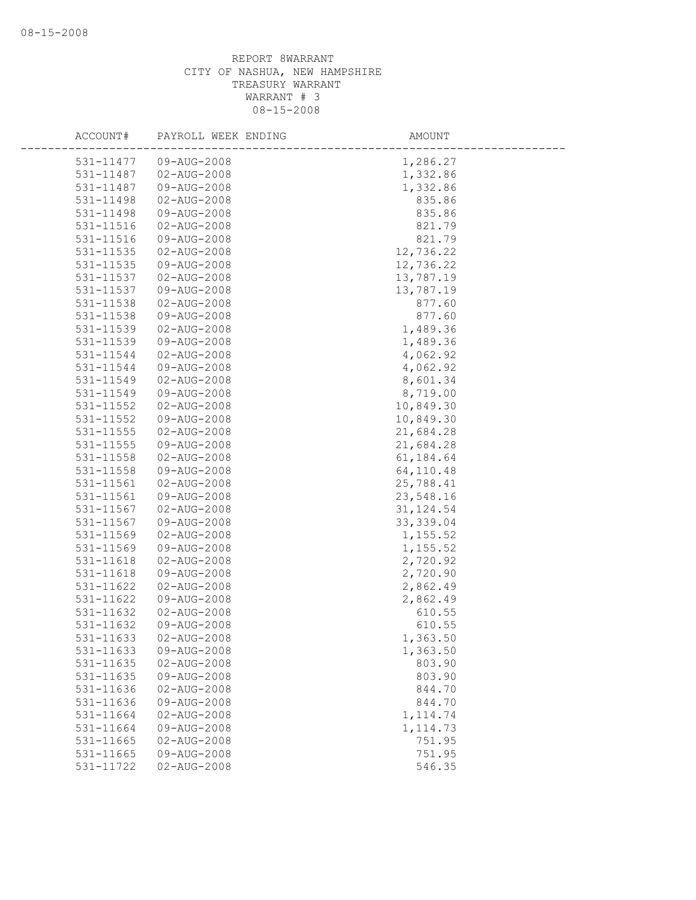REPORT 8WARRANT
CITY OF NASHUA, NEW HAMPSHIRE
TREASURY WARRANT
WARRANT # 3
08-15-2008

| ACCOUNT# | PAYROLL WEEK ENDING | AMOUNT |
|---|---|---|
| 531-11477 | 09-AUG-2008 | 1,286.27 |
| 531-11487 | 02-AUG-2008 | 1,332.86 |
| 531-11487 | 09-AUG-2008 | 1,332.86 |
| 531-11498 | 02-AUG-2008 | 835.86 |
| 531-11498 | 09-AUG-2008 | 835.86 |
| 531-11516 | 02-AUG-2008 | 821.79 |
| 531-11516 | 09-AUG-2008 | 821.79 |
| 531-11535 | 02-AUG-2008 | 12,736.22 |
| 531-11535 | 09-AUG-2008 | 12,736.22 |
| 531-11537 | 02-AUG-2008 | 13,787.19 |
| 531-11537 | 09-AUG-2008 | 13,787.19 |
| 531-11538 | 02-AUG-2008 | 877.60 |
| 531-11538 | 09-AUG-2008 | 877.60 |
| 531-11539 | 02-AUG-2008 | 1,489.36 |
| 531-11539 | 09-AUG-2008 | 1,489.36 |
| 531-11544 | 02-AUG-2008 | 4,062.92 |
| 531-11544 | 09-AUG-2008 | 4,062.92 |
| 531-11549 | 02-AUG-2008 | 8,601.34 |
| 531-11549 | 09-AUG-2008 | 8,719.00 |
| 531-11552 | 02-AUG-2008 | 10,849.30 |
| 531-11552 | 09-AUG-2008 | 10,849.30 |
| 531-11555 | 02-AUG-2008 | 21,684.28 |
| 531-11555 | 09-AUG-2008 | 21,684.28 |
| 531-11558 | 02-AUG-2008 | 61,184.64 |
| 531-11558 | 09-AUG-2008 | 64,110.48 |
| 531-11561 | 02-AUG-2008 | 25,788.41 |
| 531-11561 | 09-AUG-2008 | 23,548.16 |
| 531-11567 | 02-AUG-2008 | 31,124.54 |
| 531-11567 | 09-AUG-2008 | 33,339.04 |
| 531-11569 | 02-AUG-2008 | 1,155.52 |
| 531-11569 | 09-AUG-2008 | 1,155.52 |
| 531-11618 | 02-AUG-2008 | 2,720.92 |
| 531-11618 | 09-AUG-2008 | 2,720.90 |
| 531-11622 | 02-AUG-2008 | 2,862.49 |
| 531-11622 | 09-AUG-2008 | 2,862.49 |
| 531-11632 | 02-AUG-2008 | 610.55 |
| 531-11632 | 09-AUG-2008 | 610.55 |
| 531-11633 | 02-AUG-2008 | 1,363.50 |
| 531-11633 | 09-AUG-2008 | 1,363.50 |
| 531-11635 | 02-AUG-2008 | 803.90 |
| 531-11635 | 09-AUG-2008 | 803.90 |
| 531-11636 | 02-AUG-2008 | 844.70 |
| 531-11636 | 09-AUG-2008 | 844.70 |
| 531-11664 | 02-AUG-2008 | 1,114.74 |
| 531-11664 | 09-AUG-2008 | 1,114.73 |
| 531-11665 | 02-AUG-2008 | 751.95 |
| 531-11665 | 09-AUG-2008 | 751.95 |
| 531-11722 | 02-AUG-2008 | 546.35 |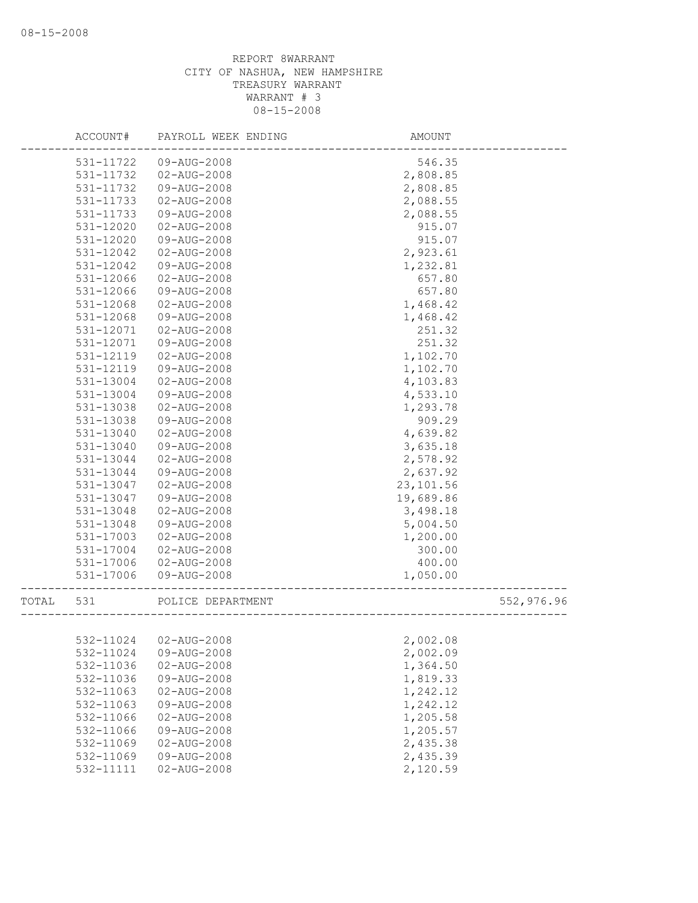REPORT 8WARRANT
CITY OF NASHUA, NEW HAMPSHIRE
TREASURY WARRANT
WARRANT # 3
08-15-2008

| | ACCOUNT# | PAYROLL WEEK ENDING | AMOUNT | |
|---|---|---|---|---|
| | 531-11722 | 09-AUG-2008 | 546.35 | |
| | 531-11732 | 02-AUG-2008 | 2,808.85 | |
| | 531-11732 | 09-AUG-2008 | 2,808.85 | |
| | 531-11733 | 02-AUG-2008 | 2,088.55 | |
| | 531-11733 | 09-AUG-2008 | 2,088.55 | |
| | 531-12020 | 02-AUG-2008 | 915.07 | |
| | 531-12020 | 09-AUG-2008 | 915.07 | |
| | 531-12042 | 02-AUG-2008 | 2,923.61 | |
| | 531-12042 | 09-AUG-2008 | 1,232.81 | |
| | 531-12066 | 02-AUG-2008 | 657.80 | |
| | 531-12066 | 09-AUG-2008 | 657.80 | |
| | 531-12068 | 02-AUG-2008 | 1,468.42 | |
| | 531-12068 | 09-AUG-2008 | 1,468.42 | |
| | 531-12071 | 02-AUG-2008 | 251.32 | |
| | 531-12071 | 09-AUG-2008 | 251.32 | |
| | 531-12119 | 02-AUG-2008 | 1,102.70 | |
| | 531-12119 | 09-AUG-2008 | 1,102.70 | |
| | 531-13004 | 02-AUG-2008 | 4,103.83 | |
| | 531-13004 | 09-AUG-2008 | 4,533.10 | |
| | 531-13038 | 02-AUG-2008 | 1,293.78 | |
| | 531-13038 | 09-AUG-2008 | 909.29 | |
| | 531-13040 | 02-AUG-2008 | 4,639.82 | |
| | 531-13040 | 09-AUG-2008 | 3,635.18 | |
| | 531-13044 | 02-AUG-2008 | 2,578.92 | |
| | 531-13044 | 09-AUG-2008 | 2,637.92 | |
| | 531-13047 | 02-AUG-2008 | 23,101.56 | |
| | 531-13047 | 09-AUG-2008 | 19,689.86 | |
| | 531-13048 | 02-AUG-2008 | 3,498.18 | |
| | 531-13048 | 09-AUG-2008 | 5,004.50 | |
| | 531-17003 | 02-AUG-2008 | 1,200.00 | |
| | 531-17004 | 02-AUG-2008 | 300.00 | |
| | 531-17006 | 02-AUG-2008 | 400.00 | |
| | 531-17006 | 09-AUG-2008 | 1,050.00 | |
| TOTAL | 531 | POLICE DEPARTMENT | | 552,976.96 |
| | 532-11024 | 02-AUG-2008 | 2,002.08 | |
| | 532-11024 | 09-AUG-2008 | 2,002.09 | |
| | 532-11036 | 02-AUG-2008 | 1,364.50 | |
| | 532-11036 | 09-AUG-2008 | 1,819.33 | |
| | 532-11063 | 02-AUG-2008 | 1,242.12 | |
| | 532-11063 | 09-AUG-2008 | 1,242.12 | |
| | 532-11066 | 02-AUG-2008 | 1,205.58 | |
| | 532-11066 | 09-AUG-2008 | 1,205.57 | |
| | 532-11069 | 02-AUG-2008 | 2,435.38 | |
| | 532-11069 | 09-AUG-2008 | 2,435.39 | |
| | 532-11111 | 02-AUG-2008 | 2,120.59 | |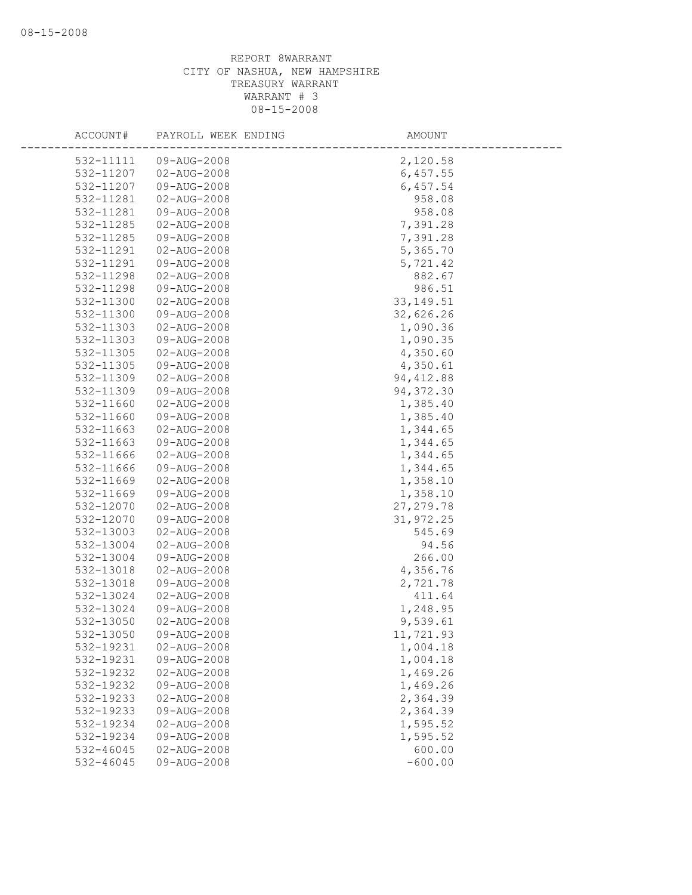REPORT 8WARRANT
CITY OF NASHUA, NEW HAMPSHIRE
TREASURY WARRANT
WARRANT # 3
08-15-2008

| ACCOUNT# | PAYROLL WEEK ENDING | AMOUNT |
|---|---|---|
| 532-11111 | 09-AUG-2008 | 2,120.58 |
| 532-11207 | 02-AUG-2008 | 6,457.55 |
| 532-11207 | 09-AUG-2008 | 6,457.54 |
| 532-11281 | 02-AUG-2008 | 958.08 |
| 532-11281 | 09-AUG-2008 | 958.08 |
| 532-11285 | 02-AUG-2008 | 7,391.28 |
| 532-11285 | 09-AUG-2008 | 7,391.28 |
| 532-11291 | 02-AUG-2008 | 5,365.70 |
| 532-11291 | 09-AUG-2008 | 5,721.42 |
| 532-11298 | 02-AUG-2008 | 882.67 |
| 532-11298 | 09-AUG-2008 | 986.51 |
| 532-11300 | 02-AUG-2008 | 33,149.51 |
| 532-11300 | 09-AUG-2008 | 32,626.26 |
| 532-11303 | 02-AUG-2008 | 1,090.36 |
| 532-11303 | 09-AUG-2008 | 1,090.35 |
| 532-11305 | 02-AUG-2008 | 4,350.60 |
| 532-11305 | 09-AUG-2008 | 4,350.61 |
| 532-11309 | 02-AUG-2008 | 94,412.88 |
| 532-11309 | 09-AUG-2008 | 94,372.30 |
| 532-11660 | 02-AUG-2008 | 1,385.40 |
| 532-11660 | 09-AUG-2008 | 1,385.40 |
| 532-11663 | 02-AUG-2008 | 1,344.65 |
| 532-11663 | 09-AUG-2008 | 1,344.65 |
| 532-11666 | 02-AUG-2008 | 1,344.65 |
| 532-11666 | 09-AUG-2008 | 1,344.65 |
| 532-11669 | 02-AUG-2008 | 1,358.10 |
| 532-11669 | 09-AUG-2008 | 1,358.10 |
| 532-12070 | 02-AUG-2008 | 27,279.78 |
| 532-12070 | 09-AUG-2008 | 31,972.25 |
| 532-13003 | 02-AUG-2008 | 545.69 |
| 532-13004 | 02-AUG-2008 | 94.56 |
| 532-13004 | 09-AUG-2008 | 266.00 |
| 532-13018 | 02-AUG-2008 | 4,356.76 |
| 532-13018 | 09-AUG-2008 | 2,721.78 |
| 532-13024 | 02-AUG-2008 | 411.64 |
| 532-13024 | 09-AUG-2008 | 1,248.95 |
| 532-13050 | 02-AUG-2008 | 9,539.61 |
| 532-13050 | 09-AUG-2008 | 11,721.93 |
| 532-19231 | 02-AUG-2008 | 1,004.18 |
| 532-19231 | 09-AUG-2008 | 1,004.18 |
| 532-19232 | 02-AUG-2008 | 1,469.26 |
| 532-19232 | 09-AUG-2008 | 1,469.26 |
| 532-19233 | 02-AUG-2008 | 2,364.39 |
| 532-19233 | 09-AUG-2008 | 2,364.39 |
| 532-19234 | 02-AUG-2008 | 1,595.52 |
| 532-19234 | 09-AUG-2008 | 1,595.52 |
| 532-46045 | 02-AUG-2008 | 600.00 |
| 532-46045 | 09-AUG-2008 | -600.00 |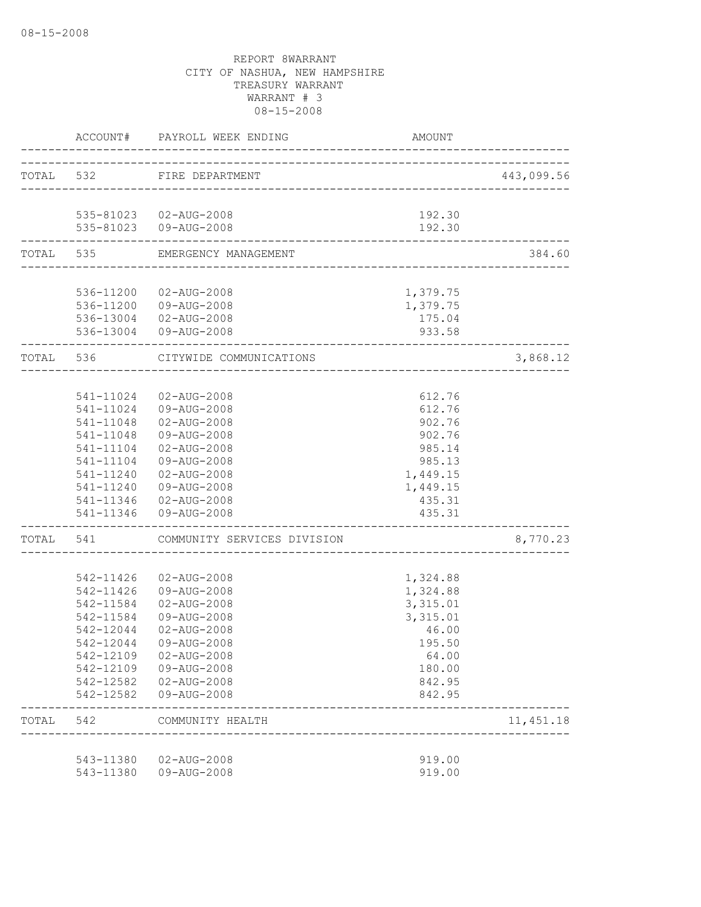REPORT 8WARRANT
CITY OF NASHUA, NEW HAMPSHIRE
TREASURY WARRANT
WARRANT # 3
08-15-2008

| | ACCOUNT# | PAYROLL WEEK ENDING | AMOUNT | |
|---|---|---|---|---|
| TOTAL | 532 | FIRE DEPARTMENT | | 443,099.56 |
| | 535-81023 | 02-AUG-2008 | 192.30 | |
| | 535-81023 | 09-AUG-2008 | 192.30 | |
| TOTAL | 535 | EMERGENCY MANAGEMENT | | 384.60 |
| | 536-11200 | 02-AUG-2008 | 1,379.75 | |
| | 536-11200 | 09-AUG-2008 | 1,379.75 | |
| | 536-13004 | 02-AUG-2008 | 175.04 | |
| | 536-13004 | 09-AUG-2008 | 933.58 | |
| TOTAL | 536 | CITYWIDE COMMUNICATIONS | | 3,868.12 |
| | 541-11024 | 02-AUG-2008 | 612.76 | |
| | 541-11024 | 09-AUG-2008 | 612.76 | |
| | 541-11048 | 02-AUG-2008 | 902.76 | |
| | 541-11048 | 09-AUG-2008 | 902.76 | |
| | 541-11104 | 02-AUG-2008 | 985.14 | |
| | 541-11104 | 09-AUG-2008 | 985.13 | |
| | 541-11240 | 02-AUG-2008 | 1,449.15 | |
| | 541-11240 | 09-AUG-2008 | 1,449.15 | |
| | 541-11346 | 02-AUG-2008 | 435.31 | |
| | 541-11346 | 09-AUG-2008 | 435.31 | |
| TOTAL | 541 | COMMUNITY SERVICES DIVISION | | 8,770.23 |
| | 542-11426 | 02-AUG-2008 | 1,324.88 | |
| | 542-11426 | 09-AUG-2008 | 1,324.88 | |
| | 542-11584 | 02-AUG-2008 | 3,315.01 | |
| | 542-11584 | 09-AUG-2008 | 3,315.01 | |
| | 542-12044 | 02-AUG-2008 | 46.00 | |
| | 542-12044 | 09-AUG-2008 | 195.50 | |
| | 542-12109 | 02-AUG-2008 | 64.00 | |
| | 542-12109 | 09-AUG-2008 | 180.00 | |
| | 542-12582 | 02-AUG-2008 | 842.95 | |
| | 542-12582 | 09-AUG-2008 | 842.95 | |
| TOTAL | 542 | COMMUNITY HEALTH | | 11,451.18 |
| | 543-11380 | 02-AUG-2008 | 919.00 | |
| | 543-11380 | 09-AUG-2008 | 919.00 | |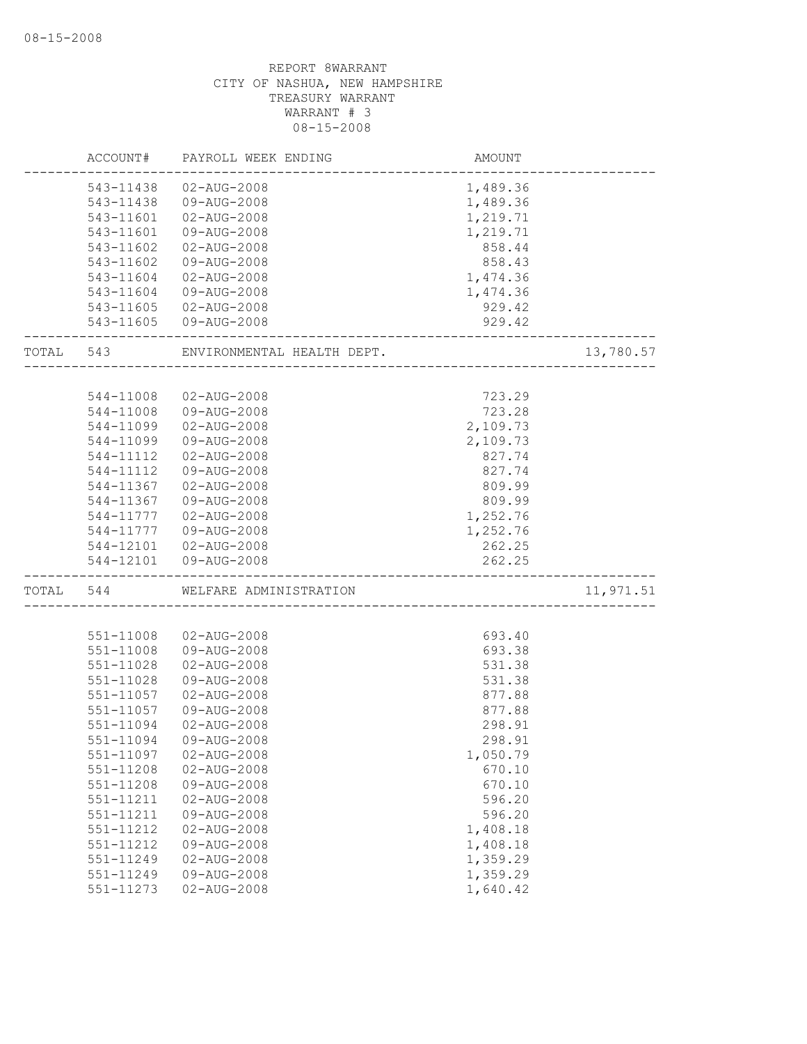08-15-2008

REPORT 8WARRANT
CITY OF NASHUA, NEW HAMPSHIRE
TREASURY WARRANT
WARRANT # 3
08-15-2008

| | ACCOUNT# | PAYROLL WEEK ENDING | AMOUNT | |
|---|---|---|---|---|
| | 543-11438 | 02-AUG-2008 | 1,489.36 | |
| | 543-11438 | 09-AUG-2008 | 1,489.36 | |
| | 543-11601 | 02-AUG-2008 | 1,219.71 | |
| | 543-11601 | 09-AUG-2008 | 1,219.71 | |
| | 543-11602 | 02-AUG-2008 | 858.44 | |
| | 543-11602 | 09-AUG-2008 | 858.43 | |
| | 543-11604 | 02-AUG-2008 | 1,474.36 | |
| | 543-11604 | 09-AUG-2008 | 1,474.36 | |
| | 543-11605 | 02-AUG-2008 | 929.42 | |
| | 543-11605 | 09-AUG-2008 | 929.42 | |
| TOTAL | 543 | ENVIRONMENTAL HEALTH DEPT. | | 13,780.57 |
| | 544-11008 | 02-AUG-2008 | 723.29 | |
| | 544-11008 | 09-AUG-2008 | 723.28 | |
| | 544-11099 | 02-AUG-2008 | 2,109.73 | |
| | 544-11099 | 09-AUG-2008 | 2,109.73 | |
| | 544-11112 | 02-AUG-2008 | 827.74 | |
| | 544-11112 | 09-AUG-2008 | 827.74 | |
| | 544-11367 | 02-AUG-2008 | 809.99 | |
| | 544-11367 | 09-AUG-2008 | 809.99 | |
| | 544-11777 | 02-AUG-2008 | 1,252.76 | |
| | 544-11777 | 09-AUG-2008 | 1,252.76 | |
| | 544-12101 | 02-AUG-2008 | 262.25 | |
| | 544-12101 | 09-AUG-2008 | 262.25 | |
| TOTAL | 544 | WELFARE ADMINISTRATION | | 11,971.51 |
| | 551-11008 | 02-AUG-2008 | 693.40 | |
| | 551-11008 | 09-AUG-2008 | 693.38 | |
| | 551-11028 | 02-AUG-2008 | 531.38 | |
| | 551-11028 | 09-AUG-2008 | 531.38 | |
| | 551-11057 | 02-AUG-2008 | 877.88 | |
| | 551-11057 | 09-AUG-2008 | 877.88 | |
| | 551-11094 | 02-AUG-2008 | 298.91 | |
| | 551-11094 | 09-AUG-2008 | 298.91 | |
| | 551-11097 | 02-AUG-2008 | 1,050.79 | |
| | 551-11208 | 02-AUG-2008 | 670.10 | |
| | 551-11208 | 09-AUG-2008 | 670.10 | |
| | 551-11211 | 02-AUG-2008 | 596.20 | |
| | 551-11211 | 09-AUG-2008 | 596.20 | |
| | 551-11212 | 02-AUG-2008 | 1,408.18 | |
| | 551-11212 | 09-AUG-2008 | 1,408.18 | |
| | 551-11249 | 02-AUG-2008 | 1,359.29 | |
| | 551-11249 | 09-AUG-2008 | 1,359.29 | |
| | 551-11273 | 02-AUG-2008 | 1,640.42 | |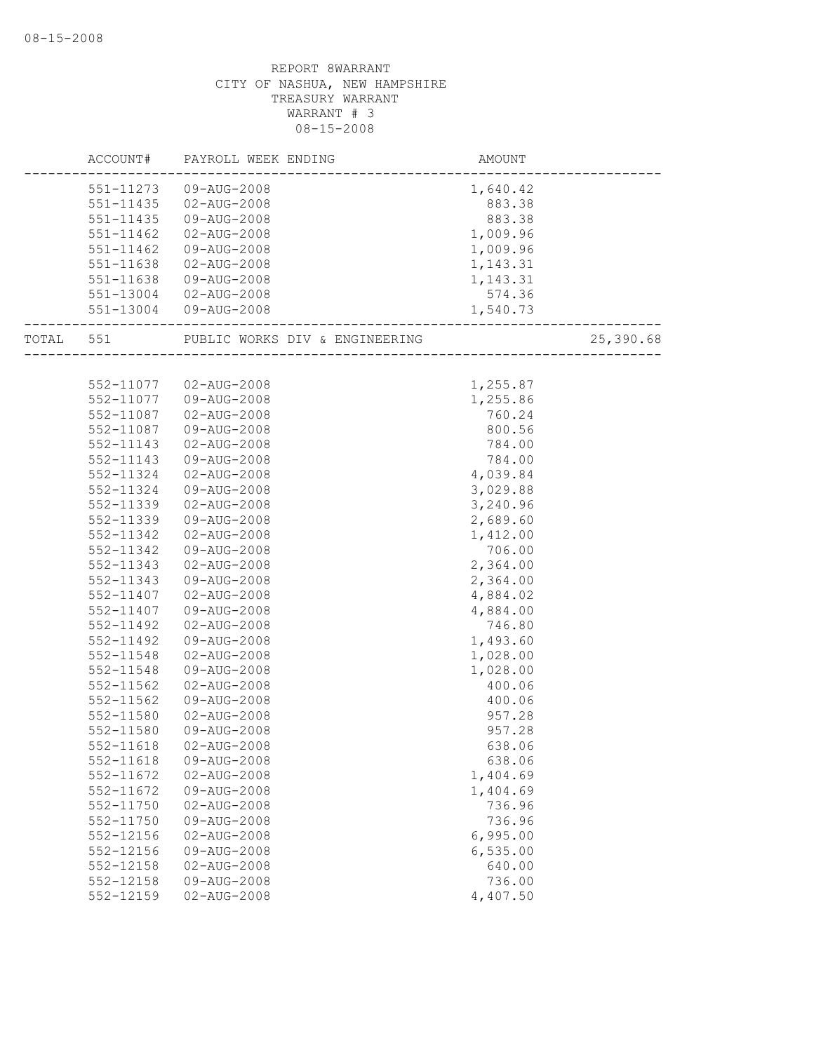REPORT 8WARRANT
CITY OF NASHUA, NEW HAMPSHIRE
TREASURY WARRANT
WARRANT # 3
08-15-2008

| ACCOUNT# | PAYROLL WEEK ENDING | AMOUNT | |
|---|---|---|---|
| 551-11273 | 09-AUG-2008 | 1,640.42 | |
| 551-11435 | 02-AUG-2008 | 883.38 | |
| 551-11435 | 09-AUG-2008 | 883.38 | |
| 551-11462 | 02-AUG-2008 | 1,009.96 | |
| 551-11462 | 09-AUG-2008 | 1,009.96 | |
| 551-11638 | 02-AUG-2008 | 1,143.31 | |
| 551-11638 | 09-AUG-2008 | 1,143.31 | |
| 551-13004 | 02-AUG-2008 | 574.36 | |
| 551-13004 | 09-AUG-2008 | 1,540.73 | |
| TOTAL 551 | PUBLIC WORKS DIV & ENGINEERING | | 25,390.68 |
| 552-11077 | 02-AUG-2008 | 1,255.87 | |
| 552-11077 | 09-AUG-2008 | 1,255.86 | |
| 552-11087 | 02-AUG-2008 | 760.24 | |
| 552-11087 | 09-AUG-2008 | 800.56 | |
| 552-11143 | 02-AUG-2008 | 784.00 | |
| 552-11143 | 09-AUG-2008 | 784.00 | |
| 552-11324 | 02-AUG-2008 | 4,039.84 | |
| 552-11324 | 09-AUG-2008 | 3,029.88 | |
| 552-11339 | 02-AUG-2008 | 3,240.96 | |
| 552-11339 | 09-AUG-2008 | 2,689.60 | |
| 552-11342 | 02-AUG-2008 | 1,412.00 | |
| 552-11342 | 09-AUG-2008 | 706.00 | |
| 552-11343 | 02-AUG-2008 | 2,364.00 | |
| 552-11343 | 09-AUG-2008 | 2,364.00 | |
| 552-11407 | 02-AUG-2008 | 4,884.02 | |
| 552-11407 | 09-AUG-2008 | 4,884.00 | |
| 552-11492 | 02-AUG-2008 | 746.80 | |
| 552-11492 | 09-AUG-2008 | 1,493.60 | |
| 552-11548 | 02-AUG-2008 | 1,028.00 | |
| 552-11548 | 09-AUG-2008 | 1,028.00 | |
| 552-11562 | 02-AUG-2008 | 400.06 | |
| 552-11562 | 09-AUG-2008 | 400.06 | |
| 552-11580 | 02-AUG-2008 | 957.28 | |
| 552-11580 | 09-AUG-2008 | 957.28 | |
| 552-11618 | 02-AUG-2008 | 638.06 | |
| 552-11618 | 09-AUG-2008 | 638.06 | |
| 552-11672 | 02-AUG-2008 | 1,404.69 | |
| 552-11672 | 09-AUG-2008 | 1,404.69 | |
| 552-11750 | 02-AUG-2008 | 736.96 | |
| 552-11750 | 09-AUG-2008 | 736.96 | |
| 552-12156 | 02-AUG-2008 | 6,995.00 | |
| 552-12156 | 09-AUG-2008 | 6,535.00 | |
| 552-12158 | 02-AUG-2008 | 640.00 | |
| 552-12158 | 09-AUG-2008 | 736.00 | |
| 552-12159 | 02-AUG-2008 | 4,407.50 | |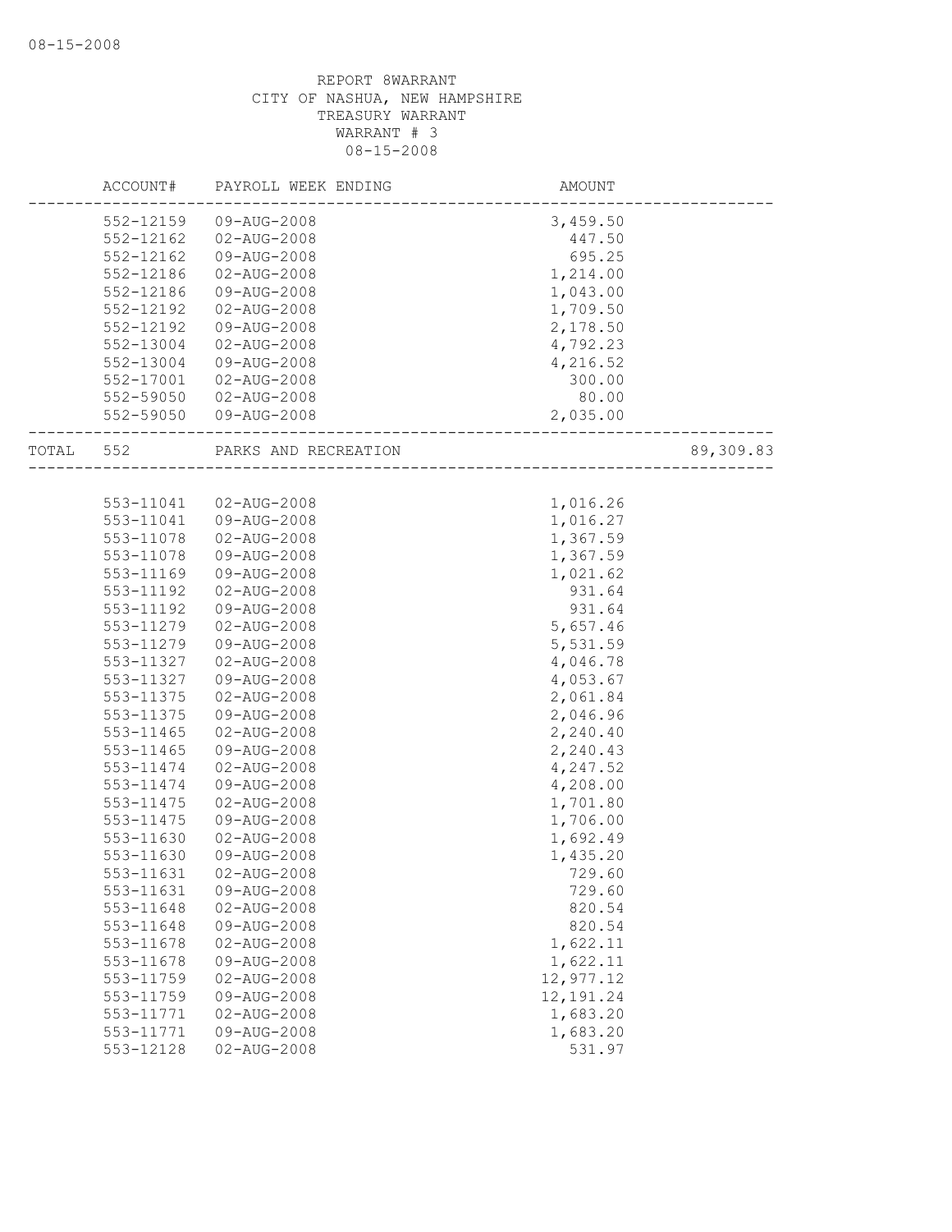REPORT 8WARRANT
CITY OF NASHUA, NEW HAMPSHIRE
TREASURY WARRANT
WARRANT # 3
08-15-2008

| ACCOUNT# | PAYROLL WEEK ENDING | AMOUNT | |
|---|---|---|---|
| 552-12159 | 09-AUG-2008 | 3,459.50 | |
| 552-12162 | 02-AUG-2008 | 447.50 | |
| 552-12162 | 09-AUG-2008 | 695.25 | |
| 552-12186 | 02-AUG-2008 | 1,214.00 | |
| 552-12186 | 09-AUG-2008 | 1,043.00 | |
| 552-12192 | 02-AUG-2008 | 1,709.50 | |
| 552-12192 | 09-AUG-2008 | 2,178.50 | |
| 552-13004 | 02-AUG-2008 | 4,792.23 | |
| 552-13004 | 09-AUG-2008 | 4,216.52 | |
| 552-17001 | 02-AUG-2008 | 300.00 | |
| 552-59050 | 02-AUG-2008 | 80.00 | |
| 552-59050 | 09-AUG-2008 | 2,035.00 | |
| TOTAL 552 | PARKS AND RECREATION | | 89,309.83 |
| 553-11041 | 02-AUG-2008 | 1,016.26 | |
| 553-11041 | 09-AUG-2008 | 1,016.27 | |
| 553-11078 | 02-AUG-2008 | 1,367.59 | |
| 553-11078 | 09-AUG-2008 | 1,367.59 | |
| 553-11169 | 09-AUG-2008 | 1,021.62 | |
| 553-11192 | 02-AUG-2008 | 931.64 | |
| 553-11192 | 09-AUG-2008 | 931.64 | |
| 553-11279 | 02-AUG-2008 | 5,657.46 | |
| 553-11279 | 09-AUG-2008 | 5,531.59 | |
| 553-11327 | 02-AUG-2008 | 4,046.78 | |
| 553-11327 | 09-AUG-2008 | 4,053.67 | |
| 553-11375 | 02-AUG-2008 | 2,061.84 | |
| 553-11375 | 09-AUG-2008 | 2,046.96 | |
| 553-11465 | 02-AUG-2008 | 2,240.40 | |
| 553-11465 | 09-AUG-2008 | 2,240.43 | |
| 553-11474 | 02-AUG-2008 | 4,247.52 | |
| 553-11474 | 09-AUG-2008 | 4,208.00 | |
| 553-11475 | 02-AUG-2008 | 1,701.80 | |
| 553-11475 | 09-AUG-2008 | 1,706.00 | |
| 553-11630 | 02-AUG-2008 | 1,692.49 | |
| 553-11630 | 09-AUG-2008 | 1,435.20 | |
| 553-11631 | 02-AUG-2008 | 729.60 | |
| 553-11631 | 09-AUG-2008 | 729.60 | |
| 553-11648 | 02-AUG-2008 | 820.54 | |
| 553-11648 | 09-AUG-2008 | 820.54 | |
| 553-11678 | 02-AUG-2008 | 1,622.11 | |
| 553-11678 | 09-AUG-2008 | 1,622.11 | |
| 553-11759 | 02-AUG-2008 | 12,977.12 | |
| 553-11759 | 09-AUG-2008 | 12,191.24 | |
| 553-11771 | 02-AUG-2008 | 1,683.20 | |
| 553-11771 | 09-AUG-2008 | 1,683.20 | |
| 553-12128 | 02-AUG-2008 | 531.97 | |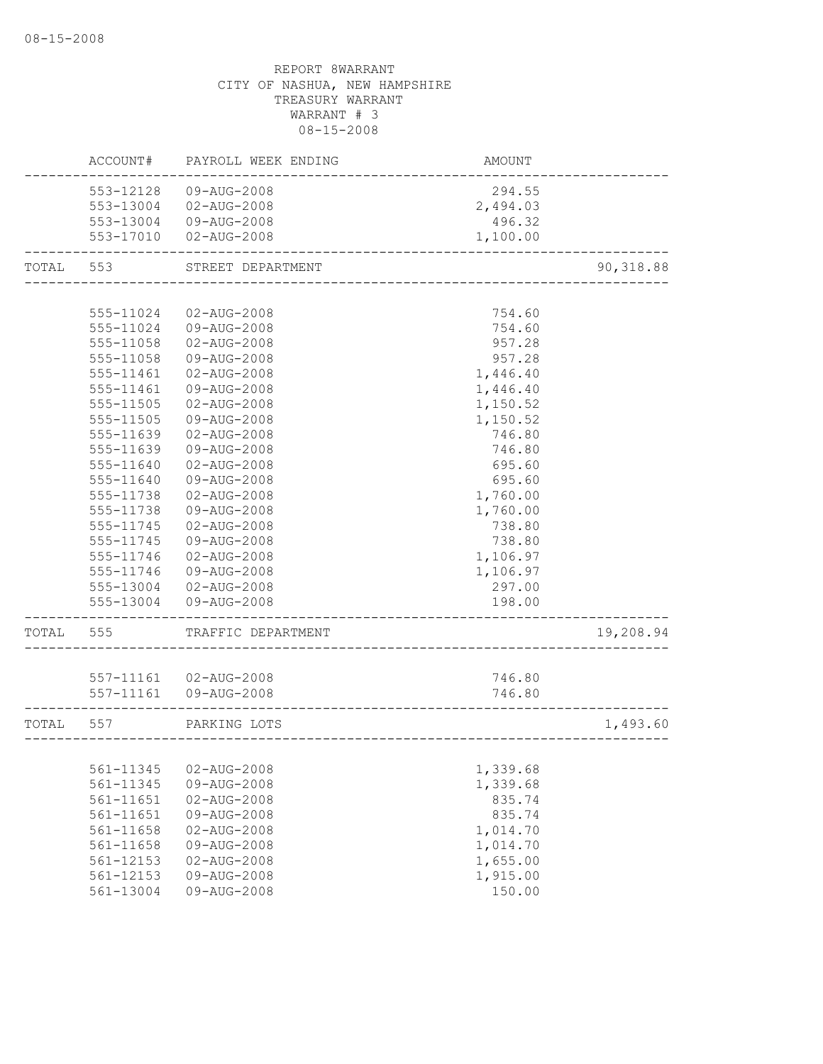08-15-2008

REPORT 8WARRANT
CITY OF NASHUA, NEW HAMPSHIRE
TREASURY WARRANT
WARRANT # 3
08-15-2008

| | ACCOUNT# | PAYROLL WEEK ENDING | AMOUNT | |
|---|---|---|---|---|
| | 553-12128 | 09-AUG-2008 | 294.55 | |
| | 553-13004 | 02-AUG-2008 | 2,494.03 | |
| | 553-13004 | 09-AUG-2008 | 496.32 | |
| | 553-17010 | 02-AUG-2008 | 1,100.00 | |
| TOTAL | 553 | STREET DEPARTMENT | | 90,318.88 |
| | 555-11024 | 02-AUG-2008 | 754.60 | |
| | 555-11024 | 09-AUG-2008 | 754.60 | |
| | 555-11058 | 02-AUG-2008 | 957.28 | |
| | 555-11058 | 09-AUG-2008 | 957.28 | |
| | 555-11461 | 02-AUG-2008 | 1,446.40 | |
| | 555-11461 | 09-AUG-2008 | 1,446.40 | |
| | 555-11505 | 02-AUG-2008 | 1,150.52 | |
| | 555-11505 | 09-AUG-2008 | 1,150.52 | |
| | 555-11639 | 02-AUG-2008 | 746.80 | |
| | 555-11639 | 09-AUG-2008 | 746.80 | |
| | 555-11640 | 02-AUG-2008 | 695.60 | |
| | 555-11640 | 09-AUG-2008 | 695.60 | |
| | 555-11738 | 02-AUG-2008 | 1,760.00 | |
| | 555-11738 | 09-AUG-2008 | 1,760.00 | |
| | 555-11745 | 02-AUG-2008 | 738.80 | |
| | 555-11745 | 09-AUG-2008 | 738.80 | |
| | 555-11746 | 02-AUG-2008 | 1,106.97 | |
| | 555-11746 | 09-AUG-2008 | 1,106.97 | |
| | 555-13004 | 02-AUG-2008 | 297.00 | |
| | 555-13004 | 09-AUG-2008 | 198.00 | |
| TOTAL | 555 | TRAFFIC DEPARTMENT | | 19,208.94 |
| | 557-11161 | 02-AUG-2008 | 746.80 | |
| | 557-11161 | 09-AUG-2008 | 746.80 | |
| TOTAL | 557 | PARKING LOTS | | 1,493.60 |
| | 561-11345 | 02-AUG-2008 | 1,339.68 | |
| | 561-11345 | 09-AUG-2008 | 1,339.68 | |
| | 561-11651 | 02-AUG-2008 | 835.74 | |
| | 561-11651 | 09-AUG-2008 | 835.74 | |
| | 561-11658 | 02-AUG-2008 | 1,014.70 | |
| | 561-11658 | 09-AUG-2008 | 1,014.70 | |
| | 561-12153 | 02-AUG-2008 | 1,655.00 | |
| | 561-12153 | 09-AUG-2008 | 1,915.00 | |
| | 561-13004 | 09-AUG-2008 | 150.00 | |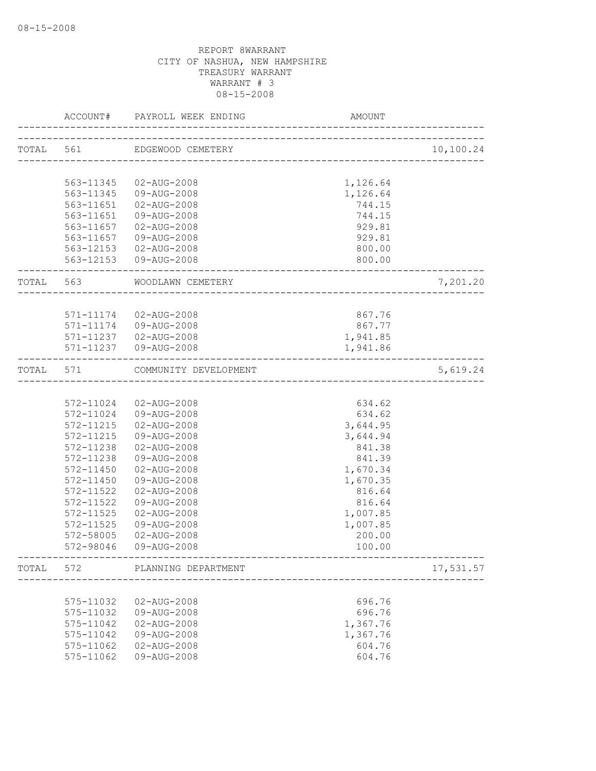REPORT 8WARRANT
CITY OF NASHUA, NEW HAMPSHIRE
TREASURY WARRANT
WARRANT # 3
08-15-2008

| | ACCOUNT# | PAYROLL WEEK ENDING | AMOUNT | |
|---|---|---|---|---|
| TOTAL | 561 | EDGEWOOD CEMETERY | | 10,100.24 |
| | 563-11345 | 02-AUG-2008 | 1,126.64 | |
| | 563-11345 | 09-AUG-2008 | 1,126.64 | |
| | 563-11651 | 02-AUG-2008 | 744.15 | |
| | 563-11651 | 09-AUG-2008 | 744.15 | |
| | 563-11657 | 02-AUG-2008 | 929.81 | |
| | 563-11657 | 09-AUG-2008 | 929.81 | |
| | 563-12153 | 02-AUG-2008 | 800.00 | |
| | 563-12153 | 09-AUG-2008 | 800.00 | |
| TOTAL | 563 | WOODLAWN CEMETERY | | 7,201.20 |
| | 571-11174 | 02-AUG-2008 | 867.76 | |
| | 571-11174 | 09-AUG-2008 | 867.77 | |
| | 571-11237 | 02-AUG-2008 | 1,941.85 | |
| | 571-11237 | 09-AUG-2008 | 1,941.86 | |
| TOTAL | 571 | COMMUNITY DEVELOPMENT | | 5,619.24 |
| | 572-11024 | 02-AUG-2008 | 634.62 | |
| | 572-11024 | 09-AUG-2008 | 634.62 | |
| | 572-11215 | 02-AUG-2008 | 3,644.95 | |
| | 572-11215 | 09-AUG-2008 | 3,644.94 | |
| | 572-11238 | 02-AUG-2008 | 841.38 | |
| | 572-11238 | 09-AUG-2008 | 841.39 | |
| | 572-11450 | 02-AUG-2008 | 1,670.34 | |
| | 572-11450 | 09-AUG-2008 | 1,670.35 | |
| | 572-11522 | 02-AUG-2008 | 816.64 | |
| | 572-11522 | 09-AUG-2008 | 816.64 | |
| | 572-11525 | 02-AUG-2008 | 1,007.85 | |
| | 572-11525 | 09-AUG-2008 | 1,007.85 | |
| | 572-58005 | 02-AUG-2008 | 200.00 | |
| | 572-98046 | 09-AUG-2008 | 100.00 | |
| TOTAL | 572 | PLANNING DEPARTMENT | | 17,531.57 |
| | 575-11032 | 02-AUG-2008 | 696.76 | |
| | 575-11032 | 09-AUG-2008 | 696.76 | |
| | 575-11042 | 02-AUG-2008 | 1,367.76 | |
| | 575-11042 | 09-AUG-2008 | 1,367.76 | |
| | 575-11062 | 02-AUG-2008 | 604.76 | |
| | 575-11062 | 09-AUG-2008 | 604.76 | |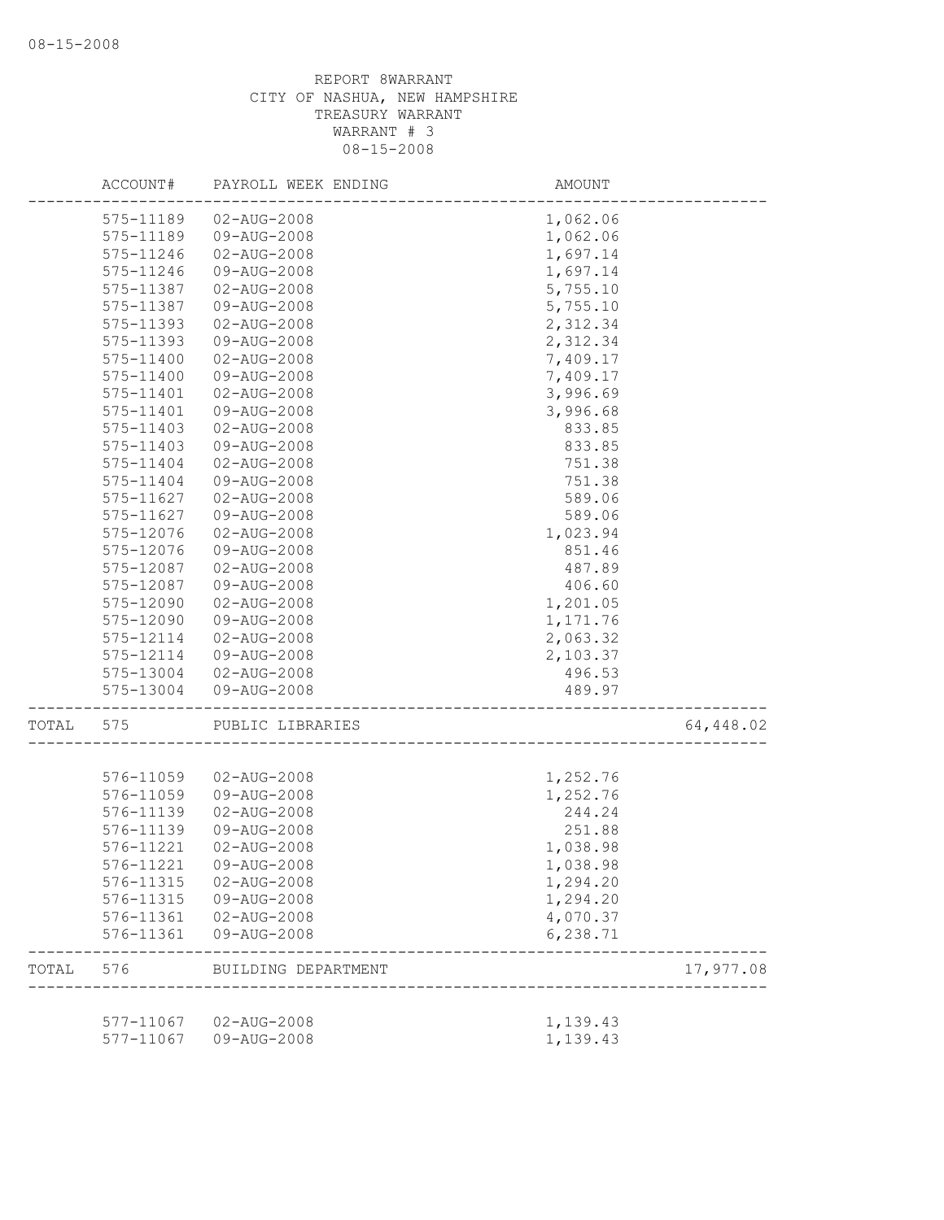REPORT 8WARRANT
CITY OF NASHUA, NEW HAMPSHIRE
TREASURY WARRANT
WARRANT # 3
08-15-2008

| ACCOUNT# | PAYROLL WEEK ENDING | AMOUNT | |
|---|---|---|---|
| 575-11189 | 02-AUG-2008 | 1,062.06 | |
| 575-11189 | 09-AUG-2008 | 1,062.06 | |
| 575-11246 | 02-AUG-2008 | 1,697.14 | |
| 575-11246 | 09-AUG-2008 | 1,697.14 | |
| 575-11387 | 02-AUG-2008 | 5,755.10 | |
| 575-11387 | 09-AUG-2008 | 5,755.10 | |
| 575-11393 | 02-AUG-2008 | 2,312.34 | |
| 575-11393 | 09-AUG-2008 | 2,312.34 | |
| 575-11400 | 02-AUG-2008 | 7,409.17 | |
| 575-11400 | 09-AUG-2008 | 7,409.17 | |
| 575-11401 | 02-AUG-2008 | 3,996.69 | |
| 575-11401 | 09-AUG-2008 | 3,996.68 | |
| 575-11403 | 02-AUG-2008 | 833.85 | |
| 575-11403 | 09-AUG-2008 | 833.85 | |
| 575-11404 | 02-AUG-2008 | 751.38 | |
| 575-11404 | 09-AUG-2008 | 751.38 | |
| 575-11627 | 02-AUG-2008 | 589.06 | |
| 575-11627 | 09-AUG-2008 | 589.06 | |
| 575-12076 | 02-AUG-2008 | 1,023.94 | |
| 575-12076 | 09-AUG-2008 | 851.46 | |
| 575-12087 | 02-AUG-2008 | 487.89 | |
| 575-12087 | 09-AUG-2008 | 406.60 | |
| 575-12090 | 02-AUG-2008 | 1,201.05 | |
| 575-12090 | 09-AUG-2008 | 1,171.76 | |
| 575-12114 | 02-AUG-2008 | 2,063.32 | |
| 575-12114 | 09-AUG-2008 | 2,103.37 | |
| 575-13004 | 02-AUG-2008 | 496.53 | |
| 575-13004 | 09-AUG-2008 | 489.97 | |
| TOTAL 575 | PUBLIC LIBRARIES | | 64,448.02 |
| 576-11059 | 02-AUG-2008 | 1,252.76 | |
| 576-11059 | 09-AUG-2008 | 1,252.76 | |
| 576-11139 | 02-AUG-2008 | 244.24 | |
| 576-11139 | 09-AUG-2008 | 251.88 | |
| 576-11221 | 02-AUG-2008 | 1,038.98 | |
| 576-11221 | 09-AUG-2008 | 1,038.98 | |
| 576-11315 | 02-AUG-2008 | 1,294.20 | |
| 576-11315 | 09-AUG-2008 | 1,294.20 | |
| 576-11361 | 02-AUG-2008 | 4,070.37 | |
| 576-11361 | 09-AUG-2008 | 6,238.71 | |
| TOTAL 576 | BUILDING DEPARTMENT | | 17,977.08 |
| 577-11067 | 02-AUG-2008 | 1,139.43 | |
| 577-11067 | 09-AUG-2008 | 1,139.43 | |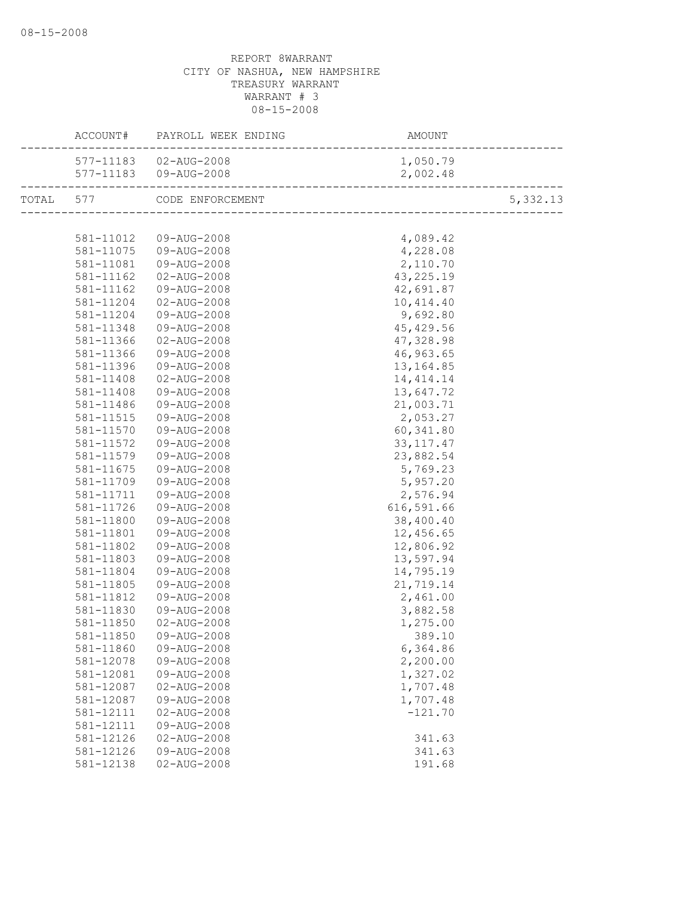REPORT 8WARRANT
CITY OF NASHUA, NEW HAMPSHIRE
TREASURY WARRANT
WARRANT # 3
08-15-2008

| | ACCOUNT# | PAYROLL WEEK ENDING | AMOUNT | |
|---|---|---|---|---|
| | 577-11183 | 02-AUG-2008 | 1,050.79 | |
| | 577-11183 | 09-AUG-2008 | 2,002.48 | |
| TOTAL | 577 | CODE ENFORCEMENT | | 5,332.13 |
| | 581-11012 | 09-AUG-2008 | 4,089.42 | |
| | 581-11075 | 09-AUG-2008 | 4,228.08 | |
| | 581-11081 | 09-AUG-2008 | 2,110.70 | |
| | 581-11162 | 02-AUG-2008 | 43,225.19 | |
| | 581-11162 | 09-AUG-2008 | 42,691.87 | |
| | 581-11204 | 02-AUG-2008 | 10,414.40 | |
| | 581-11204 | 09-AUG-2008 | 9,692.80 | |
| | 581-11348 | 09-AUG-2008 | 45,429.56 | |
| | 581-11366 | 02-AUG-2008 | 47,328.98 | |
| | 581-11366 | 09-AUG-2008 | 46,963.65 | |
| | 581-11396 | 09-AUG-2008 | 13,164.85 | |
| | 581-11408 | 02-AUG-2008 | 14,414.14 | |
| | 581-11408 | 09-AUG-2008 | 13,647.72 | |
| | 581-11486 | 09-AUG-2008 | 21,003.71 | |
| | 581-11515 | 09-AUG-2008 | 2,053.27 | |
| | 581-11570 | 09-AUG-2008 | 60,341.80 | |
| | 581-11572 | 09-AUG-2008 | 33,117.47 | |
| | 581-11579 | 09-AUG-2008 | 23,882.54 | |
| | 581-11675 | 09-AUG-2008 | 5,769.23 | |
| | 581-11709 | 09-AUG-2008 | 5,957.20 | |
| | 581-11711 | 09-AUG-2008 | 2,576.94 | |
| | 581-11726 | 09-AUG-2008 | 616,591.66 | |
| | 581-11800 | 09-AUG-2008 | 38,400.40 | |
| | 581-11801 | 09-AUG-2008 | 12,456.65 | |
| | 581-11802 | 09-AUG-2008 | 12,806.92 | |
| | 581-11803 | 09-AUG-2008 | 13,597.94 | |
| | 581-11804 | 09-AUG-2008 | 14,795.19 | |
| | 581-11805 | 09-AUG-2008 | 21,719.14 | |
| | 581-11812 | 09-AUG-2008 | 2,461.00 | |
| | 581-11830 | 09-AUG-2008 | 3,882.58 | |
| | 581-11850 | 02-AUG-2008 | 1,275.00 | |
| | 581-11850 | 09-AUG-2008 | 389.10 | |
| | 581-11860 | 09-AUG-2008 | 6,364.86 | |
| | 581-12078 | 09-AUG-2008 | 2,200.00 | |
| | 581-12081 | 09-AUG-2008 | 1,327.02 | |
| | 581-12087 | 02-AUG-2008 | 1,707.48 | |
| | 581-12087 | 09-AUG-2008 | 1,707.48 | |
| | 581-12111 | 02-AUG-2008 | -121.70 | |
| | 581-12111 | 09-AUG-2008 | | |
| | 581-12126 | 02-AUG-2008 | 341.63 | |
| | 581-12126 | 09-AUG-2008 | 341.63 | |
| | 581-12138 | 02-AUG-2008 | 191.68 | |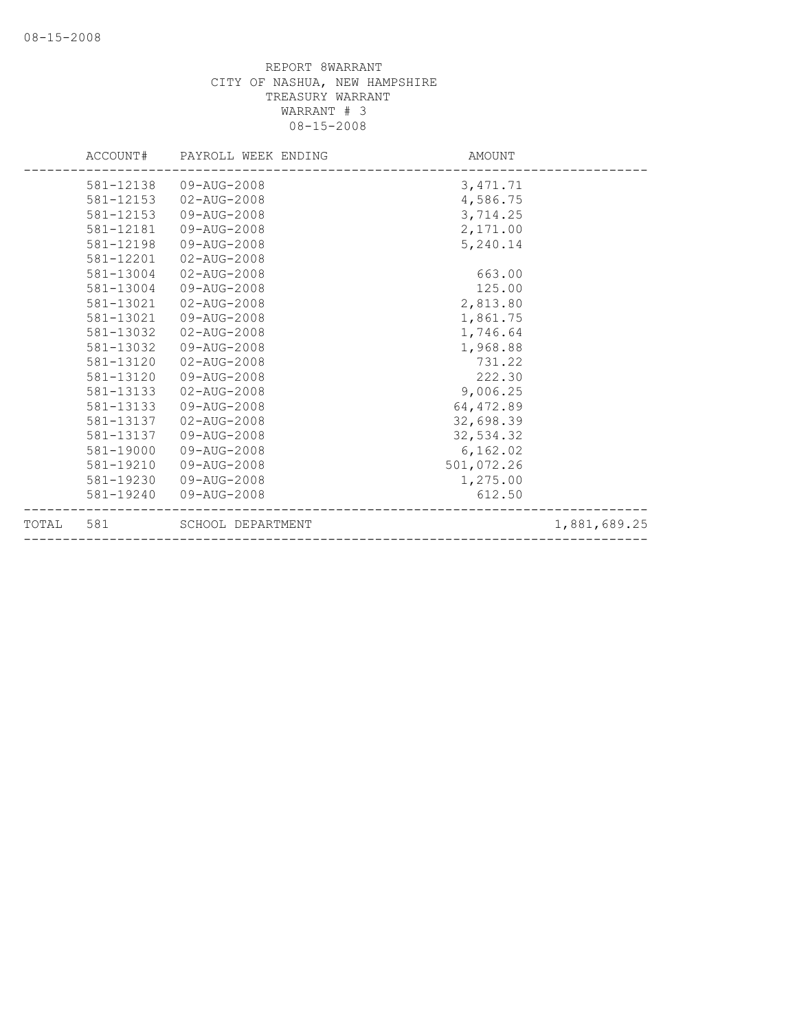REPORT 8WARRANT
CITY OF NASHUA, NEW HAMPSHIRE
TREASURY WARRANT
WARRANT # 3
08-15-2008

| ACCOUNT# | PAYROLL WEEK ENDING | AMOUNT | |
|---|---|---|---|
| 581-12138 | 09-AUG-2008 | 3,471.71 | |
| 581-12153 | 02-AUG-2008 | 4,586.75 | |
| 581-12153 | 09-AUG-2008 | 3,714.25 | |
| 581-12181 | 09-AUG-2008 | 2,171.00 | |
| 581-12198 | 09-AUG-2008 | 5,240.14 | |
| 581-12201 | 02-AUG-2008 | | |
| 581-13004 | 02-AUG-2008 | 663.00 | |
| 581-13004 | 09-AUG-2008 | 125.00 | |
| 581-13021 | 02-AUG-2008 | 2,813.80 | |
| 581-13021 | 09-AUG-2008 | 1,861.75 | |
| 581-13032 | 02-AUG-2008 | 1,746.64 | |
| 581-13032 | 09-AUG-2008 | 1,968.88 | |
| 581-13120 | 02-AUG-2008 | 731.22 | |
| 581-13120 | 09-AUG-2008 | 222.30 | |
| 581-13133 | 02-AUG-2008 | 9,006.25 | |
| 581-13133 | 09-AUG-2008 | 64,472.89 | |
| 581-13137 | 02-AUG-2008 | 32,698.39 | |
| 581-13137 | 09-AUG-2008 | 32,534.32 | |
| 581-19000 | 09-AUG-2008 | 6,162.02 | |
| 581-19210 | 09-AUG-2008 | 501,072.26 | |
| 581-19230 | 09-AUG-2008 | 1,275.00 | |
| 581-19240 | 09-AUG-2008 | 612.50 | |
| TOTAL 581 | SCHOOL DEPARTMENT | | 1,881,689.25 |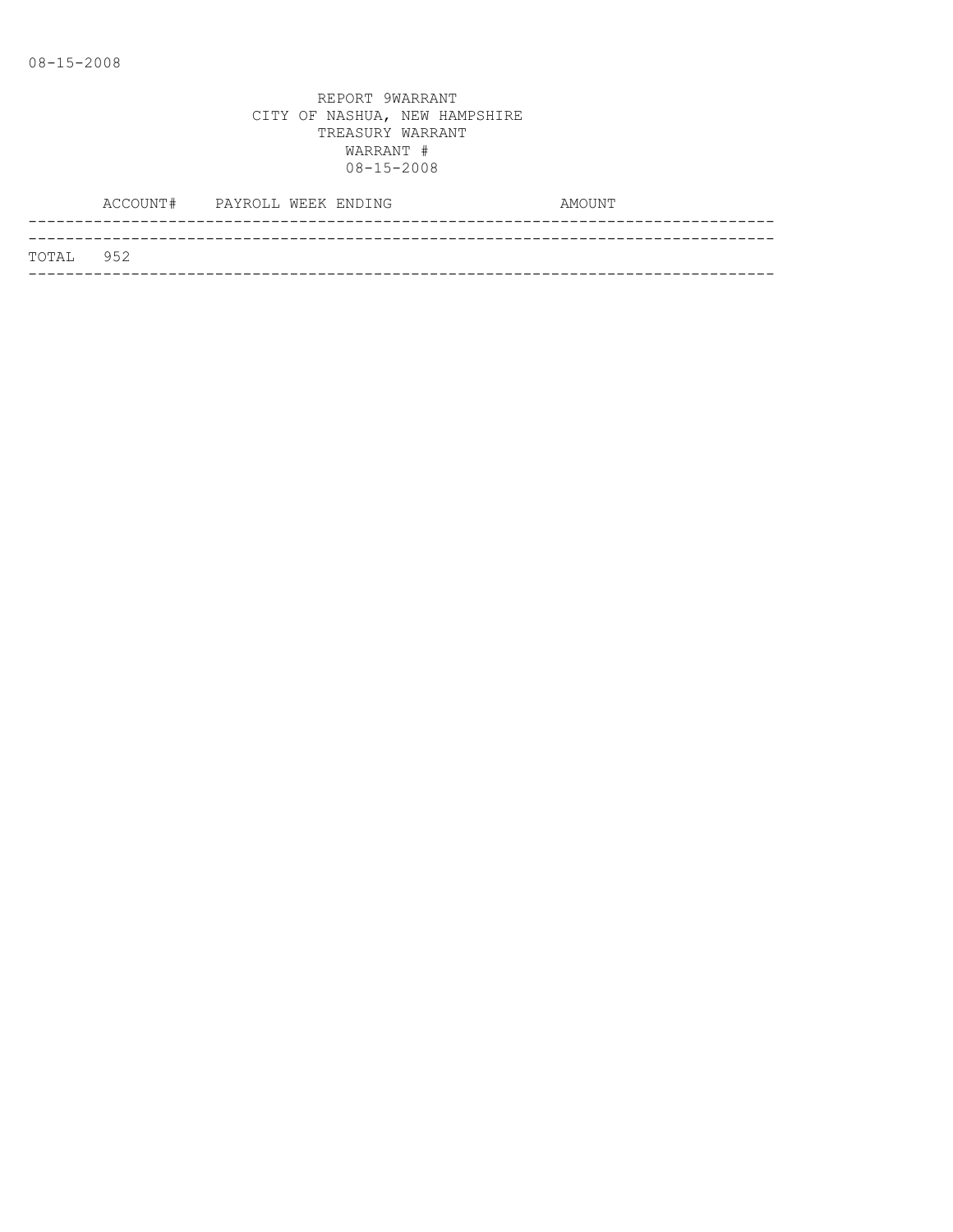REPORT 9WARRANT
CITY OF NASHUA, NEW HAMPSHIRE
TREASURY WARRANT
WARRANT #
08-15-2008

| ACCOUNT# | PAYROLL WEEK ENDING | AMOUNT |
| --- | --- | --- |
| TOTAL 952 | | |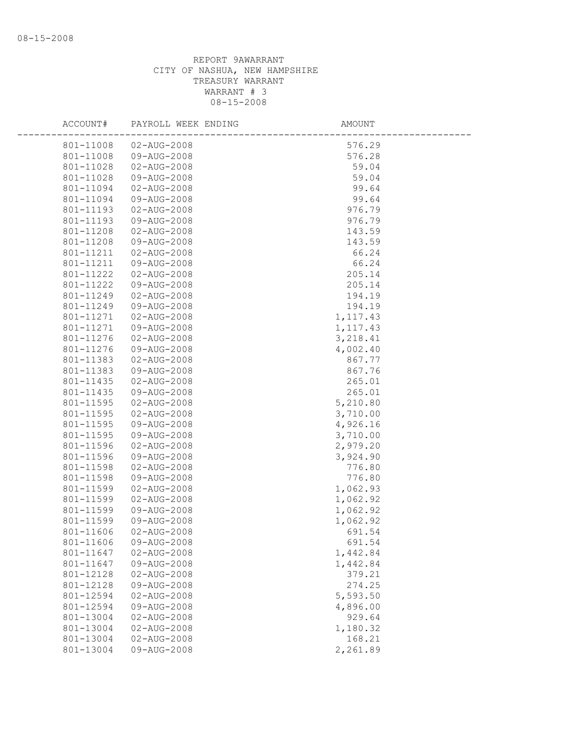REPORT 9AWARRANT
CITY OF NASHUA, NEW HAMPSHIRE
TREASURY WARRANT
WARRANT # 3
08-15-2008

| ACCOUNT# | PAYROLL WEEK ENDING | AMOUNT |
|---|---|---|
| 801-11008 | 02-AUG-2008 | 576.29 |
| 801-11008 | 09-AUG-2008 | 576.28 |
| 801-11028 | 02-AUG-2008 | 59.04 |
| 801-11028 | 09-AUG-2008 | 59.04 |
| 801-11094 | 02-AUG-2008 | 99.64 |
| 801-11094 | 09-AUG-2008 | 99.64 |
| 801-11193 | 02-AUG-2008 | 976.79 |
| 801-11193 | 09-AUG-2008 | 976.79 |
| 801-11208 | 02-AUG-2008 | 143.59 |
| 801-11208 | 09-AUG-2008 | 143.59 |
| 801-11211 | 02-AUG-2008 | 66.24 |
| 801-11211 | 09-AUG-2008 | 66.24 |
| 801-11222 | 02-AUG-2008 | 205.14 |
| 801-11222 | 09-AUG-2008 | 205.14 |
| 801-11249 | 02-AUG-2008 | 194.19 |
| 801-11249 | 09-AUG-2008 | 194.19 |
| 801-11271 | 02-AUG-2008 | 1,117.43 |
| 801-11271 | 09-AUG-2008 | 1,117.43 |
| 801-11276 | 02-AUG-2008 | 3,218.41 |
| 801-11276 | 09-AUG-2008 | 4,002.40 |
| 801-11383 | 02-AUG-2008 | 867.77 |
| 801-11383 | 09-AUG-2008 | 867.76 |
| 801-11435 | 02-AUG-2008 | 265.01 |
| 801-11435 | 09-AUG-2008 | 265.01 |
| 801-11595 | 02-AUG-2008 | 5,210.80 |
| 801-11595 | 02-AUG-2008 | 3,710.00 |
| 801-11595 | 09-AUG-2008 | 4,926.16 |
| 801-11595 | 09-AUG-2008 | 3,710.00 |
| 801-11596 | 02-AUG-2008 | 2,979.20 |
| 801-11596 | 09-AUG-2008 | 3,924.90 |
| 801-11598 | 02-AUG-2008 | 776.80 |
| 801-11598 | 09-AUG-2008 | 776.80 |
| 801-11599 | 02-AUG-2008 | 1,062.93 |
| 801-11599 | 02-AUG-2008 | 1,062.92 |
| 801-11599 | 09-AUG-2008 | 1,062.92 |
| 801-11599 | 09-AUG-2008 | 1,062.92 |
| 801-11606 | 02-AUG-2008 | 691.54 |
| 801-11606 | 09-AUG-2008 | 691.54 |
| 801-11647 | 02-AUG-2008 | 1,442.84 |
| 801-11647 | 09-AUG-2008 | 1,442.84 |
| 801-12128 | 02-AUG-2008 | 379.21 |
| 801-12128 | 09-AUG-2008 | 274.25 |
| 801-12594 | 02-AUG-2008 | 5,593.50 |
| 801-12594 | 09-AUG-2008 | 4,896.00 |
| 801-13004 | 02-AUG-2008 | 929.64 |
| 801-13004 | 02-AUG-2008 | 1,180.32 |
| 801-13004 | 02-AUG-2008 | 168.21 |
| 801-13004 | 09-AUG-2008 | 2,261.89 |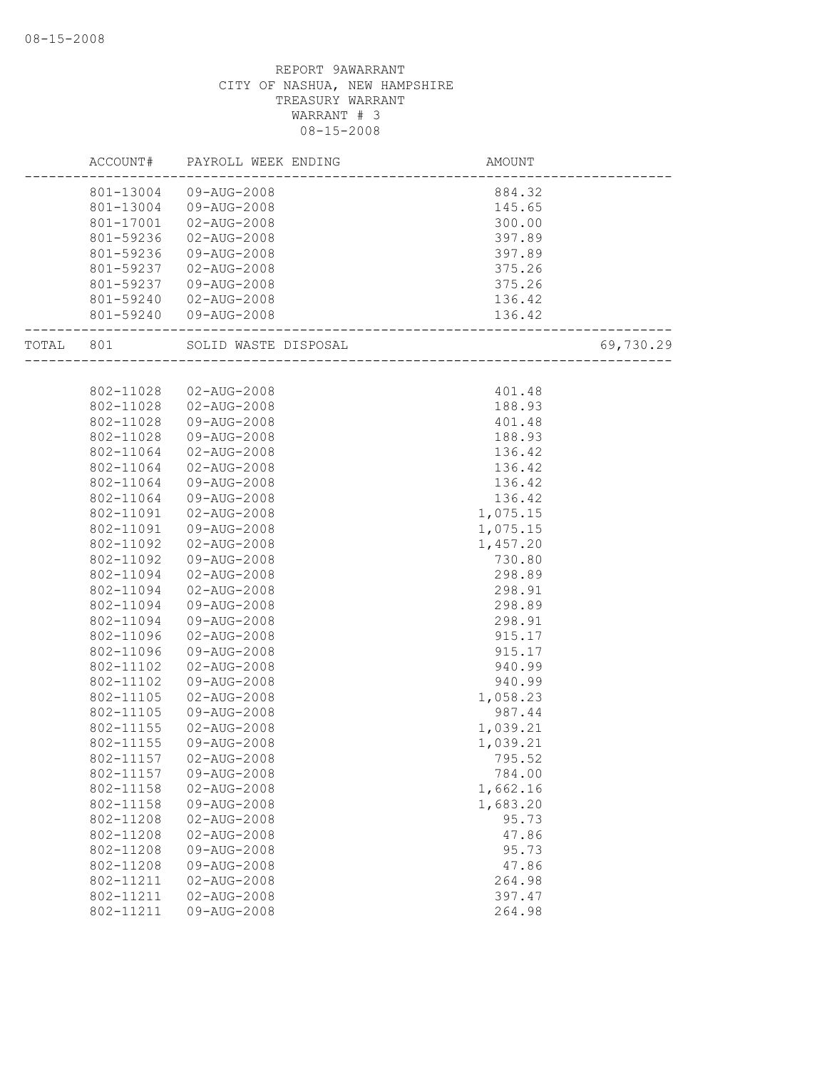REPORT 9AWARRANT
CITY OF NASHUA, NEW HAMPSHIRE
TREASURY WARRANT
WARRANT # 3
08-15-2008

| ACCOUNT# | PAYROLL WEEK ENDING | AMOUNT | |
|---|---|---|---|
| 801-13004 | 09-AUG-2008 | 884.32 | |
| 801-13004 | 09-AUG-2008 | 145.65 | |
| 801-17001 | 02-AUG-2008 | 300.00 | |
| 801-59236 | 02-AUG-2008 | 397.89 | |
| 801-59236 | 09-AUG-2008 | 397.89 | |
| 801-59237 | 02-AUG-2008 | 375.26 | |
| 801-59237 | 09-AUG-2008 | 375.26 | |
| 801-59240 | 02-AUG-2008 | 136.42 | |
| 801-59240 | 09-AUG-2008 | 136.42 | |
| TOTAL 801 | SOLID WASTE DISPOSAL | | 69,730.29 |
| 802-11028 | 02-AUG-2008 | 401.48 | |
| 802-11028 | 02-AUG-2008 | 188.93 | |
| 802-11028 | 09-AUG-2008 | 401.48 | |
| 802-11028 | 09-AUG-2008 | 188.93 | |
| 802-11064 | 02-AUG-2008 | 136.42 | |
| 802-11064 | 02-AUG-2008 | 136.42 | |
| 802-11064 | 09-AUG-2008 | 136.42 | |
| 802-11064 | 09-AUG-2008 | 136.42 | |
| 802-11091 | 02-AUG-2008 | 1,075.15 | |
| 802-11091 | 09-AUG-2008 | 1,075.15 | |
| 802-11092 | 02-AUG-2008 | 1,457.20 | |
| 802-11092 | 09-AUG-2008 | 730.80 | |
| 802-11094 | 02-AUG-2008 | 298.89 | |
| 802-11094 | 02-AUG-2008 | 298.91 | |
| 802-11094 | 09-AUG-2008 | 298.89 | |
| 802-11094 | 09-AUG-2008 | 298.91 | |
| 802-11096 | 02-AUG-2008 | 915.17 | |
| 802-11096 | 09-AUG-2008 | 915.17 | |
| 802-11102 | 02-AUG-2008 | 940.99 | |
| 802-11102 | 09-AUG-2008 | 940.99 | |
| 802-11105 | 02-AUG-2008 | 1,058.23 | |
| 802-11105 | 09-AUG-2008 | 987.44 | |
| 802-11155 | 02-AUG-2008 | 1,039.21 | |
| 802-11155 | 09-AUG-2008 | 1,039.21 | |
| 802-11157 | 02-AUG-2008 | 795.52 | |
| 802-11157 | 09-AUG-2008 | 784.00 | |
| 802-11158 | 02-AUG-2008 | 1,662.16 | |
| 802-11158 | 09-AUG-2008 | 1,683.20 | |
| 802-11208 | 02-AUG-2008 | 95.73 | |
| 802-11208 | 02-AUG-2008 | 47.86 | |
| 802-11208 | 09-AUG-2008 | 95.73 | |
| 802-11208 | 09-AUG-2008 | 47.86 | |
| 802-11211 | 02-AUG-2008 | 264.98 | |
| 802-11211 | 02-AUG-2008 | 397.47 | |
| 802-11211 | 09-AUG-2008 | 264.98 | |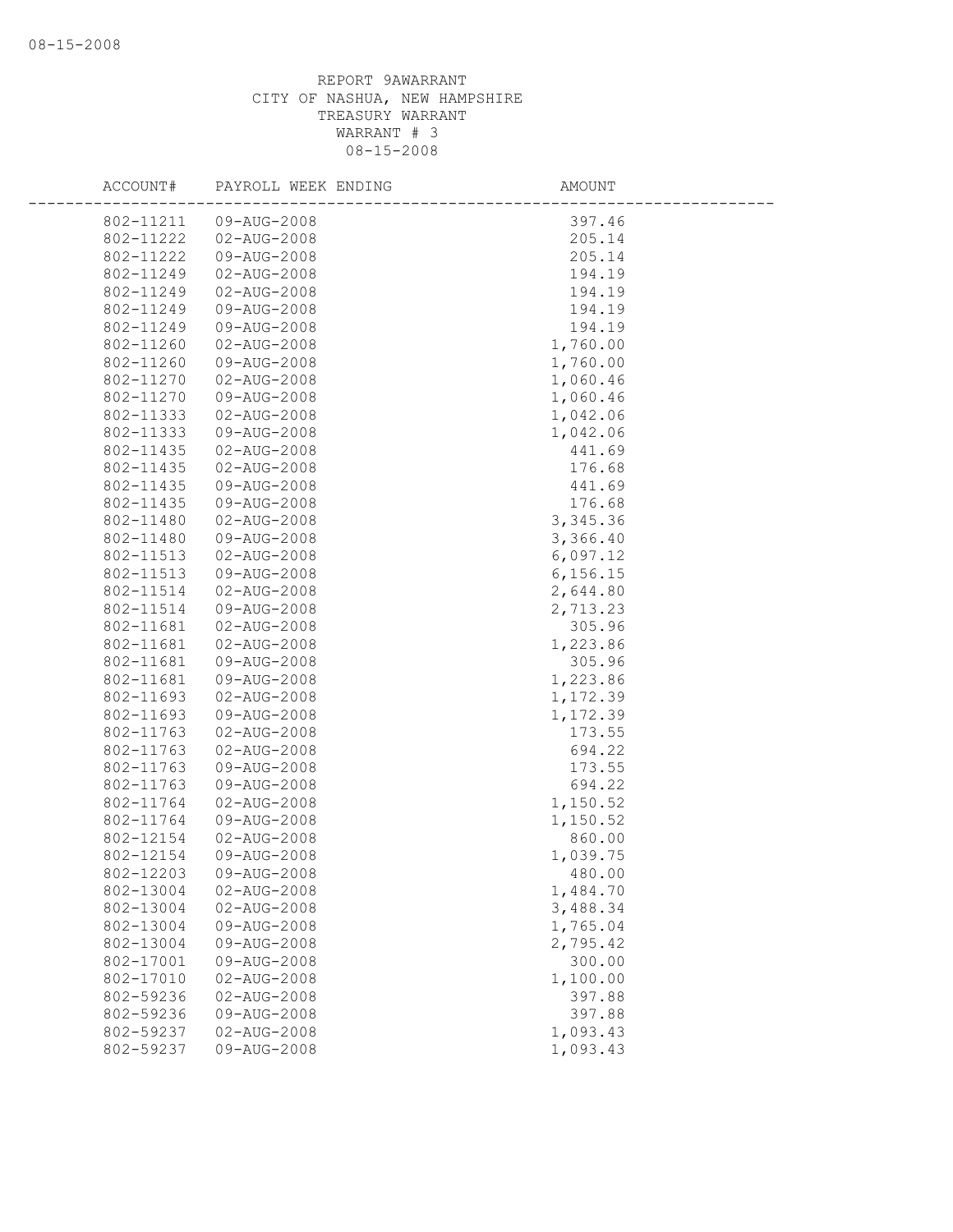REPORT 9AWARRANT
CITY OF NASHUA, NEW HAMPSHIRE
TREASURY WARRANT
WARRANT # 3
08-15-2008

| ACCOUNT# | PAYROLL WEEK ENDING | AMOUNT |
|---|---|---|
| 802-11211 | 09-AUG-2008 | 397.46 |
| 802-11222 | 02-AUG-2008 | 205.14 |
| 802-11222 | 09-AUG-2008 | 205.14 |
| 802-11249 | 02-AUG-2008 | 194.19 |
| 802-11249 | 02-AUG-2008 | 194.19 |
| 802-11249 | 09-AUG-2008 | 194.19 |
| 802-11249 | 09-AUG-2008 | 194.19 |
| 802-11260 | 02-AUG-2008 | 1,760.00 |
| 802-11260 | 09-AUG-2008 | 1,760.00 |
| 802-11270 | 02-AUG-2008 | 1,060.46 |
| 802-11270 | 09-AUG-2008 | 1,060.46 |
| 802-11333 | 02-AUG-2008 | 1,042.06 |
| 802-11333 | 09-AUG-2008 | 1,042.06 |
| 802-11435 | 02-AUG-2008 | 441.69 |
| 802-11435 | 02-AUG-2008 | 176.68 |
| 802-11435 | 09-AUG-2008 | 441.69 |
| 802-11435 | 09-AUG-2008 | 176.68 |
| 802-11480 | 02-AUG-2008 | 3,345.36 |
| 802-11480 | 09-AUG-2008 | 3,366.40 |
| 802-11513 | 02-AUG-2008 | 6,097.12 |
| 802-11513 | 09-AUG-2008 | 6,156.15 |
| 802-11514 | 02-AUG-2008 | 2,644.80 |
| 802-11514 | 09-AUG-2008 | 2,713.23 |
| 802-11681 | 02-AUG-2008 | 305.96 |
| 802-11681 | 02-AUG-2008 | 1,223.86 |
| 802-11681 | 09-AUG-2008 | 305.96 |
| 802-11681 | 09-AUG-2008 | 1,223.86 |
| 802-11693 | 02-AUG-2008 | 1,172.39 |
| 802-11693 | 09-AUG-2008 | 1,172.39 |
| 802-11763 | 02-AUG-2008 | 173.55 |
| 802-11763 | 02-AUG-2008 | 694.22 |
| 802-11763 | 09-AUG-2008 | 173.55 |
| 802-11763 | 09-AUG-2008 | 694.22 |
| 802-11764 | 02-AUG-2008 | 1,150.52 |
| 802-11764 | 09-AUG-2008 | 1,150.52 |
| 802-12154 | 02-AUG-2008 | 860.00 |
| 802-12154 | 09-AUG-2008 | 1,039.75 |
| 802-12203 | 09-AUG-2008 | 480.00 |
| 802-13004 | 02-AUG-2008 | 1,484.70 |
| 802-13004 | 02-AUG-2008 | 3,488.34 |
| 802-13004 | 09-AUG-2008 | 1,765.04 |
| 802-13004 | 09-AUG-2008 | 2,795.42 |
| 802-17001 | 09-AUG-2008 | 300.00 |
| 802-17010 | 02-AUG-2008 | 1,100.00 |
| 802-59236 | 02-AUG-2008 | 397.88 |
| 802-59236 | 09-AUG-2008 | 397.88 |
| 802-59237 | 02-AUG-2008 | 1,093.43 |
| 802-59237 | 09-AUG-2008 | 1,093.43 |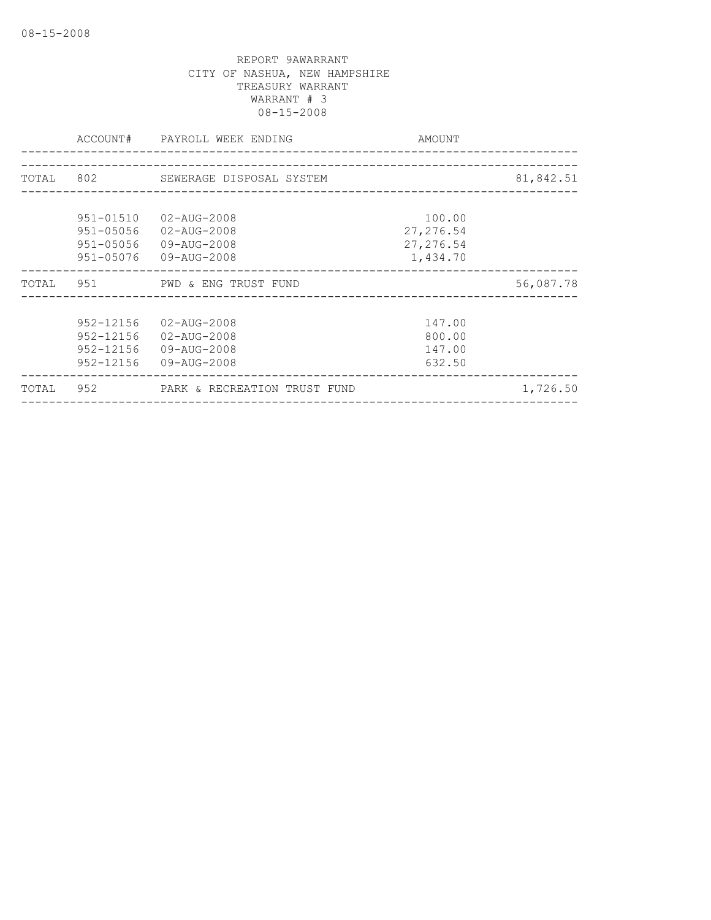08-15-2008

REPORT 9AWARRANT
CITY OF NASHUA, NEW HAMPSHIRE
TREASURY WARRANT
WARRANT # 3
08-15-2008

| | ACCOUNT# | PAYROLL WEEK ENDING | AMOUNT | |
|---|---|---|---|---|
| TOTAL | 802 | SEWERAGE DISPOSAL SYSTEM | | 81,842.51 |
| | 951-01510 | 02-AUG-2008 | 100.00 | |
| | 951-05056 | 02-AUG-2008 | 27,276.54 | |
| | 951-05056 | 09-AUG-2008 | 27,276.54 | |
| | 951-05076 | 09-AUG-2008 | 1,434.70 | |
| TOTAL | 951 | PWD & ENG TRUST FUND | | 56,087.78 |
| | 952-12156 | 02-AUG-2008 | 147.00 | |
| | 952-12156 | 02-AUG-2008 | 800.00 | |
| | 952-12156 | 09-AUG-2008 | 147.00 | |
| | 952-12156 | 09-AUG-2008 | 632.50 | |
| TOTAL | 952 | PARK & RECREATION TRUST FUND | | 1,726.50 |